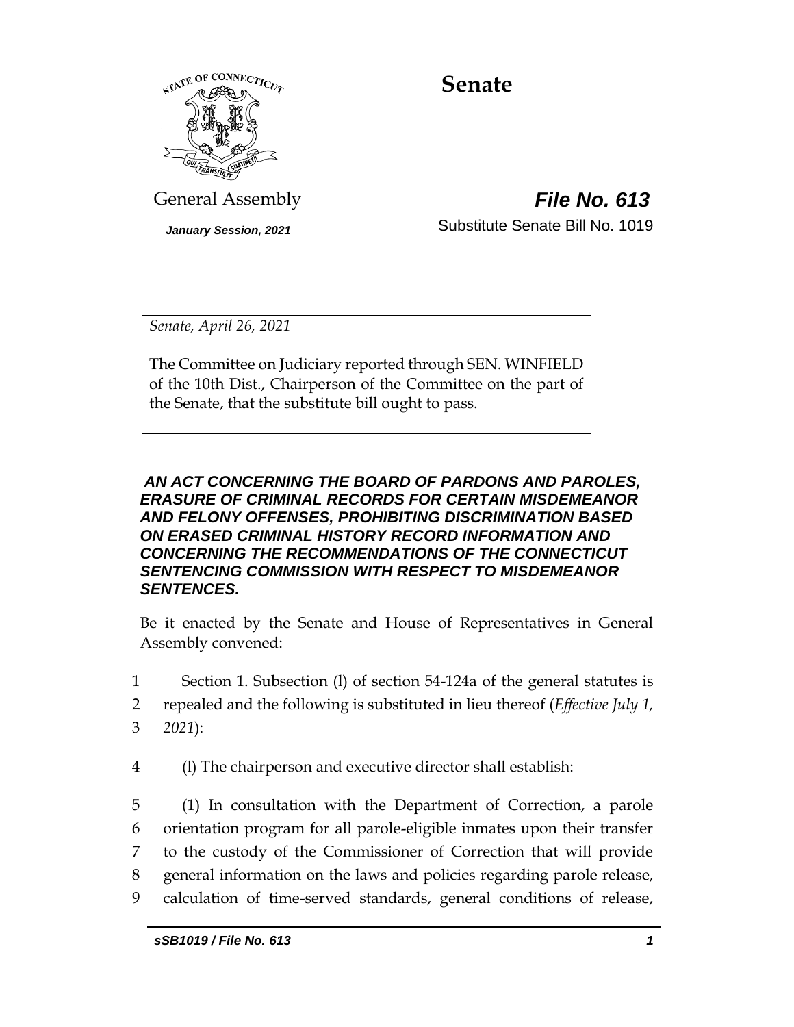# Senate

General Assembly

***File No. 613***

*January Session, 2021*

Substitute Senate Bill No. 1019

*Senate, April 26, 2021*

The Committee on Judiciary reported through SEN. WINFIELD of the 10th Dist., Chairperson of the Committee on the part of the Senate, that the substitute bill ought to pass.

***AN ACT CONCERNING THE BOARD OF PARDONS AND PAROLES, ERASURE OF CRIMINAL RECORDS FOR CERTAIN MISDEMEANOR AND FELONY OFFENSES, PROHIBITING DISCRIMINATION BASED ON ERASED CRIMINAL HISTORY RECORD INFORMATION AND CONCERNING THE RECOMMENDATIONS OF THE CONNECTICUT SENTENCING COMMISSION WITH RESPECT TO MISDEMEANOR SENTENCES.***

Be it enacted by the Senate and House of Representatives in General Assembly convened:

1 Section 1. Subsection (l) of section 54-124a of the general statutes is
2 repealed and the following is substituted in lieu thereof (*Effective July 1,*
3 *2021*):

4 (l) The chairperson and executive director shall establish:

5 (1) In consultation with the Department of Correction, a parole
6 orientation program for all parole-eligible inmates upon their transfer
7 to the custody of the Commissioner of Correction that will provide
8 general information on the laws and policies regarding parole release,
9 calculation of time-served standards, general conditions of release,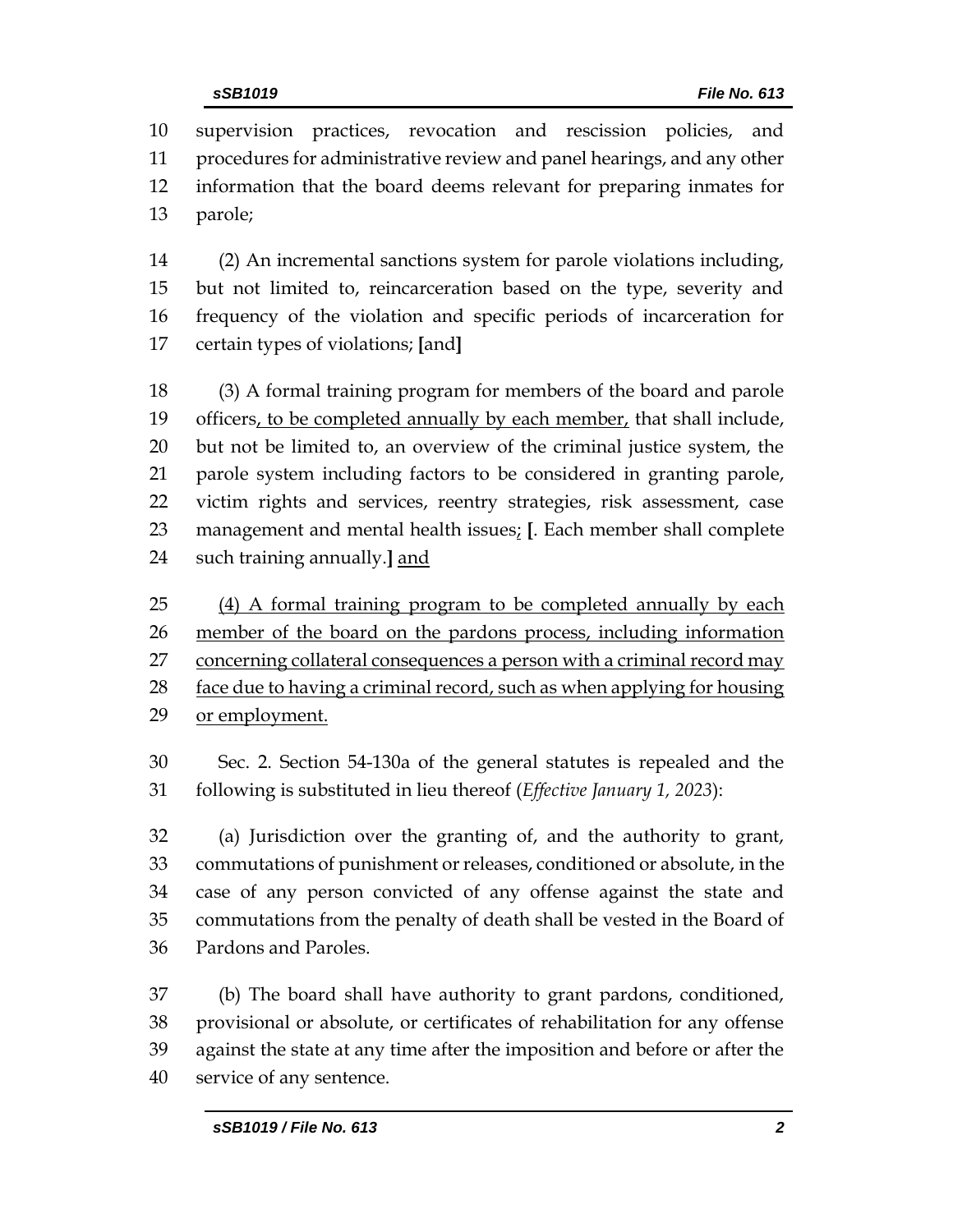supervision practices, revocation and rescission policies, and procedures for administrative review and panel hearings, and any other information that the board deems relevant for preparing inmates for parole;

(2) An incremental sanctions system for parole violations including, but not limited to, reincarceration based on the type, severity and frequency of the violation and specific periods of incarceration for certain types of violations; **[**and**]**

(3) A formal training program for members of the board and parole officers<u>, to be completed annually by each member,</u> that shall include, but not be limited to, an overview of the criminal justice system, the parole system including factors to be considered in granting parole, victim rights and services, reentry strategies, risk assessment, case management and mental health issues<u>;</u> **[**. Each member shall complete such training annually.**]** <u>and</u>

<u>(4) A formal training program to be completed annually by each member of the board on the pardons process, including information concerning collateral consequences a person with a criminal record may face due to having a criminal record, such as when applying for housing or employment.</u>

Sec. 2. Section 54-130a of the general statutes is repealed and the following is substituted in lieu thereof (*Effective January 1, 2023*):

(a) Jurisdiction over the granting of, and the authority to grant, commutations of punishment or releases, conditioned or absolute, in the case of any person convicted of any offense against the state and commutations from the penalty of death shall be vested in the Board of Pardons and Paroles.

(b) The board shall have authority to grant pardons, conditioned, provisional or absolute, or certificates of rehabilitation for any offense against the state at any time after the imposition and before or after the service of any sentence.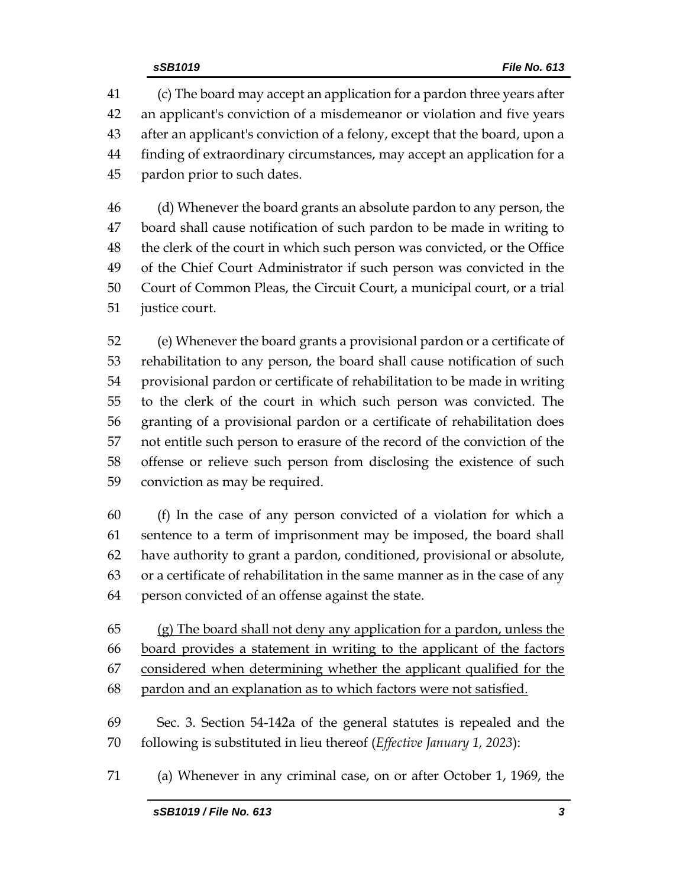(c) The board may accept an application for a pardon three years after an applicant's conviction of a misdemeanor or violation and five years after an applicant's conviction of a felony, except that the board, upon a finding of extraordinary circumstances, may accept an application for a pardon prior to such dates.

(d) Whenever the board grants an absolute pardon to any person, the board shall cause notification of such pardon to be made in writing to the clerk of the court in which such person was convicted, or the Office of the Chief Court Administrator if such person was convicted in the Court of Common Pleas, the Circuit Court, a municipal court, or a trial justice court.

(e) Whenever the board grants a provisional pardon or a certificate of rehabilitation to any person, the board shall cause notification of such provisional pardon or certificate of rehabilitation to be made in writing to the clerk of the court in which such person was convicted. The granting of a provisional pardon or a certificate of rehabilitation does not entitle such person to erasure of the record of the conviction of the offense or relieve such person from disclosing the existence of such conviction as may be required.

(f) In the case of any person convicted of a violation for which a sentence to a term of imprisonment may be imposed, the board shall have authority to grant a pardon, conditioned, provisional or absolute, or a certificate of rehabilitation in the same manner as in the case of any person convicted of an offense against the state.

<u>(g) The board shall not deny any application for a pardon, unless the board provides a statement in writing to the applicant of the factors considered when determining whether the applicant qualified for the pardon and an explanation as to which factors were not satisfied.</u>

Sec. 3. Section 54-142a of the general statutes is repealed and the following is substituted in lieu thereof (*Effective January 1, 2023*):

(a) Whenever in any criminal case, on or after October 1, 1969, the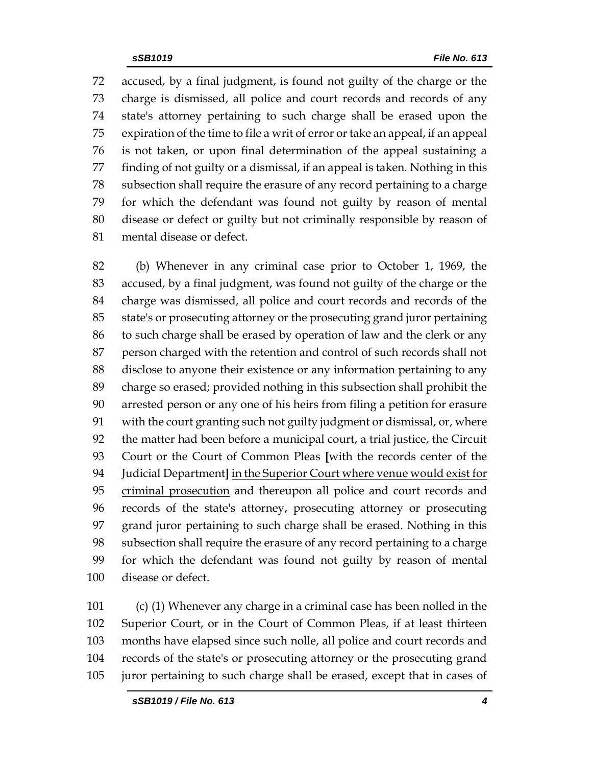accused, by a final judgment, is found not guilty of the charge or the charge is dismissed, all police and court records and records of any state's attorney pertaining to such charge shall be erased upon the expiration of the time to file a writ of error or take an appeal, if an appeal is not taken, or upon final determination of the appeal sustaining a finding of not guilty or a dismissal, if an appeal is taken. Nothing in this subsection shall require the erasure of any record pertaining to a charge for which the defendant was found not guilty by reason of mental disease or defect or guilty but not criminally responsible by reason of mental disease or defect.

(b) Whenever in any criminal case prior to October 1, 1969, the accused, by a final judgment, was found not guilty of the charge or the charge was dismissed, all police and court records and records of the state's or prosecuting attorney or the prosecuting grand juror pertaining to such charge shall be erased by operation of law and the clerk or any person charged with the retention and control of such records shall not disclose to anyone their existence or any information pertaining to any charge so erased; provided nothing in this subsection shall prohibit the arrested person or any one of his heirs from filing a petition for erasure with the court granting such not guilty judgment or dismissal, or, where the matter had been before a municipal court, a trial justice, the Circuit Court or the Court of Common Pleas **[**with the records center of the Judicial Department**]** <u>in the Superior Court where venue would exist for criminal prosecution</u> and thereupon all police and court records and records of the state's attorney, prosecuting attorney or prosecuting grand juror pertaining to such charge shall be erased. Nothing in this subsection shall require the erasure of any record pertaining to a charge for which the defendant was found not guilty by reason of mental disease or defect.

(c) (1) Whenever any charge in a criminal case has been nolled in the Superior Court, or in the Court of Common Pleas, if at least thirteen months have elapsed since such nolle, all police and court records and records of the state's or prosecuting attorney or the prosecuting grand juror pertaining to such charge shall be erased, except that in cases of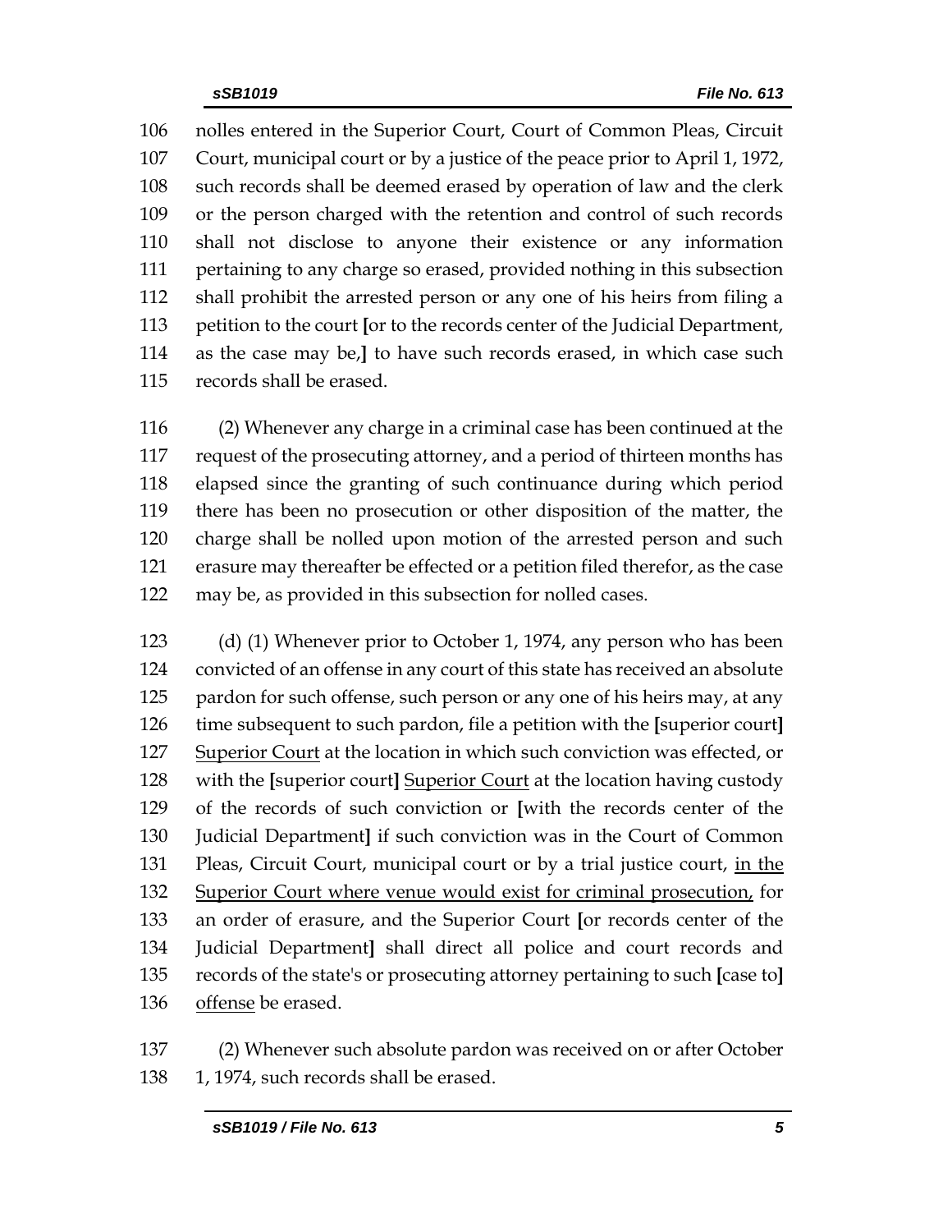106 nolles entered in the Superior Court, Court of Common Pleas, Circuit
107 Court, municipal court or by a justice of the peace prior to April 1, 1972,
108 such records shall be deemed erased by operation of law and the clerk
109 or the person charged with the retention and control of such records
110 shall not disclose to anyone their existence or any information
111 pertaining to any charge so erased, provided nothing in this subsection
112 shall prohibit the arrested person or any one of his heirs from filing a
113 petition to the court **[**or to the records center of the Judicial Department,
114 as the case may be,**]** to have such records erased, in which case such
115 records shall be erased.

116 (2) Whenever any charge in a criminal case has been continued at the
117 request of the prosecuting attorney, and a period of thirteen months has
118 elapsed since the granting of such continuance during which period
119 there has been no prosecution or other disposition of the matter, the
120 charge shall be nolled upon motion of the arrested person and such
121 erasure may thereafter be effected or a petition filed therefor, as the case
122 may be, as provided in this subsection for nolled cases.

123 (d) (1) Whenever prior to October 1, 1974, any person who has been
124 convicted of an offense in any court of this state has received an absolute
125 pardon for such offense, such person or any one of his heirs may, at any
126 time subsequent to such pardon, file a petition with the **[**superior court**]**
127 <u>Superior Court</u> at the location in which such conviction was effected, or
128 with the **[**superior court**]** <u>Superior Court</u> at the location having custody
129 of the records of such conviction or **[**with the records center of the
130 Judicial Department**]** if such conviction was in the Court of Common
131 Pleas, Circuit Court, municipal court or by a trial justice court, <u>in the</u>
132 <u>Superior Court where venue would exist for criminal prosecution,</u> for
133 an order of erasure, and the Superior Court **[**or records center of the
134 Judicial Department**]** shall direct all police and court records and
135 records of the state's or prosecuting attorney pertaining to such **[**case to**]**
136 <u>offense</u> be erased.

137 (2) Whenever such absolute pardon was received on or after October
138 1, 1974, such records shall be erased.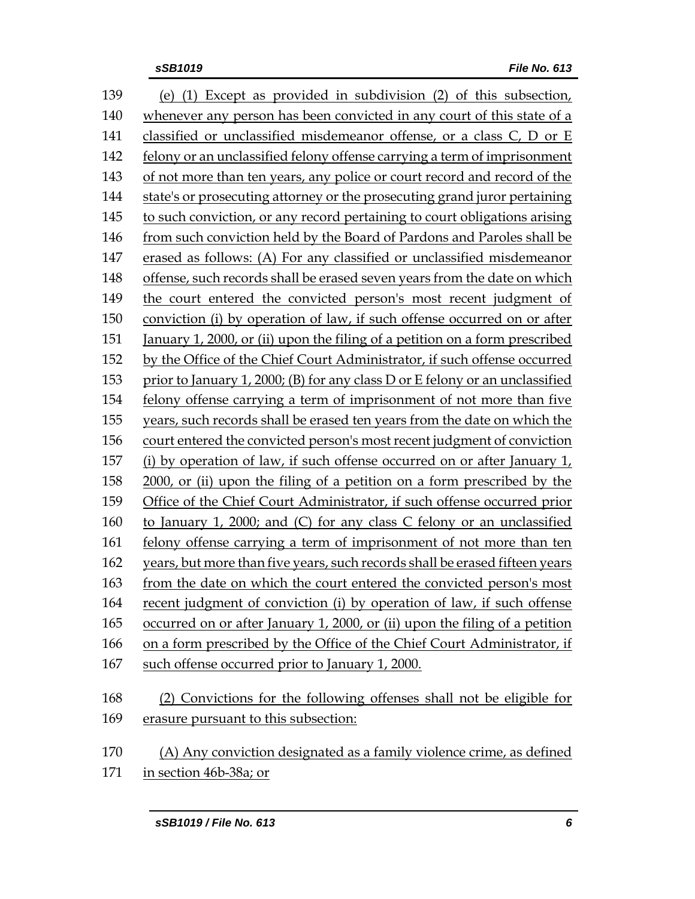(e) (1) Except as provided in subdivision (2) of this subsection, whenever any person has been convicted in any court of this state of a classified or unclassified misdemeanor offense, or a class C, D or E felony or an unclassified felony offense carrying a term of imprisonment of not more than ten years, any police or court record and record of the state's or prosecuting attorney or the prosecuting grand juror pertaining to such conviction, or any record pertaining to court obligations arising from such conviction held by the Board of Pardons and Paroles shall be erased as follows: (A) For any classified or unclassified misdemeanor offense, such records shall be erased seven years from the date on which the court entered the convicted person's most recent judgment of conviction (i) by operation of law, if such offense occurred on or after January 1, 2000, or (ii) upon the filing of a petition on a form prescribed by the Office of the Chief Court Administrator, if such offense occurred prior to January 1, 2000; (B) for any class D or E felony or an unclassified felony offense carrying a term of imprisonment of not more than five years, such records shall be erased ten years from the date on which the court entered the convicted person's most recent judgment of conviction (i) by operation of law, if such offense occurred on or after January 1, 2000, or (ii) upon the filing of a petition on a form prescribed by the Office of the Chief Court Administrator, if such offense occurred prior to January 1, 2000; and (C) for any class C felony or an unclassified felony offense carrying a term of imprisonment of not more than ten years, but more than five years, such records shall be erased fifteen years from the date on which the court entered the convicted person's most recent judgment of conviction (i) by operation of law, if such offense occurred on or after January 1, 2000, or (ii) upon the filing of a petition on a form prescribed by the Office of the Chief Court Administrator, if such offense occurred prior to January 1, 2000.

(2) Convictions for the following offenses shall not be eligible for erasure pursuant to this subsection:

(A) Any conviction designated as a family violence crime, as defined in section 46b-38a; or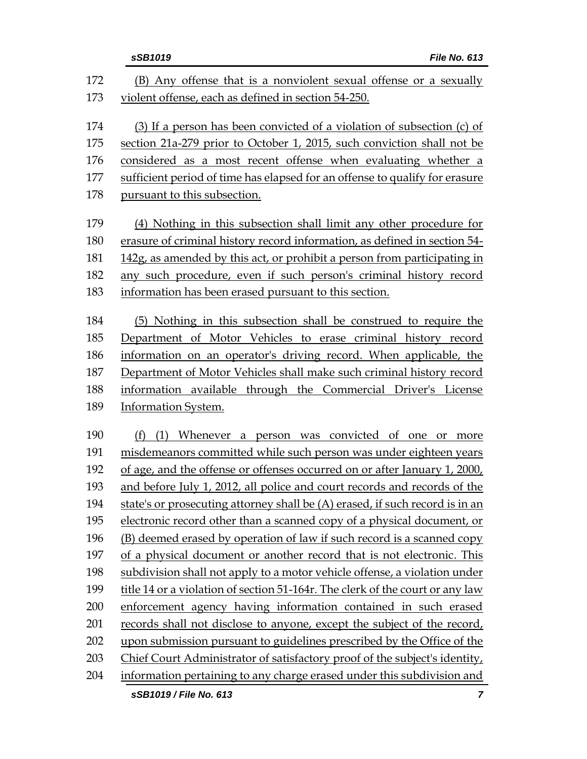172 (B) Any offense that is a nonviolent sexual offense or a sexually
173 violent offense, each as defined in section 54-250.

174 (3) If a person has been convicted of a violation of subsection (c) of
175 section 21a-279 prior to October 1, 2015, such conviction shall not be
176 considered as a most recent offense when evaluating whether a
177 sufficient period of time has elapsed for an offense to qualify for erasure
178 pursuant to this subsection.

179 (4) Nothing in this subsection shall limit any other procedure for
180 erasure of criminal history record information, as defined in section 54-
181 142g, as amended by this act, or prohibit a person from participating in
182 any such procedure, even if such person's criminal history record
183 information has been erased pursuant to this section.

184 (5) Nothing in this subsection shall be construed to require the
185 Department of Motor Vehicles to erase criminal history record
186 information on an operator's driving record. When applicable, the
187 Department of Motor Vehicles shall make such criminal history record
188 information available through the Commercial Driver's License
189 Information System.

190 (f) (1) Whenever a person was convicted of one or more
191 misdemeanors committed while such person was under eighteen years
192 of age, and the offense or offenses occurred on or after January 1, 2000,
193 and before July 1, 2012, all police and court records and records of the
194 state's or prosecuting attorney shall be (A) erased, if such record is in an
195 electronic record other than a scanned copy of a physical document, or
196 (B) deemed erased by operation of law if such record is a scanned copy
197 of a physical document or another record that is not electronic. This
198 subdivision shall not apply to a motor vehicle offense, a violation under
199 title 14 or a violation of section 51-164r. The clerk of the court or any law
200 enforcement agency having information contained in such erased
201 records shall not disclose to anyone, except the subject of the record,
202 upon submission pursuant to guidelines prescribed by the Office of the
203 Chief Court Administrator of satisfactory proof of the subject's identity,
204 information pertaining to any charge erased under this subdivision and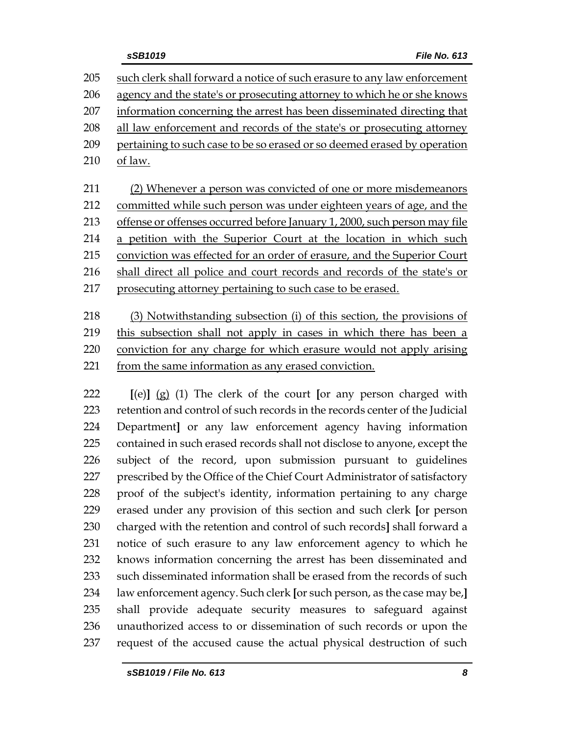such clerk shall forward a notice of such erasure to any law enforcement agency and the state's or prosecuting attorney to which he or she knows information concerning the arrest has been disseminated directing that all law enforcement and records of the state's or prosecuting attorney pertaining to such case to be so erased or so deemed erased by operation of law.

(2) Whenever a person was convicted of one or more misdemeanors committed while such person was under eighteen years of age, and the offense or offenses occurred before January 1, 2000, such person may file a petition with the Superior Court at the location in which such conviction was effected for an order of erasure, and the Superior Court shall direct all police and court records and records of the state's or prosecuting attorney pertaining to such case to be erased.

(3) Notwithstanding subsection (i) of this section, the provisions of this subsection shall not apply in cases in which there has been a conviction for any charge for which erasure would not apply arising from the same information as any erased conviction.

[(e)] (g) (1) The clerk of the court [or any person charged with retention and control of such records in the records center of the Judicial Department] or any law enforcement agency having information contained in such erased records shall not disclose to anyone, except the subject of the record, upon submission pursuant to guidelines prescribed by the Office of the Chief Court Administrator of satisfactory proof of the subject's identity, information pertaining to any charge erased under any provision of this section and such clerk [or person charged with the retention and control of such records] shall forward a notice of such erasure to any law enforcement agency to which he knows information concerning the arrest has been disseminated and such disseminated information shall be erased from the records of such law enforcement agency. Such clerk [or such person, as the case may be,] shall provide adequate security measures to safeguard against unauthorized access to or dissemination of such records or upon the request of the accused cause the actual physical destruction of such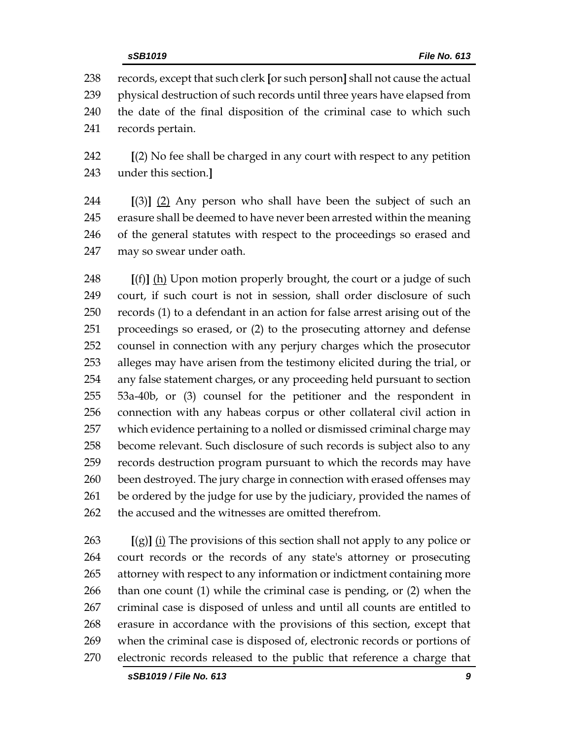238 records, except that such clerk [or such person] shall not cause the actual
239 physical destruction of such records until three years have elapsed from
240 the date of the final disposition of the criminal case to which such
241 records pertain.

242 [(2) No fee shall be charged in any court with respect to any petition
243 under this section.]

244 [(3)] (2) Any person who shall have been the subject of such an
245 erasure shall be deemed to have never been arrested within the meaning
246 of the general statutes with respect to the proceedings so erased and
247 may so swear under oath.

248 [(f)] (h) Upon motion properly brought, the court or a judge of such
249 court, if such court is not in session, shall order disclosure of such
250 records (1) to a defendant in an action for false arrest arising out of the
251 proceedings so erased, or (2) to the prosecuting attorney and defense
252 counsel in connection with any perjury charges which the prosecutor
253 alleges may have arisen from the testimony elicited during the trial, or
254 any false statement charges, or any proceeding held pursuant to section
255 53a-40b, or (3) counsel for the petitioner and the respondent in
256 connection with any habeas corpus or other collateral civil action in
257 which evidence pertaining to a nolled or dismissed criminal charge may
258 become relevant. Such disclosure of such records is subject also to any
259 records destruction program pursuant to which the records may have
260 been destroyed. The jury charge in connection with erased offenses may
261 be ordered by the judge for use by the judiciary, provided the names of
262 the accused and the witnesses are omitted therefrom.

263 [(g)] (i) The provisions of this section shall not apply to any police or
264 court records or the records of any state's attorney or prosecuting
265 attorney with respect to any information or indictment containing more
266 than one count (1) while the criminal case is pending, or (2) when the
267 criminal case is disposed of unless and until all counts are entitled to
268 erasure in accordance with the provisions of this section, except that
269 when the criminal case is disposed of, electronic records or portions of
270 electronic records released to the public that reference a charge that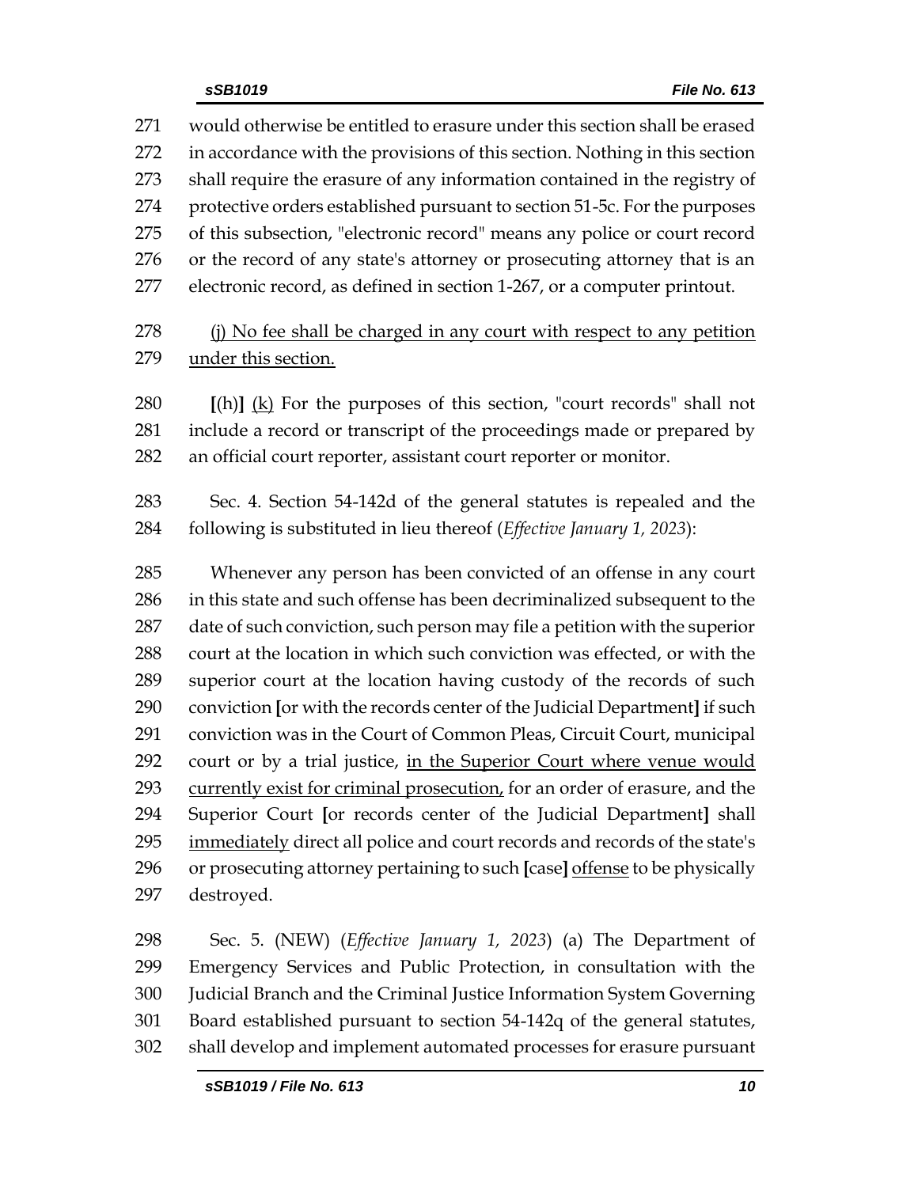would otherwise be entitled to erasure under this section shall be erased in accordance with the provisions of this section. Nothing in this section shall require the erasure of any information contained in the registry of protective orders established pursuant to section 51-5c. For the purposes of this subsection, "electronic record" means any police or court record or the record of any state's attorney or prosecuting attorney that is an electronic record, as defined in section 1-267, or a computer printout.

<u>(j) No fee shall be charged in any court with respect to any petition under this section.</u>

**[**(h)**]** <u>(k)</u> For the purposes of this section, "court records" shall not include a record or transcript of the proceedings made or prepared by an official court reporter, assistant court reporter or monitor.

Sec. 4. Section 54-142d of the general statutes is repealed and the following is substituted in lieu thereof (*Effective January 1, 2023*):

Whenever any person has been convicted of an offense in any court in this state and such offense has been decriminalized subsequent to the date of such conviction, such person may file a petition with the superior court at the location in which such conviction was effected, or with the superior court at the location having custody of the records of such conviction **[**or with the records center of the Judicial Department**]** if such conviction was in the Court of Common Pleas, Circuit Court, municipal court or by a trial justice, <u>in the Superior Court where venue would currently exist for criminal prosecution,</u> for an order of erasure, and the Superior Court **[**or records center of the Judicial Department**]** shall <u>immediately</u> direct all police and court records and records of the state's or prosecuting attorney pertaining to such **[**case**]** <u>offense</u> to be physically destroyed.

Sec. 5. (NEW) (*Effective January 1, 2023*) (a) The Department of Emergency Services and Public Protection, in consultation with the Judicial Branch and the Criminal Justice Information System Governing Board established pursuant to section 54-142q of the general statutes, shall develop and implement automated processes for erasure pursuant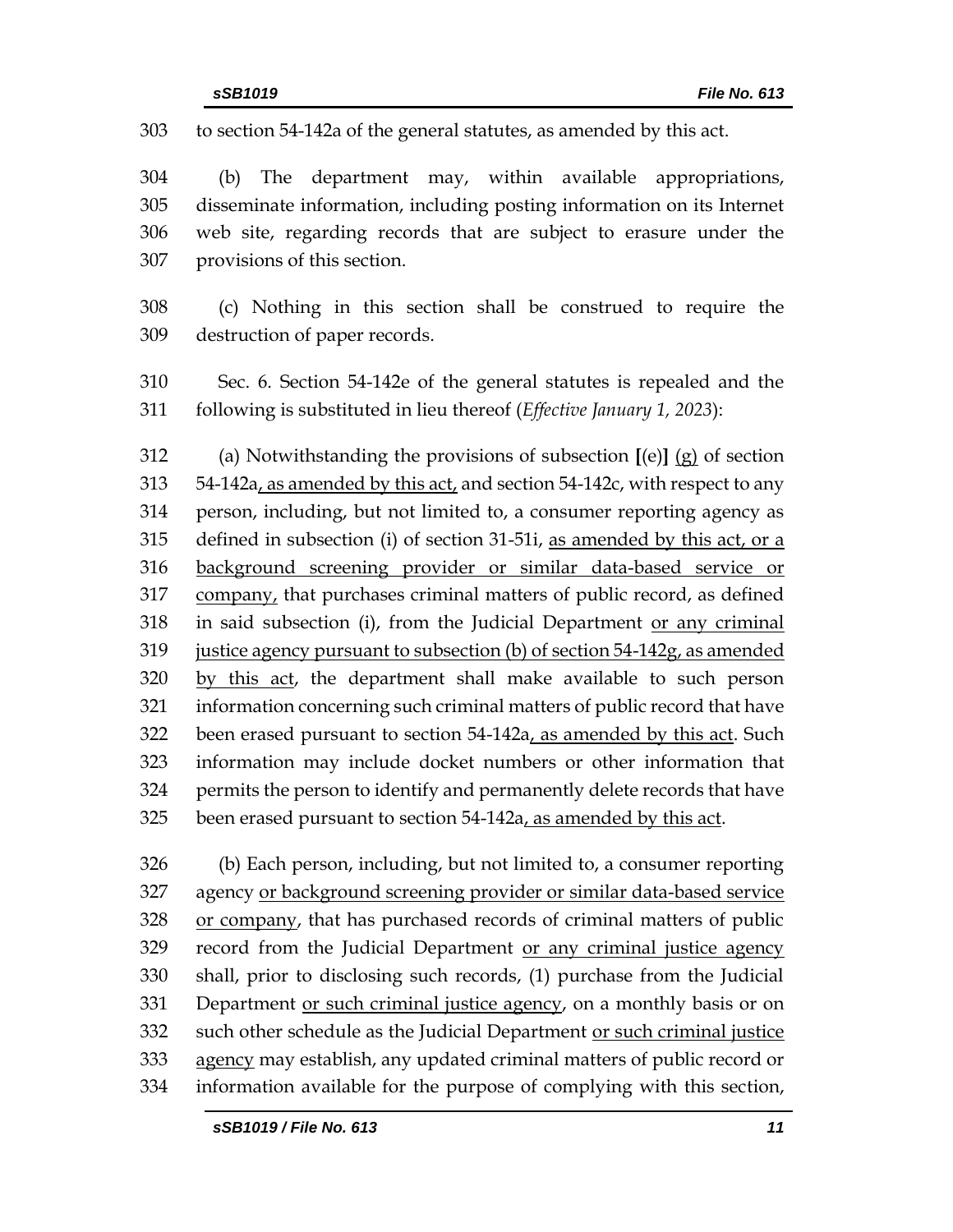to section 54-142a of the general statutes, as amended by this act.

(b) The department may, within available appropriations, disseminate information, including posting information on its Internet web site, regarding records that are subject to erasure under the provisions of this section.

(c) Nothing in this section shall be construed to require the destruction of paper records.

Sec. 6. Section 54-142e of the general statutes is repealed and the following is substituted in lieu thereof (*Effective January 1, 2023*):

(a) Notwithstanding the provisions of subsection [(e)] <u>(g)</u> of section 54-142a<u>, as amended by this act,</u> and section 54-142c, with respect to any person, including, but not limited to, a consumer reporting agency as defined in subsection (i) of section 31-51i, <u>as amended by this act, or a background screening provider or similar data-based service or company,</u> that purchases criminal matters of public record, as defined in said subsection (i), from the Judicial Department <u>or any criminal justice agency pursuant to subsection (b) of section 54-142g, as amended by this act</u>, the department shall make available to such person information concerning such criminal matters of public record that have been erased pursuant to section 54-142a<u>, as amended by this act</u>. Such information may include docket numbers or other information that permits the person to identify and permanently delete records that have been erased pursuant to section 54-142a<u>, as amended by this act</u>.

(b) Each person, including, but not limited to, a consumer reporting agency <u>or background screening provider or similar data-based service or company</u>, that has purchased records of criminal matters of public record from the Judicial Department <u>or any criminal justice agency</u> shall, prior to disclosing such records, (1) purchase from the Judicial Department <u>or such criminal justice agency</u>, on a monthly basis or on such other schedule as the Judicial Department <u>or such criminal justice agency</u> may establish, any updated criminal matters of public record or information available for the purpose of complying with this section,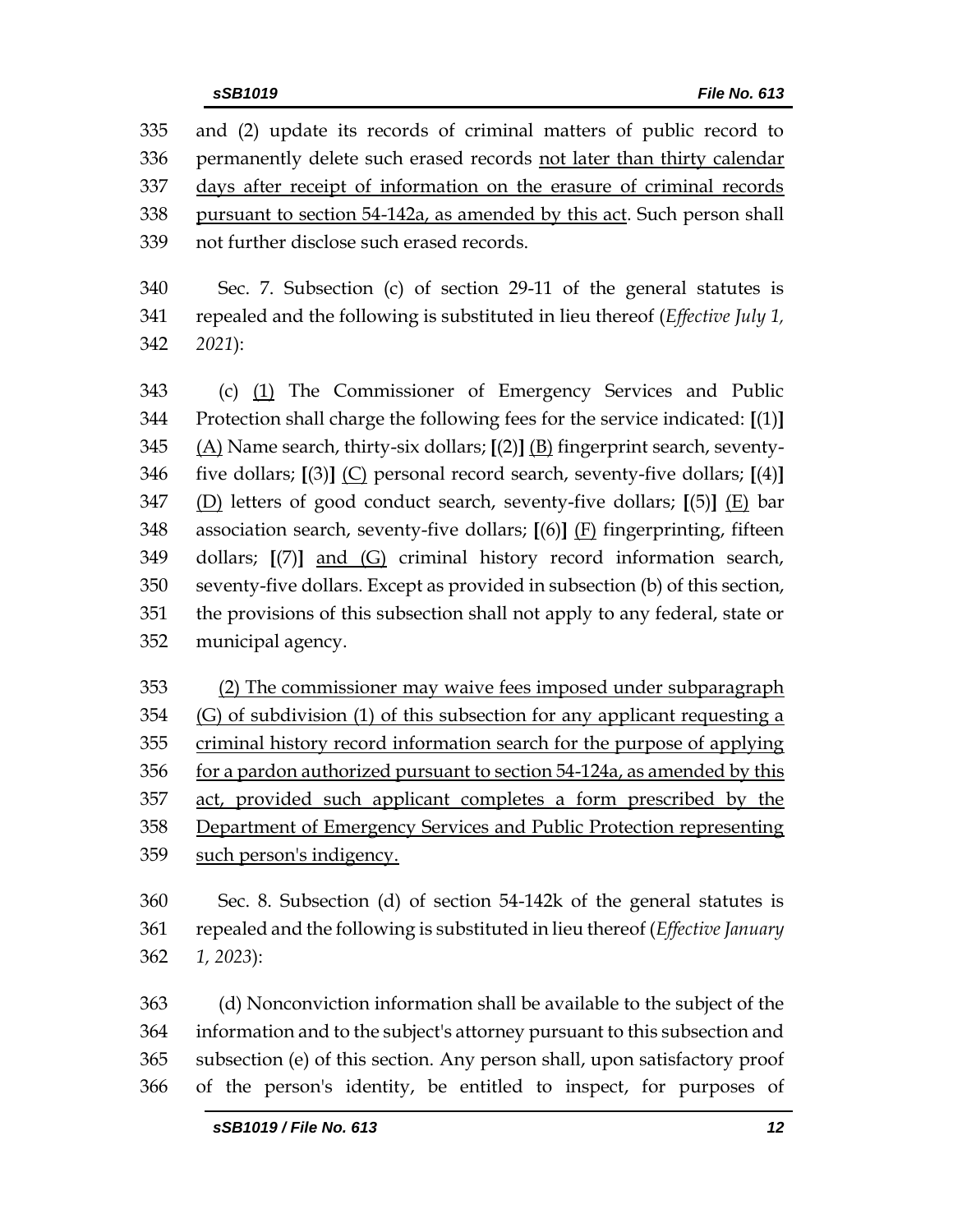335 and (2) update its records of criminal matters of public record to
336 permanently delete such erased records <u>not later than thirty calendar</u>
337 <u>days after receipt of information on the erasure of criminal records</u>
338 <u>pursuant to section 54-142a, as amended by this act</u>. Such person shall
339 not further disclose such erased records.

340 Sec. 7. Subsection (c) of section 29-11 of the general statutes is
341 repealed and the following is substituted in lieu thereof (*Effective July 1,*
342 *2021*):

343 (c) <u>(1)</u> The Commissioner of Emergency Services and Public
344 Protection shall charge the following fees for the service indicated: **[**(1)**]**
345 <u>(A)</u> Name search, thirty-six dollars; **[**(2)**]** <u>(B)</u> fingerprint search, seventy-
346 five dollars; **[**(3)**]** <u>(C)</u> personal record search, seventy-five dollars; **[**(4)**]**
347 <u>(D)</u> letters of good conduct search, seventy-five dollars; **[**(5)**]** <u>(E)</u> bar
348 association search, seventy-five dollars; **[**(6)**]** <u>(F)</u> fingerprinting, fifteen
349 dollars; **[**(7)**]** <u>and (G)</u> criminal history record information search,
350 seventy-five dollars. Except as provided in subsection (b) of this section,
351 the provisions of this subsection shall not apply to any federal, state or
352 municipal agency.

353 <u>(2) The commissioner may waive fees imposed under subparagraph</u>
354 <u>(G) of subdivision (1) of this subsection for any applicant requesting a</u>
355 <u>criminal history record information search for the purpose of applying</u>
356 <u>for a pardon authorized pursuant to section 54-124a, as amended by this</u>
357 <u>act, provided such applicant completes a form prescribed by the</u>
358 <u>Department of Emergency Services and Public Protection representing</u>
359 <u>such person's indigency.</u>

360 Sec. 8. Subsection (d) of section 54-142k of the general statutes is
361 repealed and the following is substituted in lieu thereof (*Effective January*
362 *1, 2023*):

363 (d) Nonconviction information shall be available to the subject of the
364 information and to the subject's attorney pursuant to this subsection and
365 subsection (e) of this section. Any person shall, upon satisfactory proof
366 of the person's identity, be entitled to inspect, for purposes of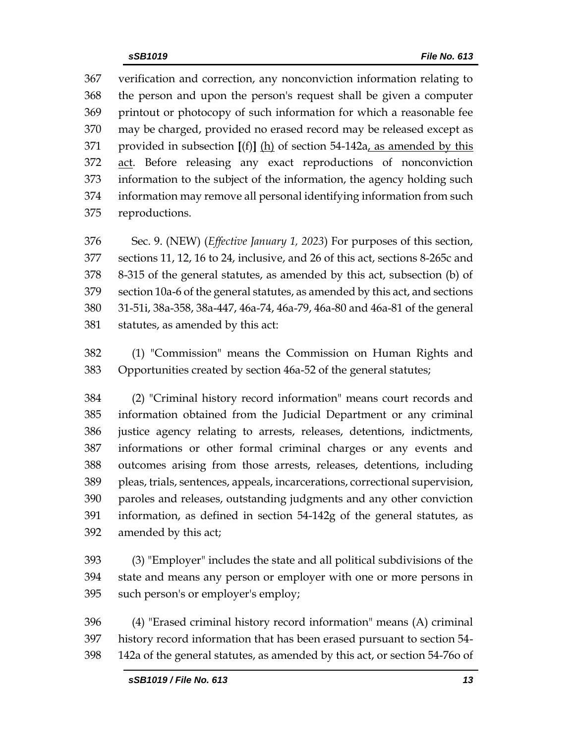verification and correction, any nonconviction information relating to the person and upon the person's request shall be given a computer printout or photocopy of such information for which a reasonable fee may be charged, provided no erased record may be released except as provided in subsection [(f)] <u>(h)</u> of section 54-142a<u>, as amended by this act</u>. Before releasing any exact reproductions of nonconviction information to the subject of the information, the agency holding such information may remove all personal identifying information from such reproductions.

Sec. 9. (NEW) (*Effective January 1, 2023*) For purposes of this section, sections 11, 12, 16 to 24, inclusive, and 26 of this act, sections 8-265c and 8-315 of the general statutes, as amended by this act, subsection (b) of section 10a-6 of the general statutes, as amended by this act, and sections 31-51i, 38a-358, 38a-447, 46a-74, 46a-79, 46a-80 and 46a-81 of the general statutes, as amended by this act:

(1) "Commission" means the Commission on Human Rights and Opportunities created by section 46a-52 of the general statutes;

(2) "Criminal history record information" means court records and information obtained from the Judicial Department or any criminal justice agency relating to arrests, releases, detentions, indictments, informations or other formal criminal charges or any events and outcomes arising from those arrests, releases, detentions, including pleas, trials, sentences, appeals, incarcerations, correctional supervision, paroles and releases, outstanding judgments and any other conviction information, as defined in section 54-142g of the general statutes, as amended by this act;

(3) "Employer" includes the state and all political subdivisions of the state and means any person or employer with one or more persons in such person's or employer's employ;

(4) "Erased criminal history record information" means (A) criminal history record information that has been erased pursuant to section 54-142a of the general statutes, as amended by this act, or section 54-76o of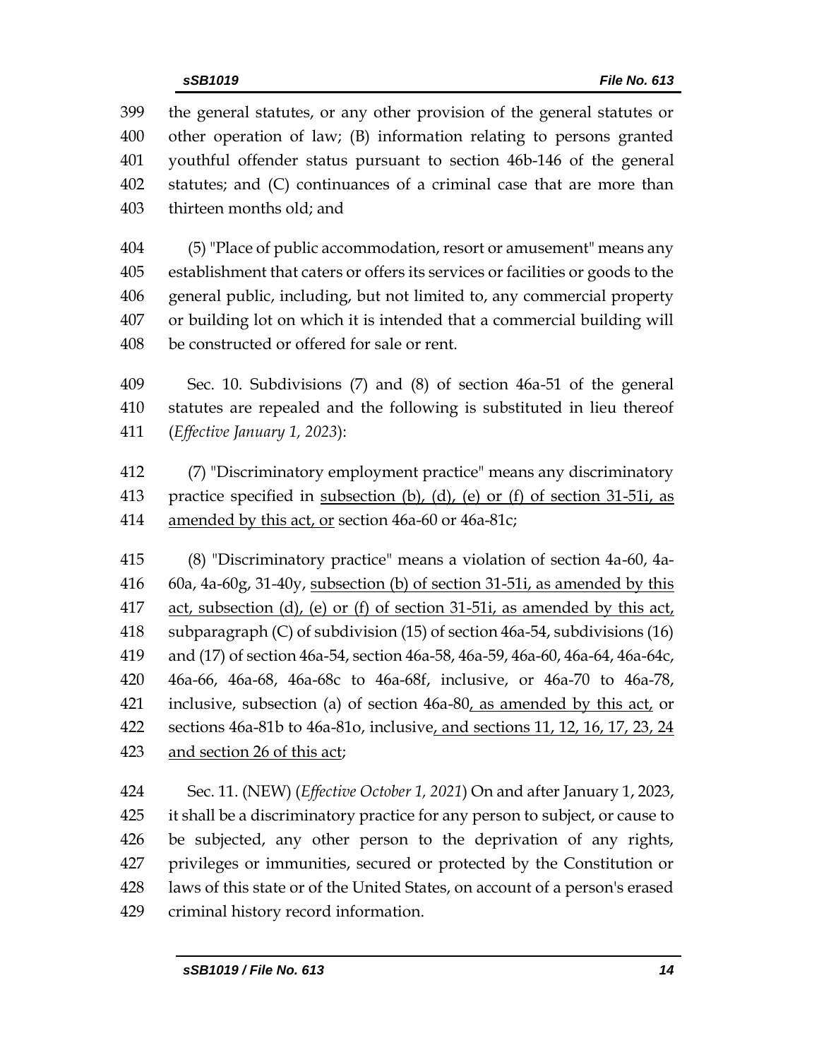399 the general statutes, or any other provision of the general statutes or
400 other operation of law; (B) information relating to persons granted
401 youthful offender status pursuant to section 46b-146 of the general
402 statutes; and (C) continuances of a criminal case that are more than
403 thirteen months old; and

404 (5) "Place of public accommodation, resort or amusement" means any
405 establishment that caters or offers its services or facilities or goods to the
406 general public, including, but not limited to, any commercial property
407 or building lot on which it is intended that a commercial building will
408 be constructed or offered for sale or rent.

409 Sec. 10. Subdivisions (7) and (8) of section 46a-51 of the general
410 statutes are repealed and the following is substituted in lieu thereof
411 (*Effective January 1, 2023*):

412 (7) "Discriminatory employment practice" means any discriminatory
413 practice specified in <u>subsection (b), (d), (e) or (f) of section 31-51i, as</u>
414 <u>amended by this act, or</u> section 46a-60 or 46a-81c;

415 (8) "Discriminatory practice" means a violation of section 4a-60, 4a-
416 60a, 4a-60g, 31-40y, <u>subsection (b) of section 31-51i, as amended by this</u>
417 <u>act, subsection (d), (e) or (f) of section 31-51i, as amended by this act,</u>
418 subparagraph (C) of subdivision (15) of section 46a-54, subdivisions (16)
419 and (17) of section 46a-54, section 46a-58, 46a-59, 46a-60, 46a-64, 46a-64c,
420 46a-66, 46a-68, 46a-68c to 46a-68f, inclusive, or 46a-70 to 46a-78,
421 inclusive, subsection (a) of section 46a-80<u>, as amended by this act,</u> or
422 sections 46a-81b to 46a-81o, inclusive<u>, and sections 11, 12, 16, 17, 23, 24</u>
423 <u>and section 26 of this act</u>;

424 Sec. 11. (NEW) (*Effective October 1, 2021*) On and after January 1, 2023,
425 it shall be a discriminatory practice for any person to subject, or cause to
426 be subjected, any other person to the deprivation of any rights,
427 privileges or immunities, secured or protected by the Constitution or
428 laws of this state or of the United States, on account of a person's erased
429 criminal history record information.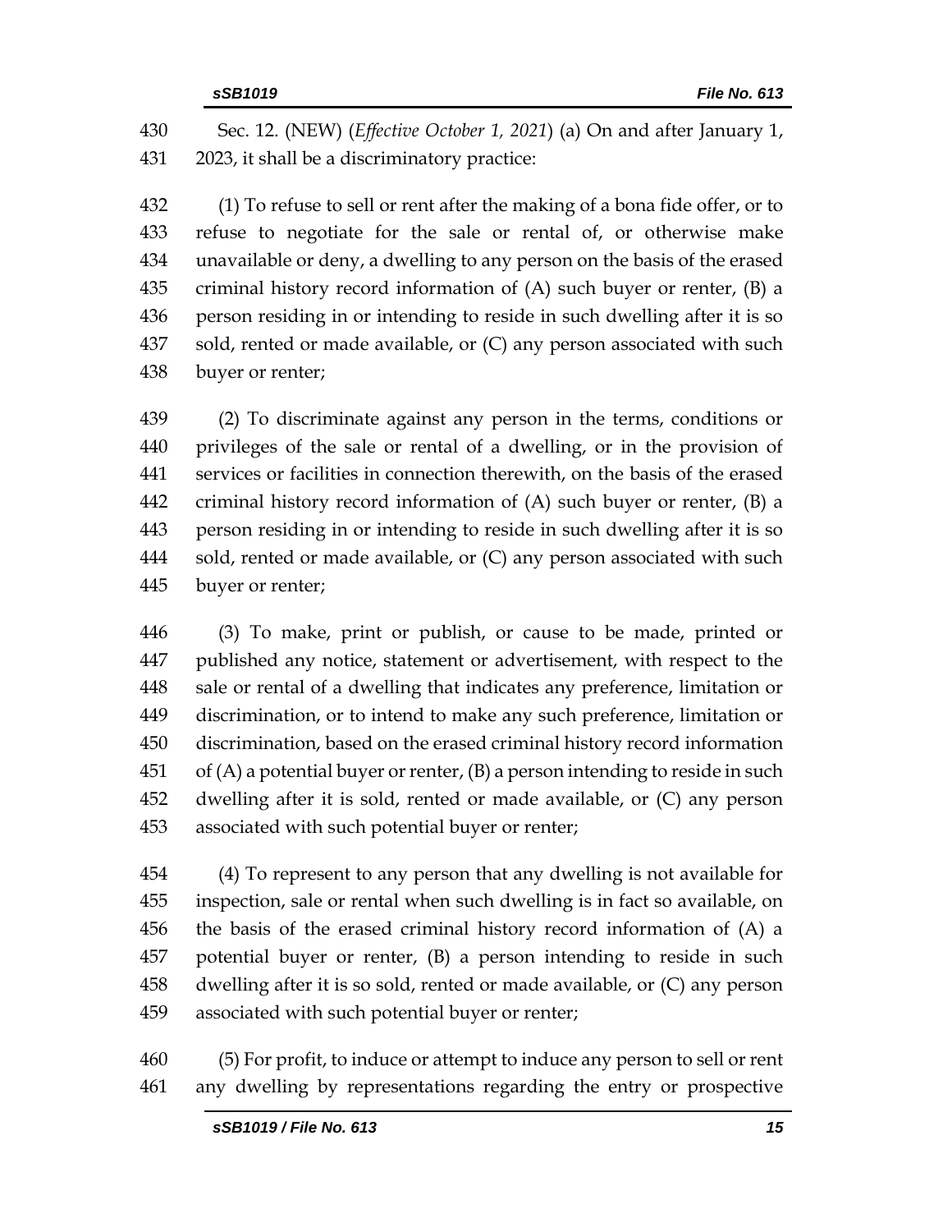Sec. 12. (NEW) (*Effective October 1, 2021*) (a) On and after January 1, 2023, it shall be a discriminatory practice:

(1) To refuse to sell or rent after the making of a bona fide offer, or to refuse to negotiate for the sale or rental of, or otherwise make unavailable or deny, a dwelling to any person on the basis of the erased criminal history record information of (A) such buyer or renter, (B) a person residing in or intending to reside in such dwelling after it is so sold, rented or made available, or (C) any person associated with such buyer or renter;

(2) To discriminate against any person in the terms, conditions or privileges of the sale or rental of a dwelling, or in the provision of services or facilities in connection therewith, on the basis of the erased criminal history record information of (A) such buyer or renter, (B) a person residing in or intending to reside in such dwelling after it is so sold, rented or made available, or (C) any person associated with such buyer or renter;

(3) To make, print or publish, or cause to be made, printed or published any notice, statement or advertisement, with respect to the sale or rental of a dwelling that indicates any preference, limitation or discrimination, or to intend to make any such preference, limitation or discrimination, based on the erased criminal history record information of (A) a potential buyer or renter, (B) a person intending to reside in such dwelling after it is sold, rented or made available, or (C) any person associated with such potential buyer or renter;

(4) To represent to any person that any dwelling is not available for inspection, sale or rental when such dwelling is in fact so available, on the basis of the erased criminal history record information of (A) a potential buyer or renter, (B) a person intending to reside in such dwelling after it is so sold, rented or made available, or (C) any person associated with such potential buyer or renter;

(5) For profit, to induce or attempt to induce any person to sell or rent any dwelling by representations regarding the entry or prospective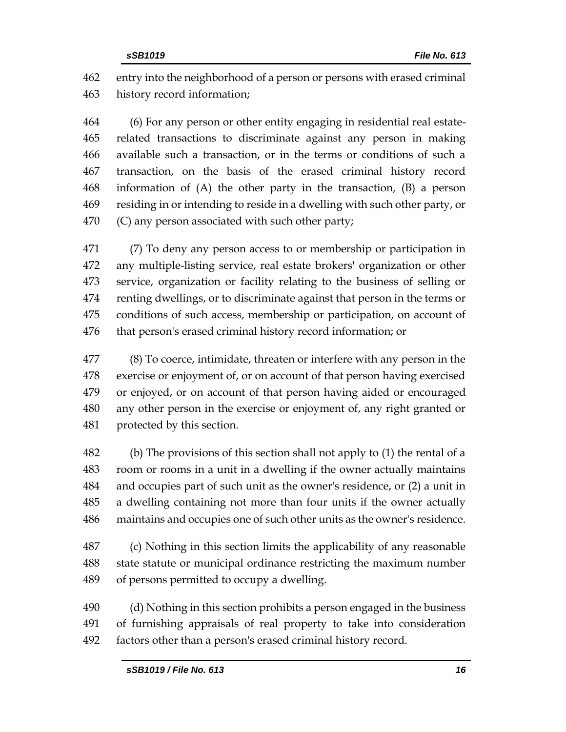entry into the neighborhood of a person or persons with erased criminal history record information;

(6) For any person or other entity engaging in residential real estate-related transactions to discriminate against any person in making available such a transaction, or in the terms or conditions of such a transaction, on the basis of the erased criminal history record information of (A) the other party in the transaction, (B) a person residing in or intending to reside in a dwelling with such other party, or (C) any person associated with such other party;

(7) To deny any person access to or membership or participation in any multiple-listing service, real estate brokers' organization or other service, organization or facility relating to the business of selling or renting dwellings, or to discriminate against that person in the terms or conditions of such access, membership or participation, on account of that person's erased criminal history record information; or

(8) To coerce, intimidate, threaten or interfere with any person in the exercise or enjoyment of, or on account of that person having exercised or enjoyed, or on account of that person having aided or encouraged any other person in the exercise or enjoyment of, any right granted or protected by this section.

(b) The provisions of this section shall not apply to (1) the rental of a room or rooms in a unit in a dwelling if the owner actually maintains and occupies part of such unit as the owner's residence, or (2) a unit in a dwelling containing not more than four units if the owner actually maintains and occupies one of such other units as the owner's residence.

(c) Nothing in this section limits the applicability of any reasonable state statute or municipal ordinance restricting the maximum number of persons permitted to occupy a dwelling.

(d) Nothing in this section prohibits a person engaged in the business of furnishing appraisals of real property to take into consideration factors other than a person's erased criminal history record.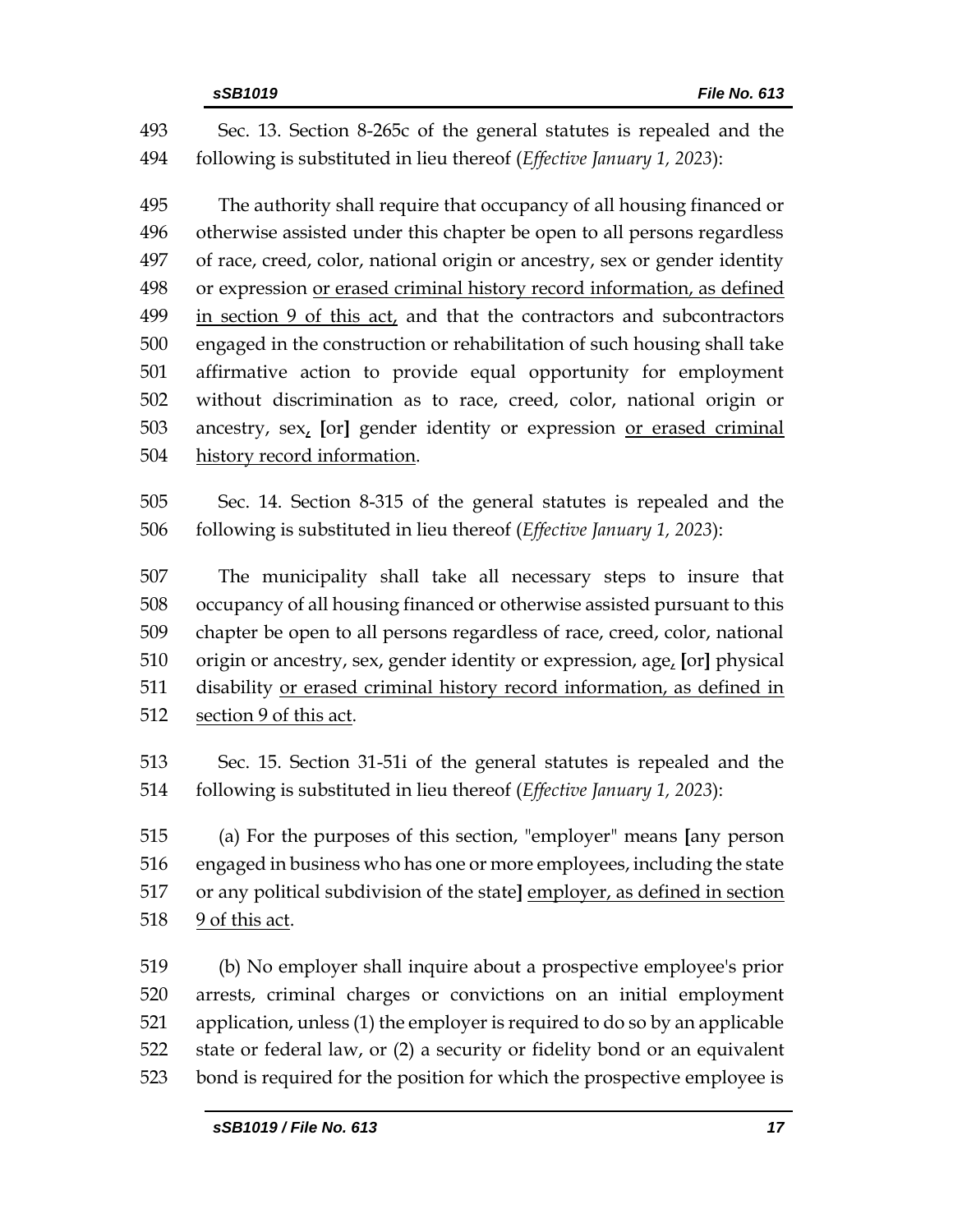Sec. 13. Section 8-265c of the general statutes is repealed and the following is substituted in lieu thereof (*Effective January 1, 2023*):

The authority shall require that occupancy of all housing financed or otherwise assisted under this chapter be open to all persons regardless of race, creed, color, national origin or ancestry, sex or gender identity or expression <u>or erased criminal history record information, as defined in section 9 of this act,</u> and that the contractors and subcontractors engaged in the construction or rehabilitation of such housing shall take affirmative action to provide equal opportunity for employment without discrimination as to race, creed, color, national origin or ancestry, sex<u>,</u> **[**or**]** gender identity or expression <u>or erased criminal history record information</u>.

Sec. 14. Section 8-315 of the general statutes is repealed and the following is substituted in lieu thereof (*Effective January 1, 2023*):

The municipality shall take all necessary steps to insure that occupancy of all housing financed or otherwise assisted pursuant to this chapter be open to all persons regardless of race, creed, color, national origin or ancestry, sex, gender identity or expression, age<u>,</u> **[**or**]** physical disability <u>or erased criminal history record information, as defined in section 9 of this act</u>.

Sec. 15. Section 31-51i of the general statutes is repealed and the following is substituted in lieu thereof (*Effective January 1, 2023*):

(a) For the purposes of this section, "employer" means **[**any person engaged in business who has one or more employees, including the state or any political subdivision of the state**]** <u>employer, as defined in section 9 of this act</u>.

(b) No employer shall inquire about a prospective employee's prior arrests, criminal charges or convictions on an initial employment application, unless (1) the employer is required to do so by an applicable state or federal law, or (2) a security or fidelity bond or an equivalent bond is required for the position for which the prospective employee is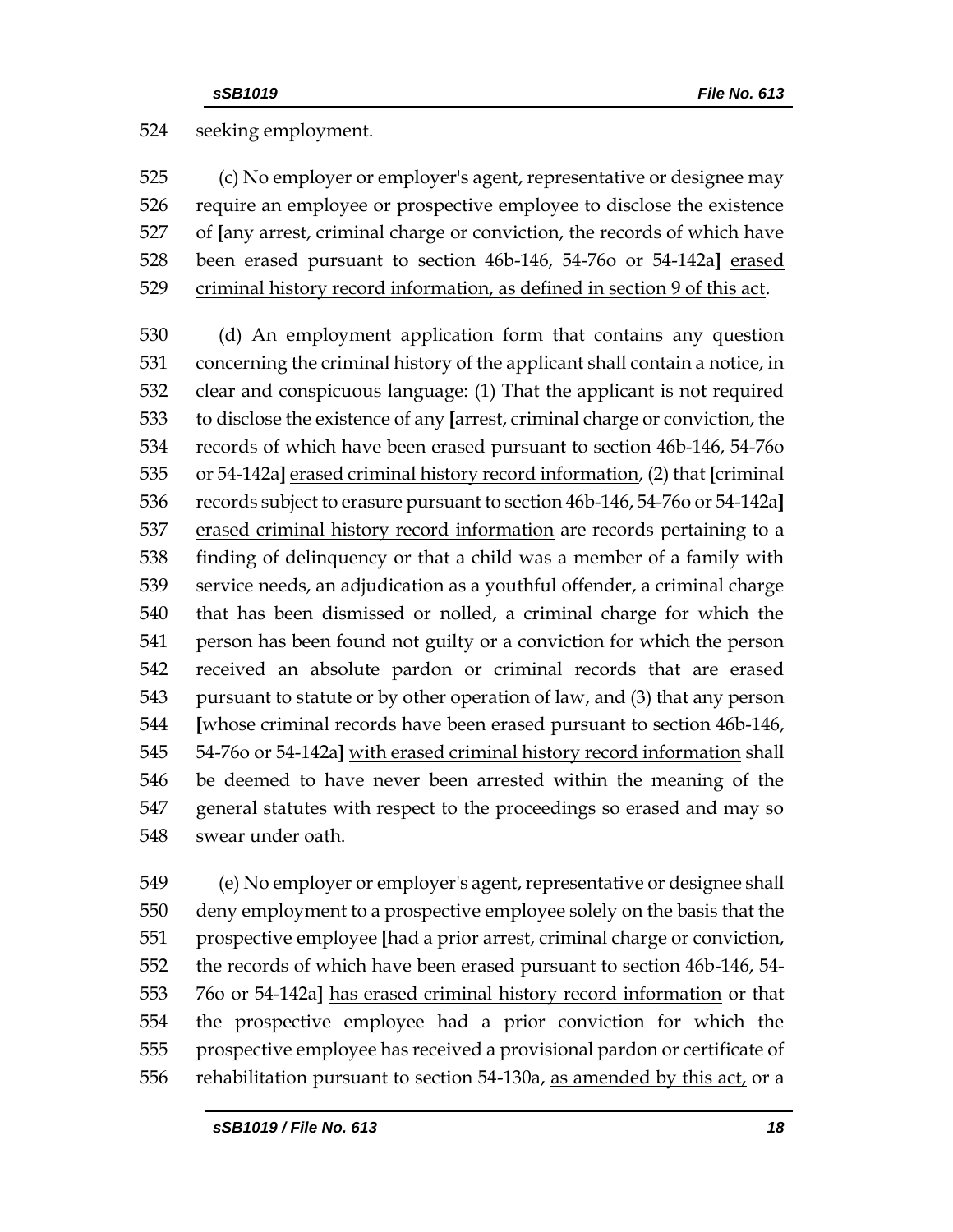seeking employment.

(c) No employer or employer's agent, representative or designee may require an employee or prospective employee to disclose the existence of [any arrest, criminal charge or conviction, the records of which have been erased pursuant to section 46b-146, 54-76o or 54-142a] erased criminal history record information, as defined in section 9 of this act.

(d) An employment application form that contains any question concerning the criminal history of the applicant shall contain a notice, in clear and conspicuous language: (1) That the applicant is not required to disclose the existence of any [arrest, criminal charge or conviction, the records of which have been erased pursuant to section 46b-146, 54-76o or 54-142a] erased criminal history record information, (2) that [criminal records subject to erasure pursuant to section 46b-146, 54-76o or 54-142a] erased criminal history record information are records pertaining to a finding of delinquency or that a child was a member of a family with service needs, an adjudication as a youthful offender, a criminal charge that has been dismissed or nolled, a criminal charge for which the person has been found not guilty or a conviction for which the person received an absolute pardon or criminal records that are erased pursuant to statute or by other operation of law, and (3) that any person [whose criminal records have been erased pursuant to section 46b-146, 54-76o or 54-142a] with erased criminal history record information shall be deemed to have never been arrested within the meaning of the general statutes with respect to the proceedings so erased and may so swear under oath.

(e) No employer or employer's agent, representative or designee shall deny employment to a prospective employee solely on the basis that the prospective employee [had a prior arrest, criminal charge or conviction, the records of which have been erased pursuant to section 46b-146, 54-76o or 54-142a] has erased criminal history record information or that the prospective employee had a prior conviction for which the prospective employee has received a provisional pardon or certificate of rehabilitation pursuant to section 54-130a, as amended by this act, or a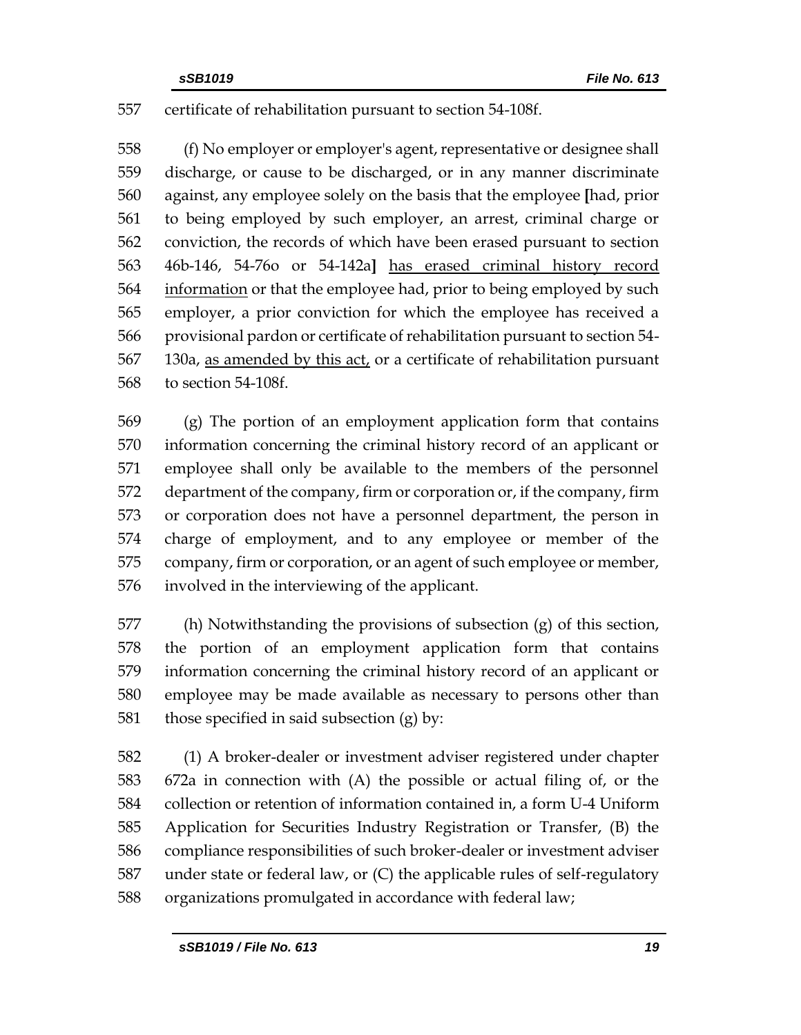certificate of rehabilitation pursuant to section 54-108f.

(f) No employer or employer's agent, representative or designee shall discharge, or cause to be discharged, or in any manner discriminate against, any employee solely on the basis that the employee [had, prior to being employed by such employer, an arrest, criminal charge or conviction, the records of which have been erased pursuant to section 46b-146, 54-76o or 54-142a] <u>has erased criminal history record information</u> or that the employee had, prior to being employed by such employer, a prior conviction for which the employee has received a provisional pardon or certificate of rehabilitation pursuant to section 54-130a, <u>as amended by this act,</u> or a certificate of rehabilitation pursuant to section 54-108f.

(g) The portion of an employment application form that contains information concerning the criminal history record of an applicant or employee shall only be available to the members of the personnel department of the company, firm or corporation or, if the company, firm or corporation does not have a personnel department, the person in charge of employment, and to any employee or member of the company, firm or corporation, or an agent of such employee or member, involved in the interviewing of the applicant.

(h) Notwithstanding the provisions of subsection (g) of this section, the portion of an employment application form that contains information concerning the criminal history record of an applicant or employee may be made available as necessary to persons other than those specified in said subsection (g) by:

(1) A broker-dealer or investment adviser registered under chapter 672a in connection with (A) the possible or actual filing of, or the collection or retention of information contained in, a form U-4 Uniform Application for Securities Industry Registration or Transfer, (B) the compliance responsibilities of such broker-dealer or investment adviser under state or federal law, or (C) the applicable rules of self-regulatory organizations promulgated in accordance with federal law;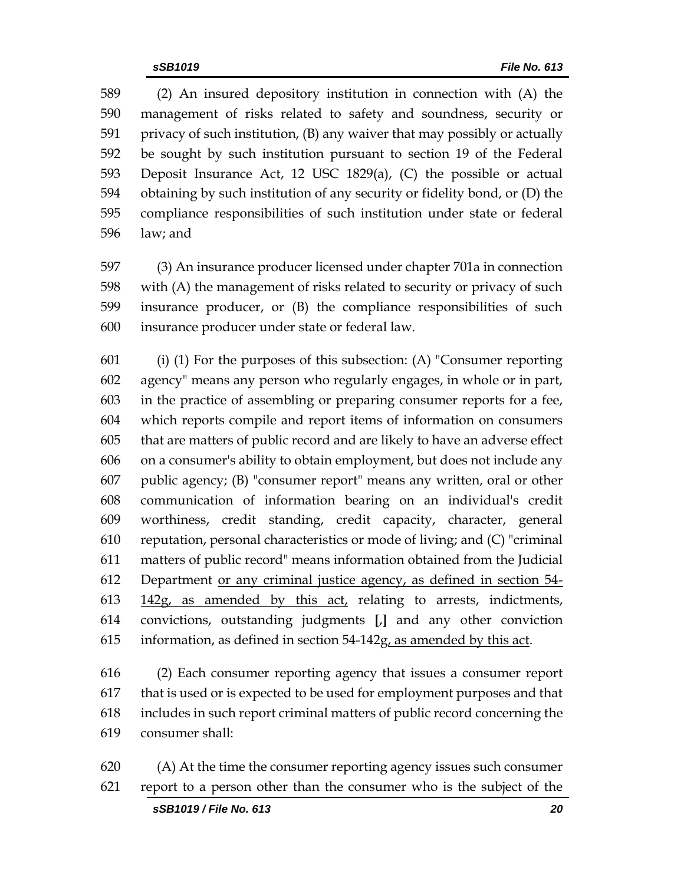(2) An insured depository institution in connection with (A) the management of risks related to safety and soundness, security or privacy of such institution, (B) any waiver that may possibly or actually be sought by such institution pursuant to section 19 of the Federal Deposit Insurance Act, 12 USC 1829(a), (C) the possible or actual obtaining by such institution of any security or fidelity bond, or (D) the compliance responsibilities of such institution under state or federal law; and

(3) An insurance producer licensed under chapter 701a in connection with (A) the management of risks related to security or privacy of such insurance producer, or (B) the compliance responsibilities of such insurance producer under state or federal law.

(i) (1) For the purposes of this subsection: (A) "Consumer reporting agency" means any person who regularly engages, in whole or in part, in the practice of assembling or preparing consumer reports for a fee, which reports compile and report items of information on consumers that are matters of public record and are likely to have an adverse effect on a consumer's ability to obtain employment, but does not include any public agency; (B) "consumer report" means any written, oral or other communication of information bearing on an individual's credit worthiness, credit standing, credit capacity, character, general reputation, personal characteristics or mode of living; and (C) "criminal matters of public record" means information obtained from the Judicial Department <u>or any criminal justice agency, as defined in section 54-142g, as amended by this act,</u> relating to arrests, indictments, convictions, outstanding judgments **[,]** and any other conviction information, as defined in section 54-142g<u>, as amended by this act</u>.

(2) Each consumer reporting agency that issues a consumer report that is used or is expected to be used for employment purposes and that includes in such report criminal matters of public record concerning the consumer shall:

(A) At the time the consumer reporting agency issues such consumer report to a person other than the consumer who is the subject of the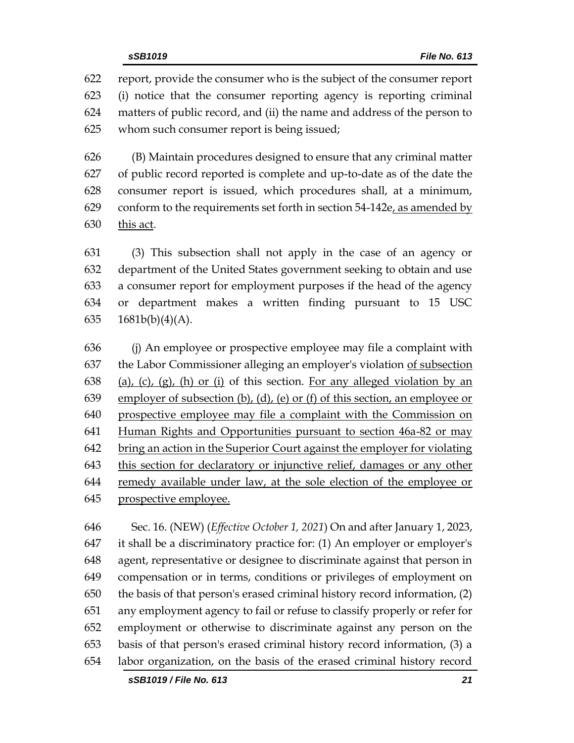report, provide the consumer who is the subject of the consumer report (i) notice that the consumer reporting agency is reporting criminal matters of public record, and (ii) the name and address of the person to whom such consumer report is being issued;

(B) Maintain procedures designed to ensure that any criminal matter of public record reported is complete and up-to-date as of the date the consumer report is issued, which procedures shall, at a minimum, conform to the requirements set forth in section 54-142e<u>, as amended by this act</u>.

(3) This subsection shall not apply in the case of an agency or department of the United States government seeking to obtain and use a consumer report for employment purposes if the head of the agency or department makes a written finding pursuant to 15 USC 1681b(b)(4)(A).

(j) An employee or prospective employee may file a complaint with the Labor Commissioner alleging an employer's violation <u>of subsection (a), (c), (g), (h) or (i)</u> of this section. <u>For any alleged violation by an employer of subsection (b), (d), (e) or (f) of this section, an employee or prospective employee may file a complaint with the Commission on Human Rights and Opportunities pursuant to section 46a-82 or may bring an action in the Superior Court against the employer for violating this section for declaratory or injunctive relief, damages or any other remedy available under law, at the sole election of the employee or prospective employee.</u>

Sec. 16. (NEW) (*Effective October 1, 2021*) On and after January 1, 2023, it shall be a discriminatory practice for: (1) An employer or employer's agent, representative or designee to discriminate against that person in compensation or in terms, conditions or privileges of employment on the basis of that person's erased criminal history record information, (2) any employment agency to fail or refuse to classify properly or refer for employment or otherwise to discriminate against any person on the basis of that person's erased criminal history record information, (3) a labor organization, on the basis of the erased criminal history record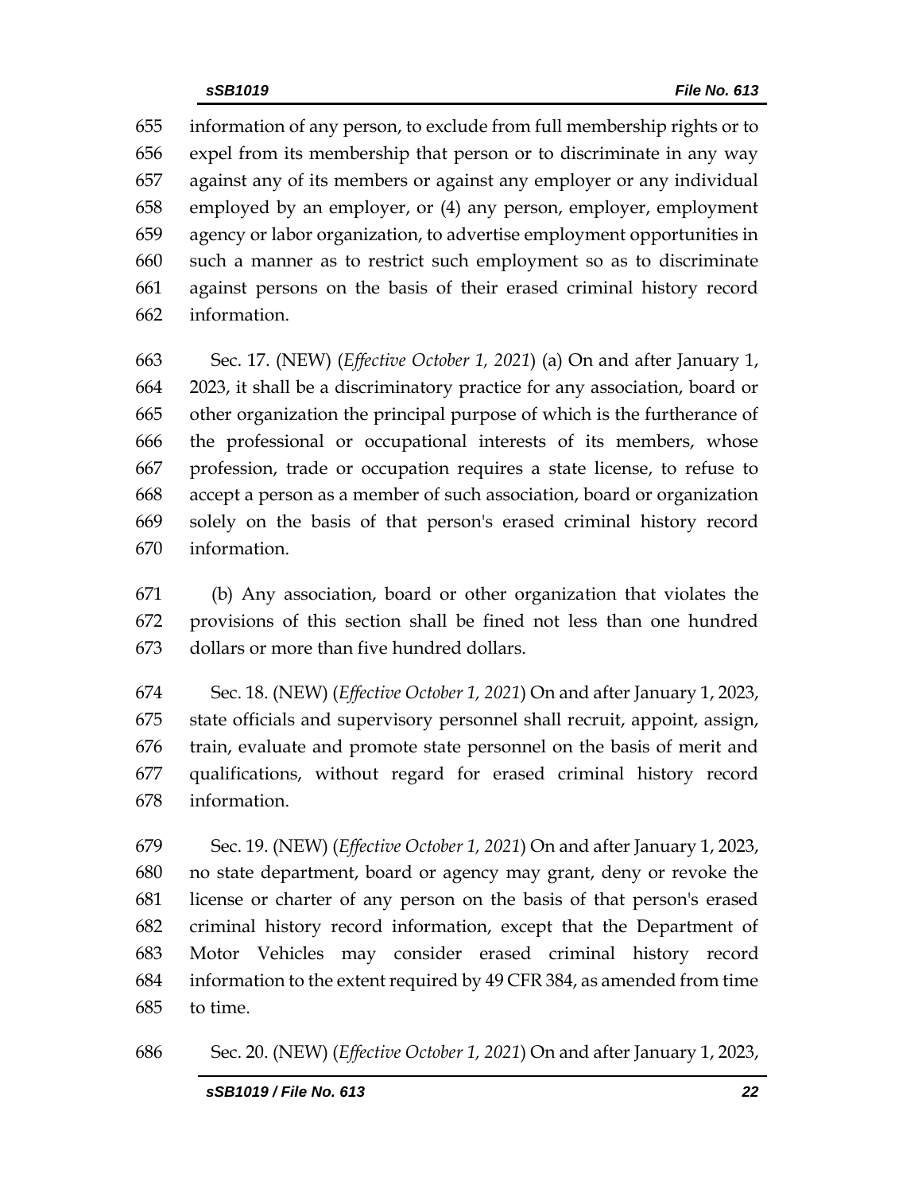information of any person, to exclude from full membership rights or to expel from its membership that person or to discriminate in any way against any of its members or against any employer or any individual employed by an employer, or (4) any person, employer, employment agency or labor organization, to advertise employment opportunities in such a manner as to restrict such employment so as to discriminate against persons on the basis of their erased criminal history record information.

Sec. 17. (NEW) (*Effective October 1, 2021*) (a) On and after January 1, 2023, it shall be a discriminatory practice for any association, board or other organization the principal purpose of which is the furtherance of the professional or occupational interests of its members, whose profession, trade or occupation requires a state license, to refuse to accept a person as a member of such association, board or organization solely on the basis of that person's erased criminal history record information.

(b) Any association, board or other organization that violates the provisions of this section shall be fined not less than one hundred dollars or more than five hundred dollars.

Sec. 18. (NEW) (*Effective October 1, 2021*) On and after January 1, 2023, state officials and supervisory personnel shall recruit, appoint, assign, train, evaluate and promote state personnel on the basis of merit and qualifications, without regard for erased criminal history record information.

Sec. 19. (NEW) (*Effective October 1, 2021*) On and after January 1, 2023, no state department, board or agency may grant, deny or revoke the license or charter of any person on the basis of that person's erased criminal history record information, except that the Department of Motor Vehicles may consider erased criminal history record information to the extent required by 49 CFR 384, as amended from time to time.

Sec. 20. (NEW) (*Effective October 1, 2021*) On and after January 1, 2023,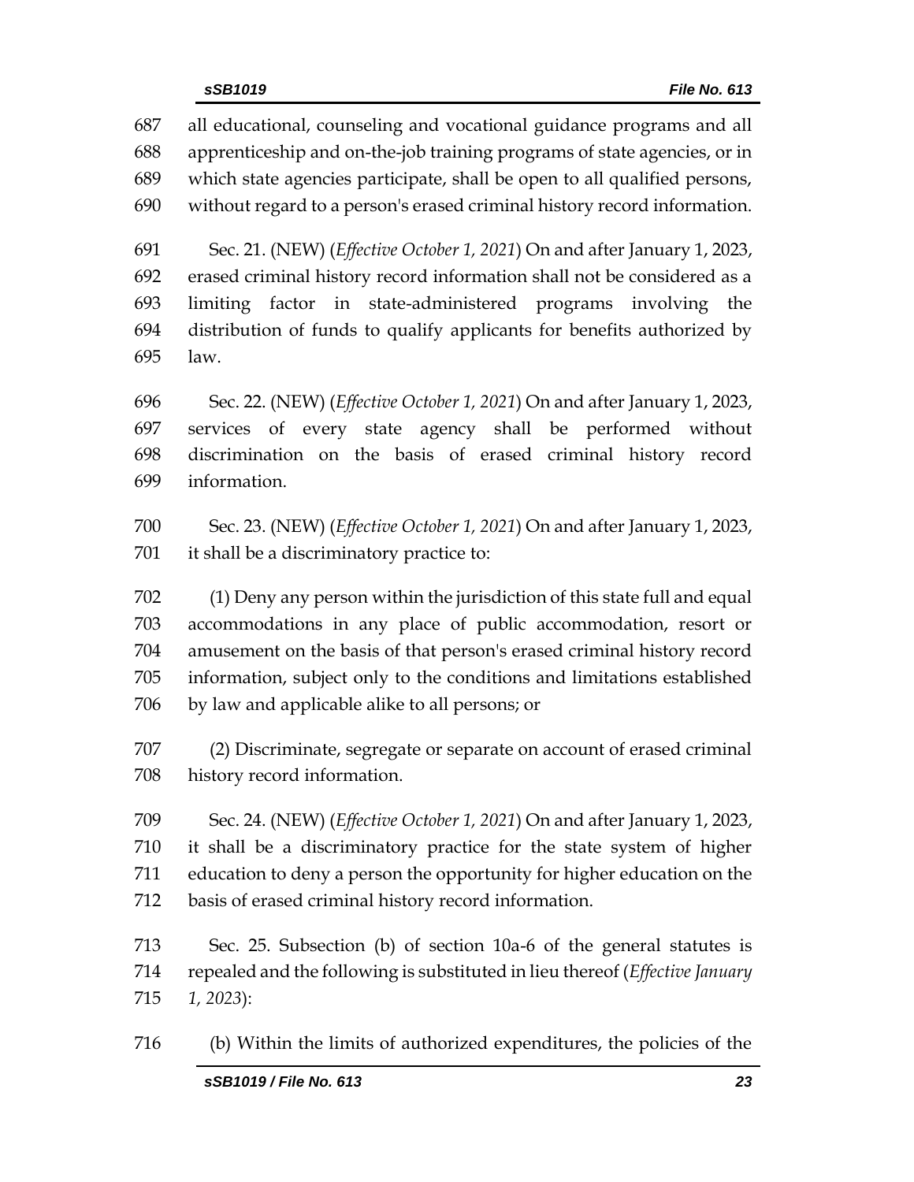all educational, counseling and vocational guidance programs and all apprenticeship and on-the-job training programs of state agencies, or in which state agencies participate, shall be open to all qualified persons, without regard to a person's erased criminal history record information.

Sec. 21. (NEW) (*Effective October 1, 2021*) On and after January 1, 2023, erased criminal history record information shall not be considered as a limiting factor in state-administered programs involving the distribution of funds to qualify applicants for benefits authorized by law.

Sec. 22. (NEW) (*Effective October 1, 2021*) On and after January 1, 2023, services of every state agency shall be performed without discrimination on the basis of erased criminal history record information.

Sec. 23. (NEW) (*Effective October 1, 2021*) On and after January 1, 2023, it shall be a discriminatory practice to:

(1) Deny any person within the jurisdiction of this state full and equal accommodations in any place of public accommodation, resort or amusement on the basis of that person's erased criminal history record information, subject only to the conditions and limitations established by law and applicable alike to all persons; or

(2) Discriminate, segregate or separate on account of erased criminal history record information.

Sec. 24. (NEW) (*Effective October 1, 2021*) On and after January 1, 2023, it shall be a discriminatory practice for the state system of higher education to deny a person the opportunity for higher education on the basis of erased criminal history record information.

Sec. 25. Subsection (b) of section 10a-6 of the general statutes is repealed and the following is substituted in lieu thereof (*Effective January 1, 2023*):

(b) Within the limits of authorized expenditures, the policies of the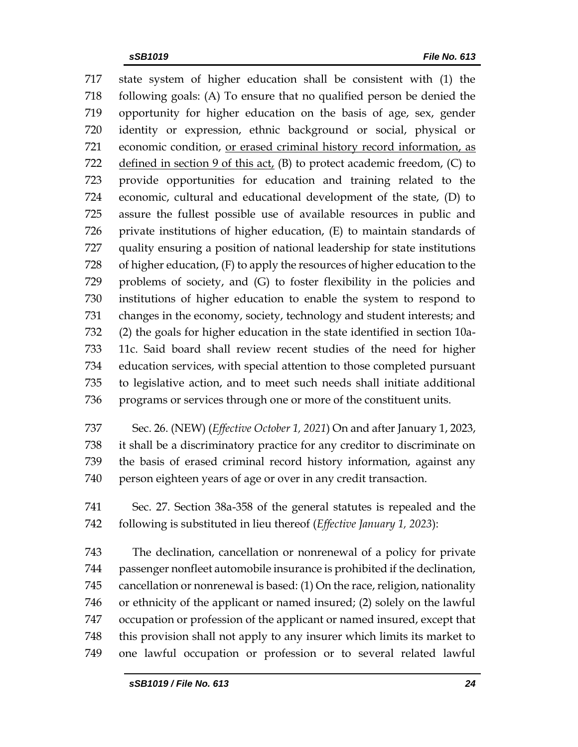state system of higher education shall be consistent with (1) the following goals: (A) To ensure that no qualified person be denied the opportunity for higher education on the basis of age, sex, gender identity or expression, ethnic background or social, physical or economic condition, <u>or erased criminal history record information, as defined in section 9 of this act,</u> (B) to protect academic freedom, (C) to provide opportunities for education and training related to the economic, cultural and educational development of the state, (D) to assure the fullest possible use of available resources in public and private institutions of higher education, (E) to maintain standards of quality ensuring a position of national leadership for state institutions of higher education, (F) to apply the resources of higher education to the problems of society, and (G) to foster flexibility in the policies and institutions of higher education to enable the system to respond to changes in the economy, society, technology and student interests; and (2) the goals for higher education in the state identified in section 10a-11c. Said board shall review recent studies of the need for higher education services, with special attention to those completed pursuant to legislative action, and to meet such needs shall initiate additional programs or services through one or more of the constituent units.

Sec. 26. (NEW) (*Effective October 1, 2021*) On and after January 1, 2023, it shall be a discriminatory practice for any creditor to discriminate on the basis of erased criminal record history information, against any person eighteen years of age or over in any credit transaction.

Sec. 27. Section 38a-358 of the general statutes is repealed and the following is substituted in lieu thereof (*Effective January 1, 2023*):

The declination, cancellation or nonrenewal of a policy for private passenger nonfleet automobile insurance is prohibited if the declination, cancellation or nonrenewal is based: (1) On the race, religion, nationality or ethnicity of the applicant or named insured; (2) solely on the lawful occupation or profession of the applicant or named insured, except that this provision shall not apply to any insurer which limits its market to one lawful occupation or profession or to several related lawful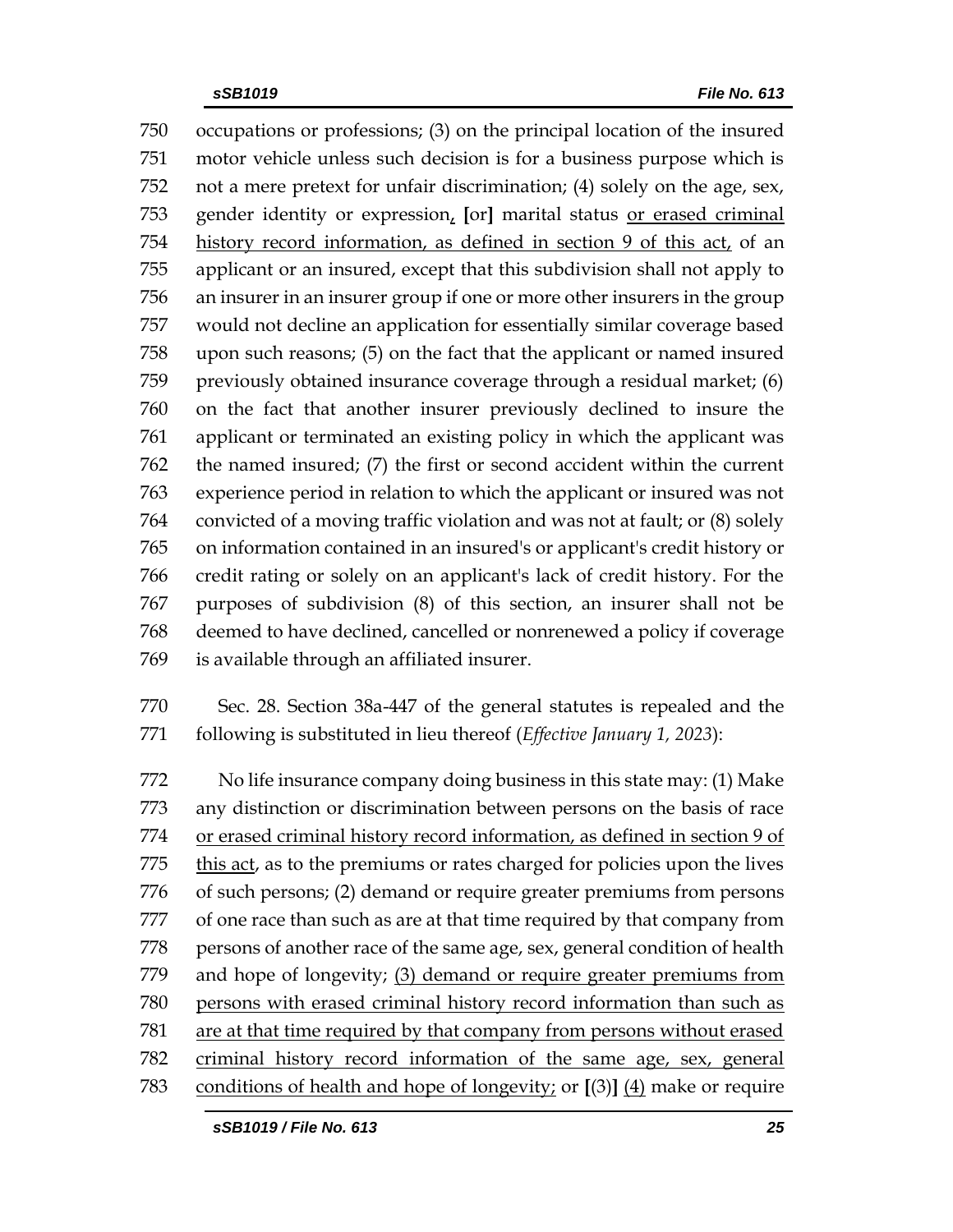occupations or professions; (3) on the principal location of the insured motor vehicle unless such decision is for a business purpose which is not a mere pretext for unfair discrimination; (4) solely on the age, sex, gender identity or expression, [or] marital status or erased criminal history record information, as defined in section 9 of this act, of an applicant or an insured, except that this subdivision shall not apply to an insurer in an insurer group if one or more other insurers in the group would not decline an application for essentially similar coverage based upon such reasons; (5) on the fact that the applicant or named insured previously obtained insurance coverage through a residual market; (6) on the fact that another insurer previously declined to insure the applicant or terminated an existing policy in which the applicant was the named insured; (7) the first or second accident within the current experience period in relation to which the applicant or insured was not convicted of a moving traffic violation and was not at fault; or (8) solely on information contained in an insured's or applicant's credit history or credit rating or solely on an applicant's lack of credit history. For the purposes of subdivision (8) of this section, an insurer shall not be deemed to have declined, cancelled or nonrenewed a policy if coverage is available through an affiliated insurer.

Sec. 28. Section 38a-447 of the general statutes is repealed and the following is substituted in lieu thereof (*Effective January 1, 2023*):

No life insurance company doing business in this state may: (1) Make any distinction or discrimination between persons on the basis of race or erased criminal history record information, as defined in section 9 of this act, as to the premiums or rates charged for policies upon the lives of such persons; (2) demand or require greater premiums from persons of one race than such as are at that time required by that company from persons of another race of the same age, sex, general condition of health and hope of longevity; (3) demand or require greater premiums from persons with erased criminal history record information than such as are at that time required by that company from persons without erased criminal history record information of the same age, sex, general conditions of health and hope of longevity; or [(3)] (4) make or require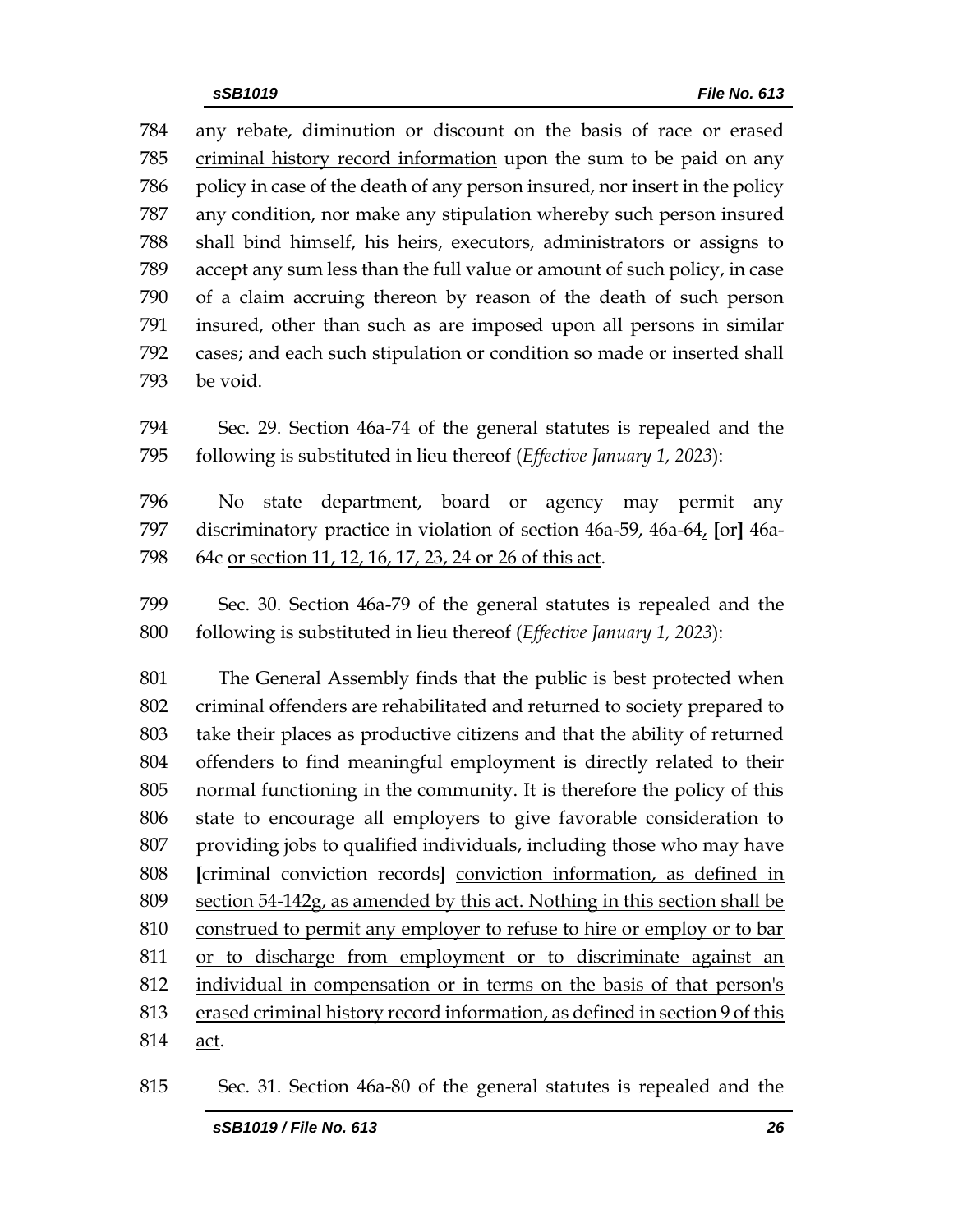784 any rebate, diminution or discount on the basis of race <u>or erased</u>
785 <u>criminal history record information</u> upon the sum to be paid on any
786 policy in case of the death of any person insured, nor insert in the policy
787 any condition, nor make any stipulation whereby such person insured
788 shall bind himself, his heirs, executors, administrators or assigns to
789 accept any sum less than the full value or amount of such policy, in case
790 of a claim accruing thereon by reason of the death of such person
791 insured, other than such as are imposed upon all persons in similar
792 cases; and each such stipulation or condition so made or inserted shall
793 be void.

794 Sec. 29. Section 46a-74 of the general statutes is repealed and the
795 following is substituted in lieu thereof (*Effective January 1, 2023*):

796 No state department, board or agency may permit any
797 discriminatory practice in violation of section 46a-59, 46a-64<u>,</u> **[**or**]** 46a-
798 64c <u>or section 11, 12, 16, 17, 23, 24 or 26 of this act</u>.

799 Sec. 30. Section 46a-79 of the general statutes is repealed and the
800 following is substituted in lieu thereof (*Effective January 1, 2023*):

801 The General Assembly finds that the public is best protected when
802 criminal offenders are rehabilitated and returned to society prepared to
803 take their places as productive citizens and that the ability of returned
804 offenders to find meaningful employment is directly related to their
805 normal functioning in the community. It is therefore the policy of this
806 state to encourage all employers to give favorable consideration to
807 providing jobs to qualified individuals, including those who may have
808 **[**criminal conviction records**]** <u>conviction information, as defined in</u>
809 <u>section 54-142g, as amended by this act. Nothing in this section shall be</u>
810 <u>construed to permit any employer to refuse to hire or employ or to bar</u>
811 <u>or to discharge from employment or to discriminate against an</u>
812 <u>individual in compensation or in terms on the basis of that person's</u>
813 <u>erased criminal history record information, as defined in section 9 of this</u>
814 <u>act</u>.

815 Sec. 31. Section 46a-80 of the general statutes is repealed and the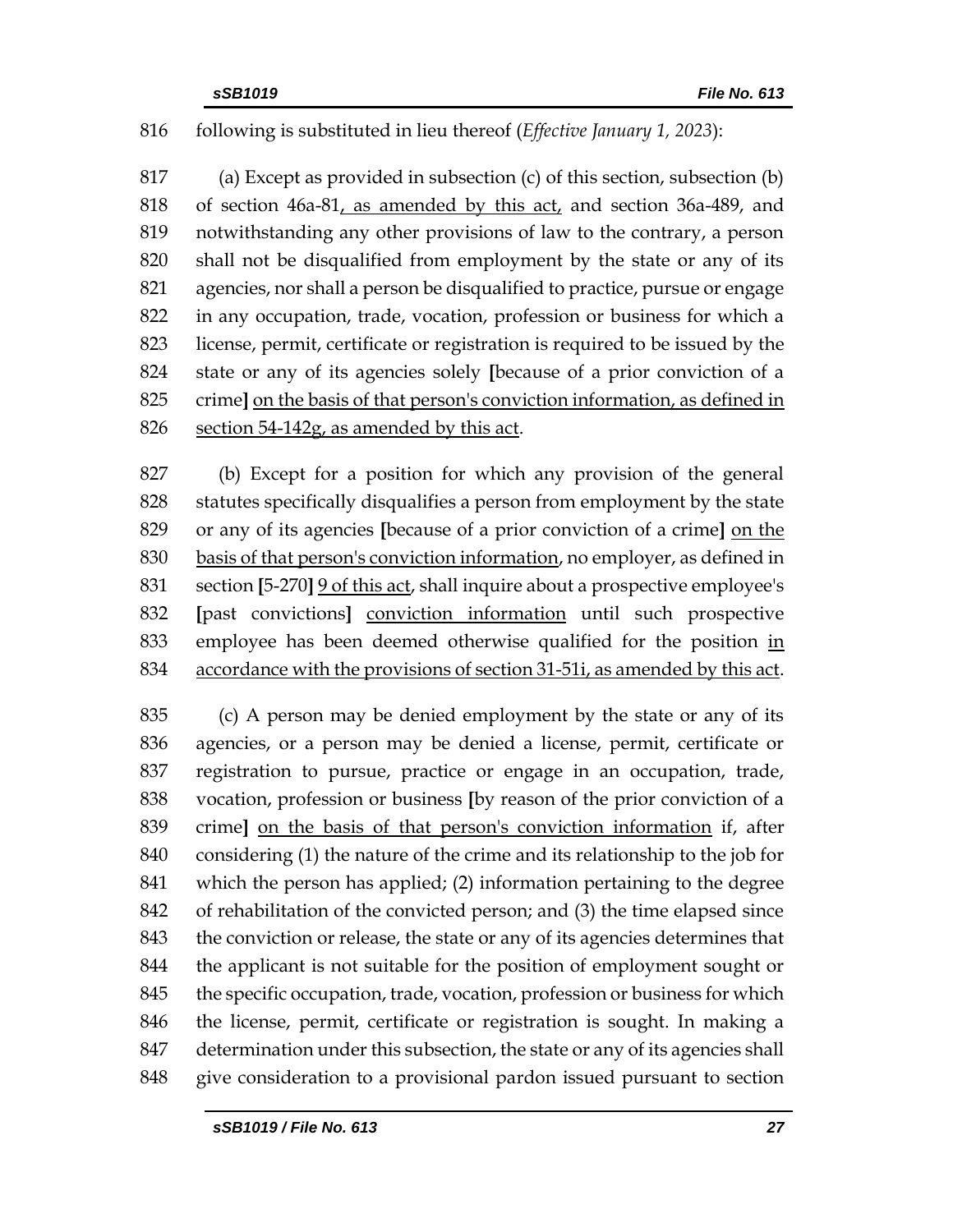following is substituted in lieu thereof (*Effective January 1, 2023*):

(a) Except as provided in subsection (c) of this section, subsection (b) of section 46a-81, as amended by this act, and section 36a-489, and notwithstanding any other provisions of law to the contrary, a person shall not be disqualified from employment by the state or any of its agencies, nor shall a person be disqualified to practice, pursue or engage in any occupation, trade, vocation, profession or business for which a license, permit, certificate or registration is required to be issued by the state or any of its agencies solely **[**because of a prior conviction of a crime**]** on the basis of that person's conviction information, as defined in section 54-142g, as amended by this act.

(b) Except for a position for which any provision of the general statutes specifically disqualifies a person from employment by the state or any of its agencies **[**because of a prior conviction of a crime**]** on the basis of that person's conviction information, no employer, as defined in section **[**5-270**]** 9 of this act, shall inquire about a prospective employee's **[**past convictions**]** conviction information until such prospective employee has been deemed otherwise qualified for the position in accordance with the provisions of section 31-51i, as amended by this act.

(c) A person may be denied employment by the state or any of its agencies, or a person may be denied a license, permit, certificate or registration to pursue, practice or engage in an occupation, trade, vocation, profession or business **[**by reason of the prior conviction of a crime**]** on the basis of that person's conviction information if, after considering (1) the nature of the crime and its relationship to the job for which the person has applied; (2) information pertaining to the degree of rehabilitation of the convicted person; and (3) the time elapsed since the conviction or release, the state or any of its agencies determines that the applicant is not suitable for the position of employment sought or the specific occupation, trade, vocation, profession or business for which the license, permit, certificate or registration is sought. In making a determination under this subsection, the state or any of its agencies shall give consideration to a provisional pardon issued pursuant to section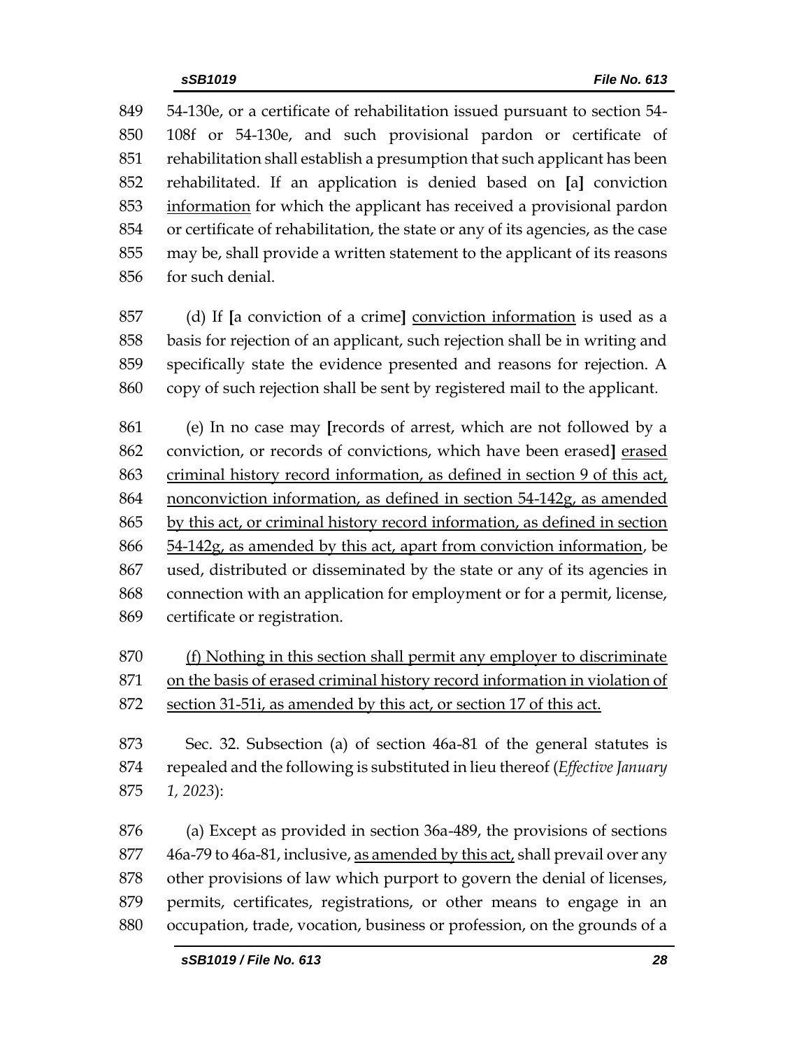54-130e, or a certificate of rehabilitation issued pursuant to section 54-108f or 54-130e, and such provisional pardon or certificate of rehabilitation shall establish a presumption that such applicant has been rehabilitated. If an application is denied based on [a] conviction information for which the applicant has received a provisional pardon or certificate of rehabilitation, the state or any of its agencies, as the case may be, shall provide a written statement to the applicant of its reasons for such denial.

(d) If [a conviction of a crime] conviction information is used as a basis for rejection of an applicant, such rejection shall be in writing and specifically state the evidence presented and reasons for rejection. A copy of such rejection shall be sent by registered mail to the applicant.

(e) In no case may [records of arrest, which are not followed by a conviction, or records of convictions, which have been erased] erased criminal history record information, as defined in section 9 of this act, nonconviction information, as defined in section 54-142g, as amended by this act, or criminal history record information, as defined in section 54-142g, as amended by this act, apart from conviction information, be used, distributed or disseminated by the state or any of its agencies in connection with an application for employment or for a permit, license, certificate or registration.

(f) Nothing in this section shall permit any employer to discriminate on the basis of erased criminal history record information in violation of section 31-51i, as amended by this act, or section 17 of this act.

Sec. 32. Subsection (a) of section 46a-81 of the general statutes is repealed and the following is substituted in lieu thereof (*Effective January 1, 2023*):

(a) Except as provided in section 36a-489, the provisions of sections 46a-79 to 46a-81, inclusive, as amended by this act, shall prevail over any other provisions of law which purport to govern the denial of licenses, permits, certificates, registrations, or other means to engage in an occupation, trade, vocation, business or profession, on the grounds of a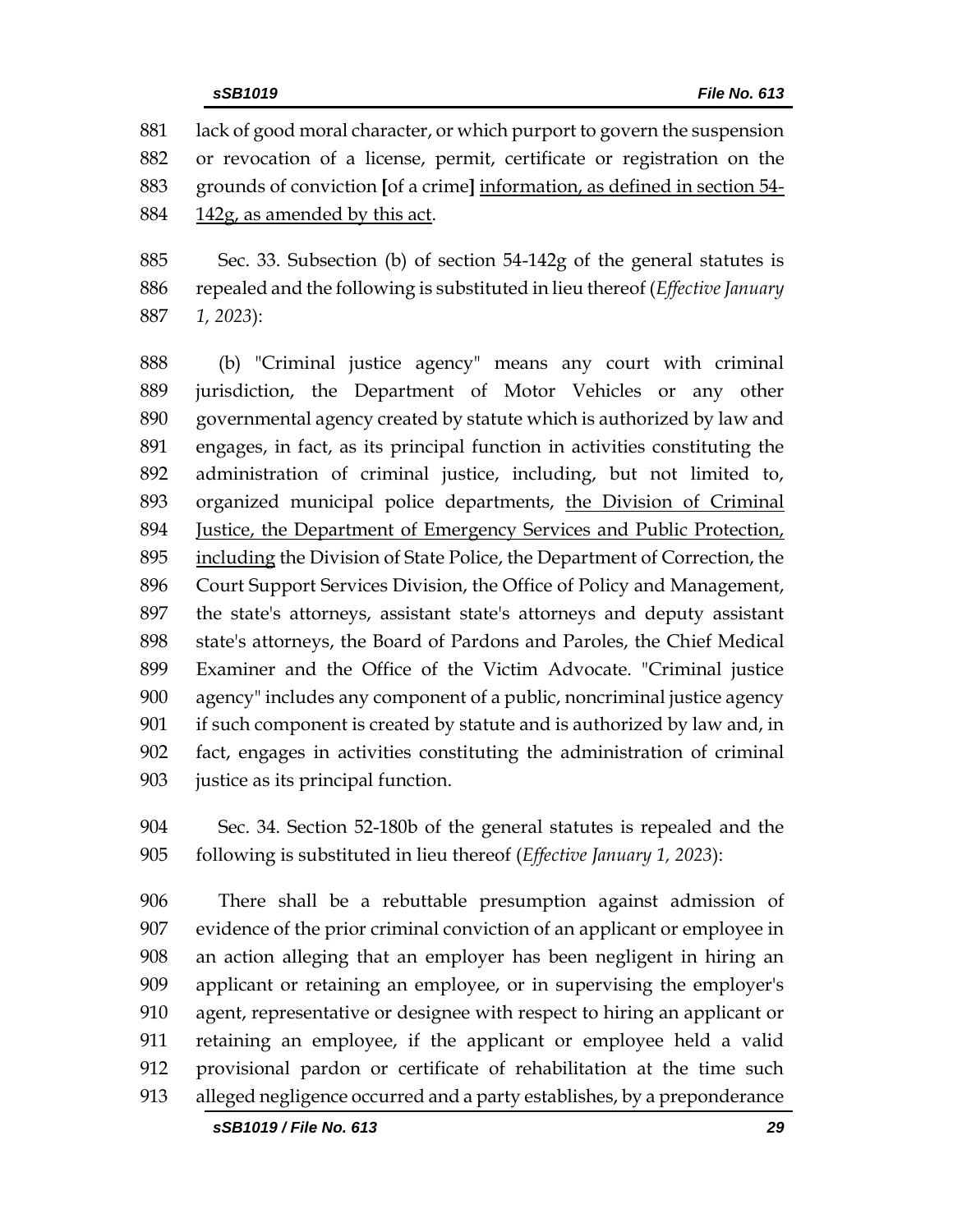881 lack of good moral character, or which purport to govern the suspension
882 or revocation of a license, permit, certificate or registration on the
883 grounds of conviction [of a crime] <u>information, as defined in section 54-</u>
884 <u>142g, as amended by this act</u>.

885 Sec. 33. Subsection (b) of section 54-142g of the general statutes is
886 repealed and the following is substituted in lieu thereof (*Effective January*
887 *1, 2023*):

888 (b) "Criminal justice agency" means any court with criminal
889 jurisdiction, the Department of Motor Vehicles or any other
890 governmental agency created by statute which is authorized by law and
891 engages, in fact, as its principal function in activities constituting the
892 administration of criminal justice, including, but not limited to,
893 organized municipal police departments, <u>the Division of Criminal</u>
894 <u>Justice, the Department of Emergency Services and Public Protection,</u>
895 <u>including</u> the Division of State Police, the Department of Correction, the
896 Court Support Services Division, the Office of Policy and Management,
897 the state's attorneys, assistant state's attorneys and deputy assistant
898 state's attorneys, the Board of Pardons and Paroles, the Chief Medical
899 Examiner and the Office of the Victim Advocate. "Criminal justice
900 agency" includes any component of a public, noncriminal justice agency
901 if such component is created by statute and is authorized by law and, in
902 fact, engages in activities constituting the administration of criminal
903 justice as its principal function.

904 Sec. 34. Section 52-180b of the general statutes is repealed and the
905 following is substituted in lieu thereof (*Effective January 1, 2023*):

906 There shall be a rebuttable presumption against admission of
907 evidence of the prior criminal conviction of an applicant or employee in
908 an action alleging that an employer has been negligent in hiring an
909 applicant or retaining an employee, or in supervising the employer's
910 agent, representative or designee with respect to hiring an applicant or
911 retaining an employee, if the applicant or employee held a valid
912 provisional pardon or certificate of rehabilitation at the time such
913 alleged negligence occurred and a party establishes, by a preponderance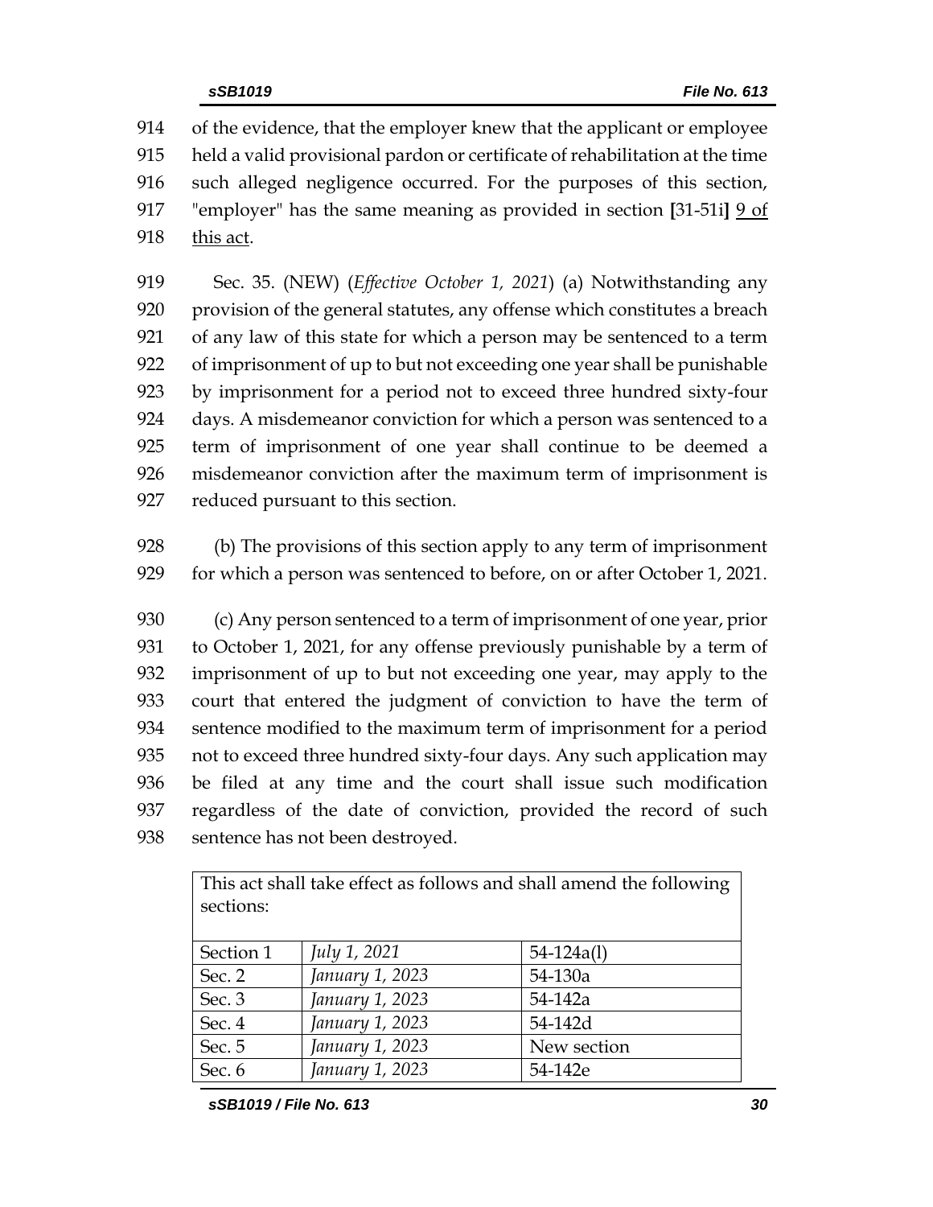914 of the evidence, that the employer knew that the applicant or employee
915 held a valid provisional pardon or certificate of rehabilitation at the time
916 such alleged negligence occurred. For the purposes of this section,
917 "employer" has the same meaning as provided in section **[**31-51i**]** <u>9 of</u>
918 <u>this act</u>.

919 Sec. 35. (NEW) (*Effective October 1, 2021*) (a) Notwithstanding any
920 provision of the general statutes, any offense which constitutes a breach
921 of any law of this state for which a person may be sentenced to a term
922 of imprisonment of up to but not exceeding one year shall be punishable
923 by imprisonment for a period not to exceed three hundred sixty-four
924 days. A misdemeanor conviction for which a person was sentenced to a
925 term of imprisonment of one year shall continue to be deemed a
926 misdemeanor conviction after the maximum term of imprisonment is
927 reduced pursuant to this section.

928 (b) The provisions of this section apply to any term of imprisonment
929 for which a person was sentenced to before, on or after October 1, 2021.

930 (c) Any person sentenced to a term of imprisonment of one year, prior
931 to October 1, 2021, for any offense previously punishable by a term of
932 imprisonment of up to but not exceeding one year, may apply to the
933 court that entered the judgment of conviction to have the term of
934 sentence modified to the maximum term of imprisonment for a period
935 not to exceed three hundred sixty-four days. Any such application may
936 be filed at any time and the court shall issue such modification
937 regardless of the date of conviction, provided the record of such
938 sentence has not been destroyed.

| This act shall take effect as follows and shall amend the following sections: | | |
|---|---|---|
| Section 1 | *July 1, 2021* | 54-124a(l) |
| Sec. 2 | *January 1, 2023* | 54-130a |
| Sec. 3 | *January 1, 2023* | 54-142a |
| Sec. 4 | *January 1, 2023* | 54-142d |
| Sec. 5 | *January 1, 2023* | New section |
| Sec. 6 | *January 1, 2023* | 54-142e |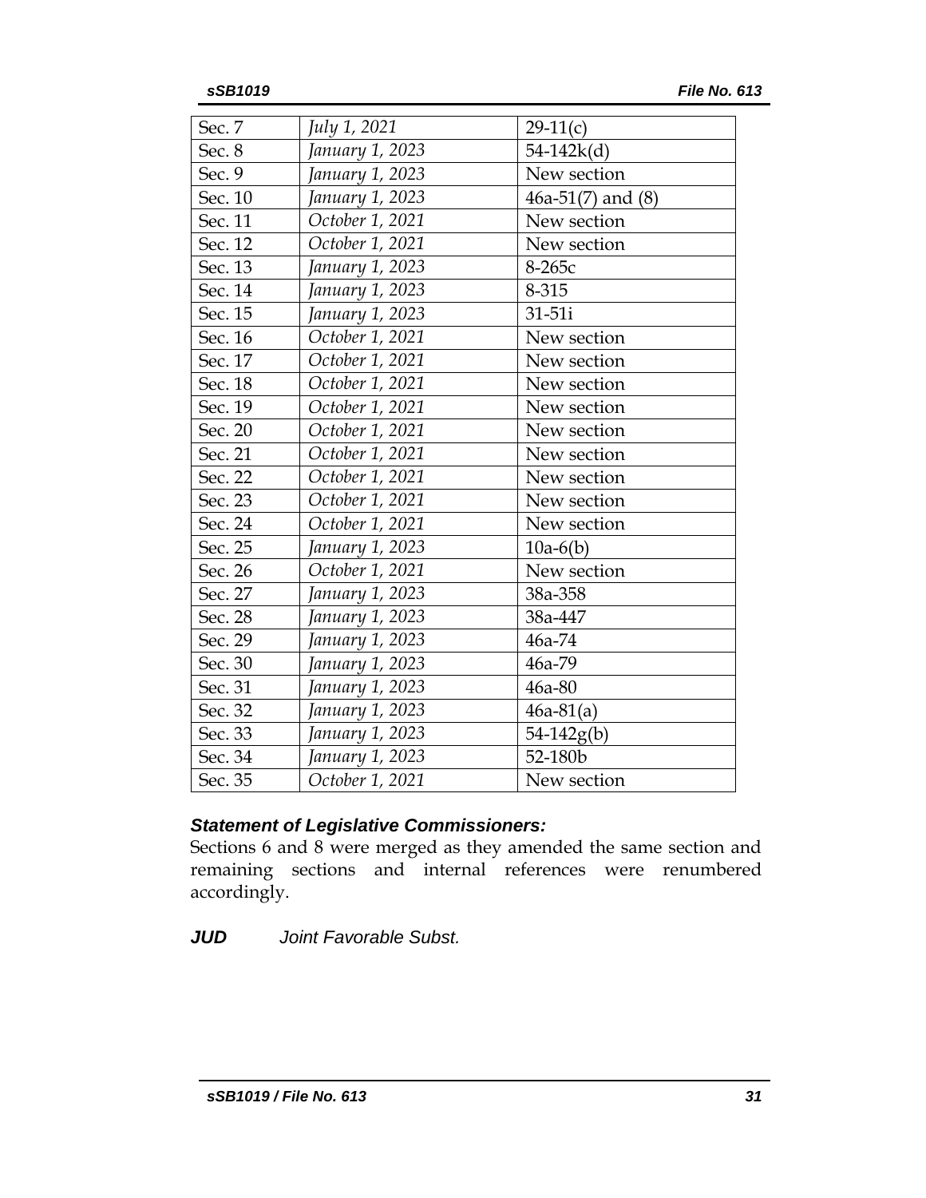| | | |
|---|---|---|
| Sec. 7 | *July 1, 2021* | 29-11(c) |
| Sec. 8 | *January 1, 2023* | 54-142k(d) |
| Sec. 9 | *January 1, 2023* | New section |
| Sec. 10 | *January 1, 2023* | 46a-51(7) and (8) |
| Sec. 11 | *October 1, 2021* | New section |
| Sec. 12 | *October 1, 2021* | New section |
| Sec. 13 | *January 1, 2023* | 8-265c |
| Sec. 14 | *January 1, 2023* | 8-315 |
| Sec. 15 | *January 1, 2023* | 31-51i |
| Sec. 16 | *October 1, 2021* | New section |
| Sec. 17 | *October 1, 2021* | New section |
| Sec. 18 | *October 1, 2021* | New section |
| Sec. 19 | *October 1, 2021* | New section |
| Sec. 20 | *October 1, 2021* | New section |
| Sec. 21 | *October 1, 2021* | New section |
| Sec. 22 | *October 1, 2021* | New section |
| Sec. 23 | *October 1, 2021* | New section |
| Sec. 24 | *October 1, 2021* | New section |
| Sec. 25 | *January 1, 2023* | 10a-6(b) |
| Sec. 26 | *October 1, 2021* | New section |
| Sec. 27 | *January 1, 2023* | 38a-358 |
| Sec. 28 | *January 1, 2023* | 38a-447 |
| Sec. 29 | *January 1, 2023* | 46a-74 |
| Sec. 30 | *January 1, 2023* | 46a-79 |
| Sec. 31 | *January 1, 2023* | 46a-80 |
| Sec. 32 | *January 1, 2023* | 46a-81(a) |
| Sec. 33 | *January 1, 2023* | 54-142g(b) |
| Sec. 34 | *January 1, 2023* | 52-180b |
| Sec. 35 | *October 1, 2021* | New section |

***Statement of Legislative Commissioners:***

Sections 6 and 8 were merged as they amended the same section and remaining sections and internal references were renumbered accordingly.

***JUD*** *Joint Favorable Subst.*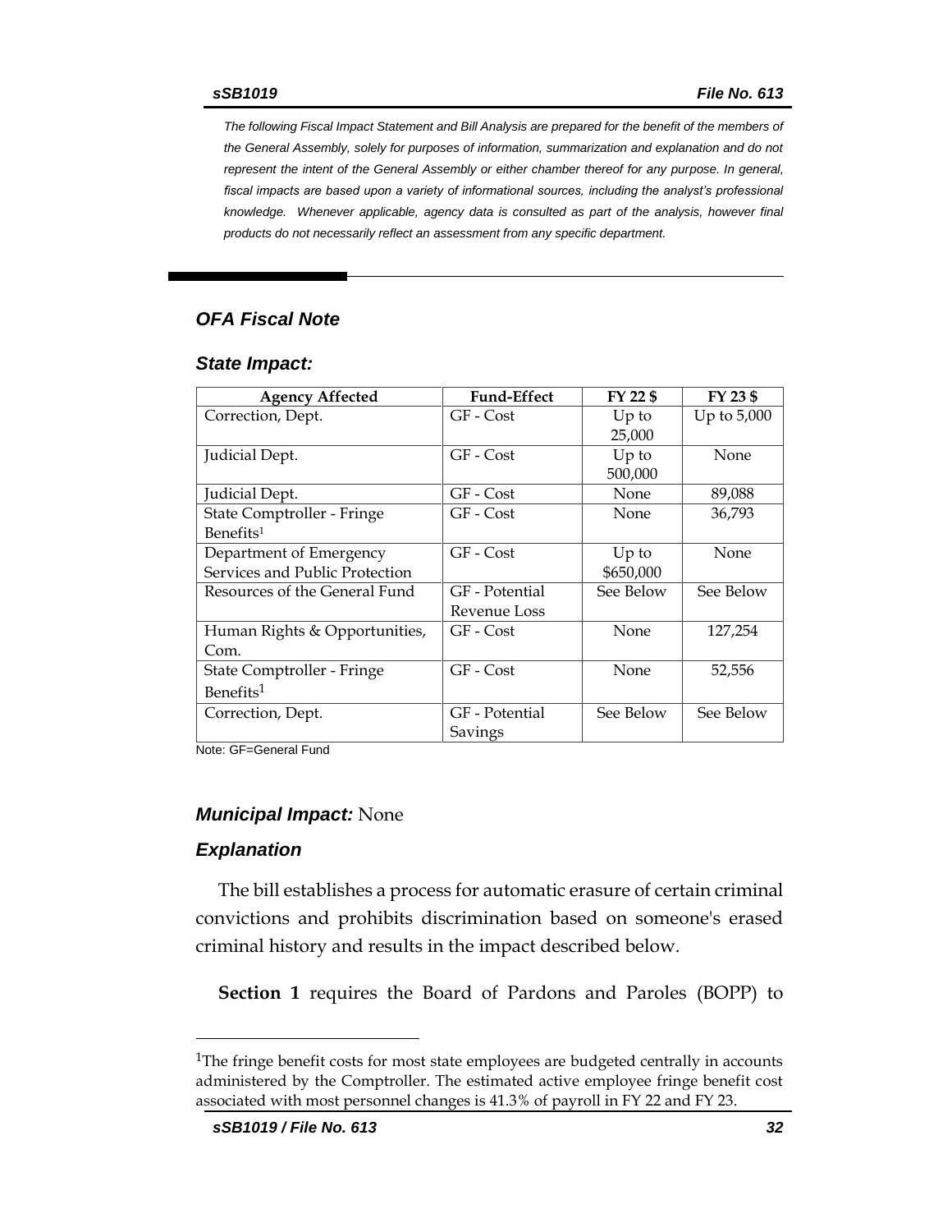*The following Fiscal Impact Statement and Bill Analysis are prepared for the benefit of the members of the General Assembly, solely for purposes of information, summarization and explanation and do not represent the intent of the General Assembly or either chamber thereof for any purpose. In general, fiscal impacts are based upon a variety of informational sources, including the analyst's professional knowledge. Whenever applicable, agency data is consulted as part of the analysis, however final products do not necessarily reflect an assessment from any specific department.*

## *OFA Fiscal Note*

### *State Impact:*

| Agency Affected | Fund-Effect | FY 22 $ | FY 23 $ |
|---|---|---|---|
| Correction, Dept. | GF - Cost | Up to 25,000 | Up to 5,000 |
| Judicial Dept. | GF - Cost | Up to 500,000 | None |
| Judicial Dept. | GF - Cost | None | 89,088 |
| State Comptroller - Fringe Benefits[1] | GF - Cost | None | 36,793 |
| Department of Emergency Services and Public Protection | GF - Cost | Up to $650,000 | None |
| Resources of the General Fund | GF - Potential Revenue Loss | See Below | See Below |
| Human Rights & Opportunities, Com. | GF - Cost | None | 127,254 |
| State Comptroller - Fringe Benefits[1] | GF - Cost | None | 52,556 |
| Correction, Dept. | GF - Potential Savings | See Below | See Below |

Note: GF=General Fund

### *Municipal Impact:* None

### *Explanation*

The bill establishes a process for automatic erasure of certain criminal convictions and prohibits discrimination based on someone's erased criminal history and results in the impact described below.

**Section 1** requires the Board of Pardons and Paroles (BOPP) to

[1]The fringe benefit costs for most state employees are budgeted centrally in accounts administered by the Comptroller. The estimated active employee fringe benefit cost associated with most personnel changes is 41.3% of payroll in FY 22 and FY 23.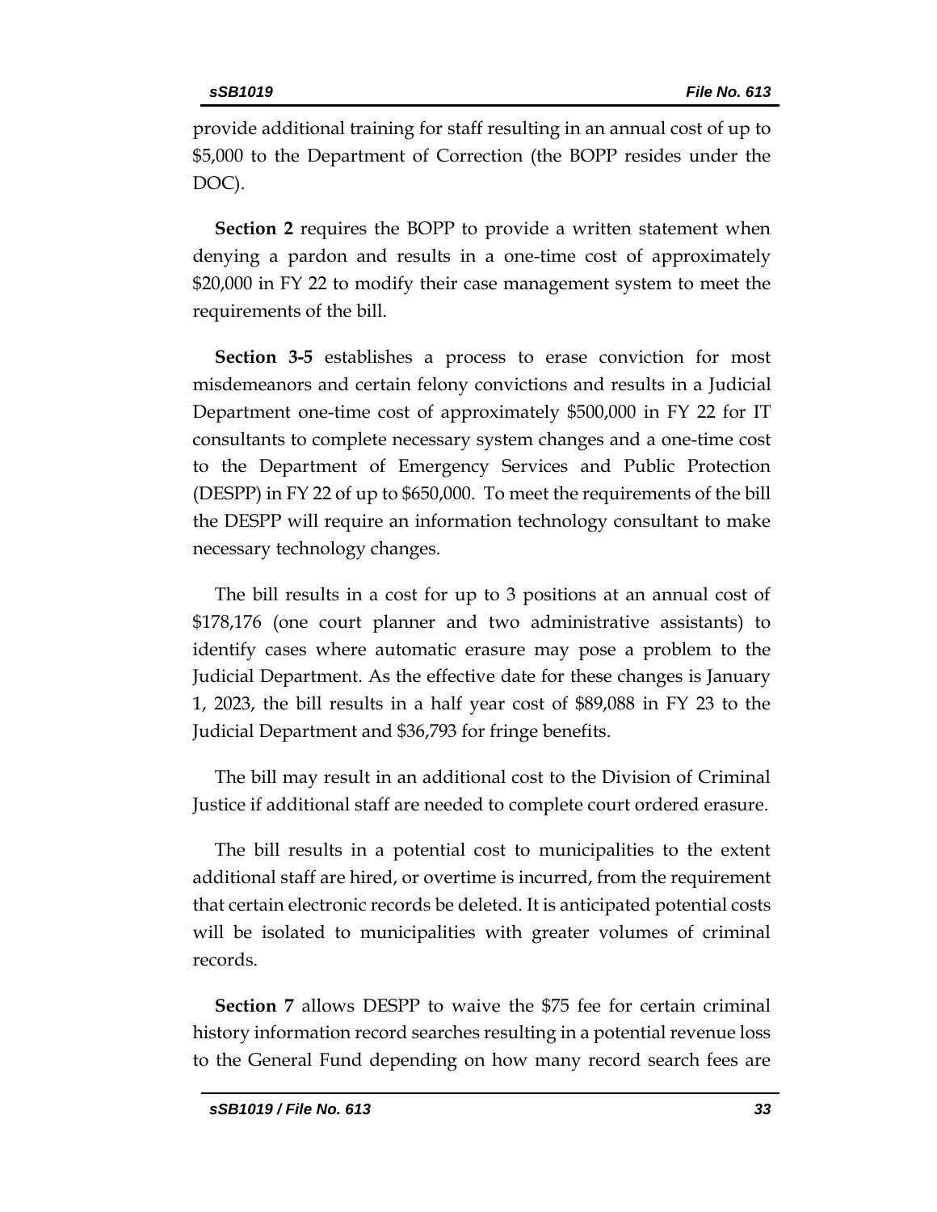provide additional training for staff resulting in an annual cost of up to $5,000 to the Department of Correction (the BOPP resides under the DOC).

**Section 2** requires the BOPP to provide a written statement when denying a pardon and results in a one-time cost of approximately $20,000 in FY 22 to modify their case management system to meet the requirements of the bill.

**Section 3-5** establishes a process to erase conviction for most misdemeanors and certain felony convictions and results in a Judicial Department one-time cost of approximately $500,000 in FY 22 for IT consultants to complete necessary system changes and a one-time cost to the Department of Emergency Services and Public Protection (DESPP) in FY 22 of up to $650,000. To meet the requirements of the bill the DESPP will require an information technology consultant to make necessary technology changes.

The bill results in a cost for up to 3 positions at an annual cost of $178,176 (one court planner and two administrative assistants) to identify cases where automatic erasure may pose a problem to the Judicial Department. As the effective date for these changes is January 1, 2023, the bill results in a half year cost of $89,088 in FY 23 to the Judicial Department and $36,793 for fringe benefits.

The bill may result in an additional cost to the Division of Criminal Justice if additional staff are needed to complete court ordered erasure.

The bill results in a potential cost to municipalities to the extent additional staff are hired, or overtime is incurred, from the requirement that certain electronic records be deleted. It is anticipated potential costs will be isolated to municipalities with greater volumes of criminal records.

**Section 7** allows DESPP to waive the $75 fee for certain criminal history information record searches resulting in a potential revenue loss to the General Fund depending on how many record search fees are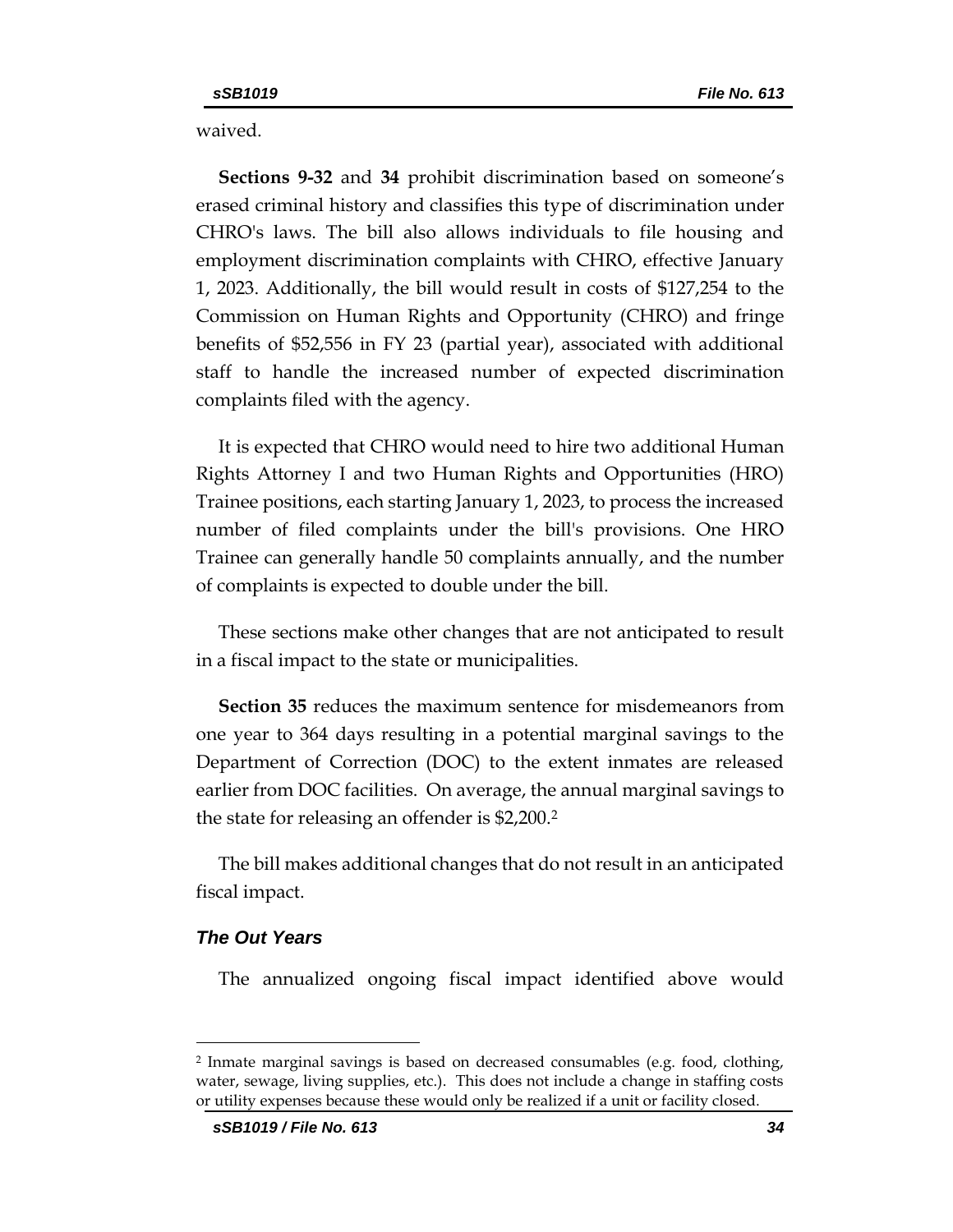waived.

**Sections 9-32** and **34** prohibit discrimination based on someone's erased criminal history and classifies this type of discrimination under CHRO's laws. The bill also allows individuals to file housing and employment discrimination complaints with CHRO, effective January 1, 2023. Additionally, the bill would result in costs of $127,254 to the Commission on Human Rights and Opportunity (CHRO) and fringe benefits of $52,556 in FY 23 (partial year), associated with additional staff to handle the increased number of expected discrimination complaints filed with the agency.

It is expected that CHRO would need to hire two additional Human Rights Attorney I and two Human Rights and Opportunities (HRO) Trainee positions, each starting January 1, 2023, to process the increased number of filed complaints under the bill's provisions. One HRO Trainee can generally handle 50 complaints annually, and the number of complaints is expected to double under the bill.

These sections make other changes that are not anticipated to result in a fiscal impact to the state or municipalities.

**Section 35** reduces the maximum sentence for misdemeanors from one year to 364 days resulting in a potential marginal savings to the Department of Correction (DOC) to the extent inmates are released earlier from DOC facilities. On average, the annual marginal savings to the state for releasing an offender is $2,200.[2]

The bill makes additional changes that do not result in an anticipated fiscal impact.

### *The Out Years*

The annualized ongoing fiscal impact identified above would

---

[2] Inmate marginal savings is based on decreased consumables (e.g. food, clothing, water, sewage, living supplies, etc.). This does not include a change in staffing costs or utility expenses because these would only be realized if a unit or facility closed.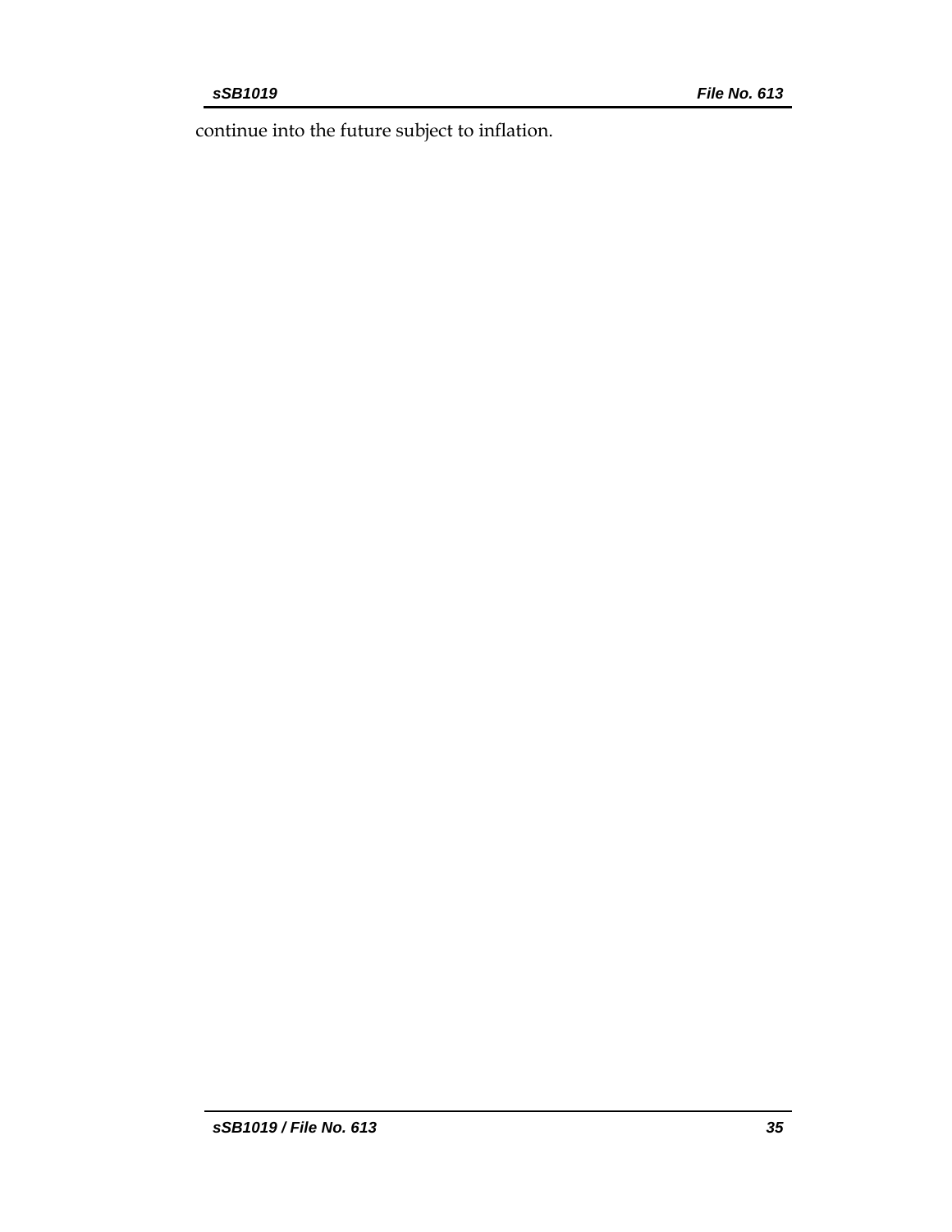continue into the future subject to inflation.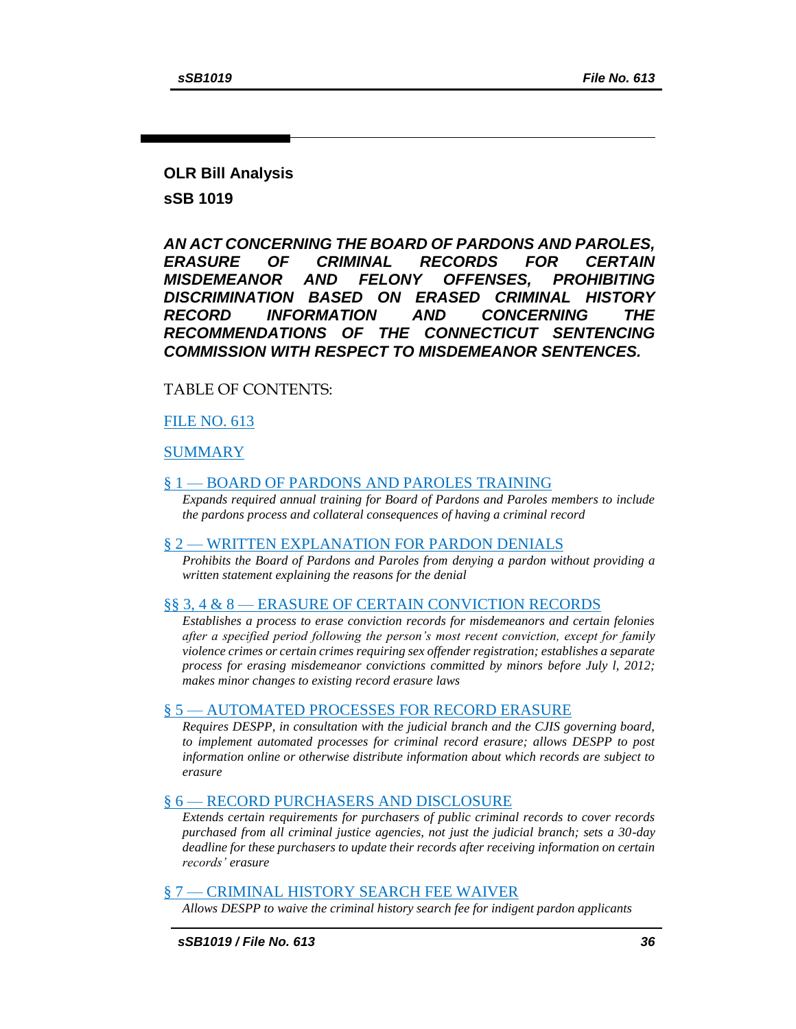## OLR Bill Analysis

## sSB 1019

***AN ACT CONCERNING THE BOARD OF PARDONS AND PAROLES, ERASURE OF CRIMINAL RECORDS FOR CERTAIN MISDEMEANOR AND FELONY OFFENSES, PROHIBITING DISCRIMINATION BASED ON ERASED CRIMINAL HISTORY RECORD INFORMATION AND CONCERNING THE RECOMMENDATIONS OF THE CONNECTICUT SENTENCING COMMISSION WITH RESPECT TO MISDEMEANOR SENTENCES.***

TABLE OF CONTENTS:

FILE NO. 613

SUMMARY

§ 1 — BOARD OF PARDONS AND PAROLES TRAINING

*Expands required annual training for Board of Pardons and Paroles members to include the pardons process and collateral consequences of having a criminal record*

§ 2 — WRITTEN EXPLANATION FOR PARDON DENIALS

*Prohibits the Board of Pardons and Paroles from denying a pardon without providing a written statement explaining the reasons for the denial*

§§ 3, 4 & 8 — ERASURE OF CERTAIN CONVICTION RECORDS

*Establishes a process to erase conviction records for misdemeanors and certain felonies after a specified period following the person's most recent conviction, except for family violence crimes or certain crimes requiring sex offender registration; establishes a separate process for erasing misdemeanor convictions committed by minors before July l, 2012; makes minor changes to existing record erasure laws*

§ 5 — AUTOMATED PROCESSES FOR RECORD ERASURE

*Requires DESPP, in consultation with the judicial branch and the CJIS governing board, to implement automated processes for criminal record erasure; allows DESPP to post information online or otherwise distribute information about which records are subject to erasure*

§ 6 — RECORD PURCHASERS AND DISCLOSURE

*Extends certain requirements for purchasers of public criminal records to cover records purchased from all criminal justice agencies, not just the judicial branch; sets a 30-day deadline for these purchasers to update their records after receiving information on certain records' erasure*

§ 7 — CRIMINAL HISTORY SEARCH FEE WAIVER

*Allows DESPP to waive the criminal history search fee for indigent pardon applicants*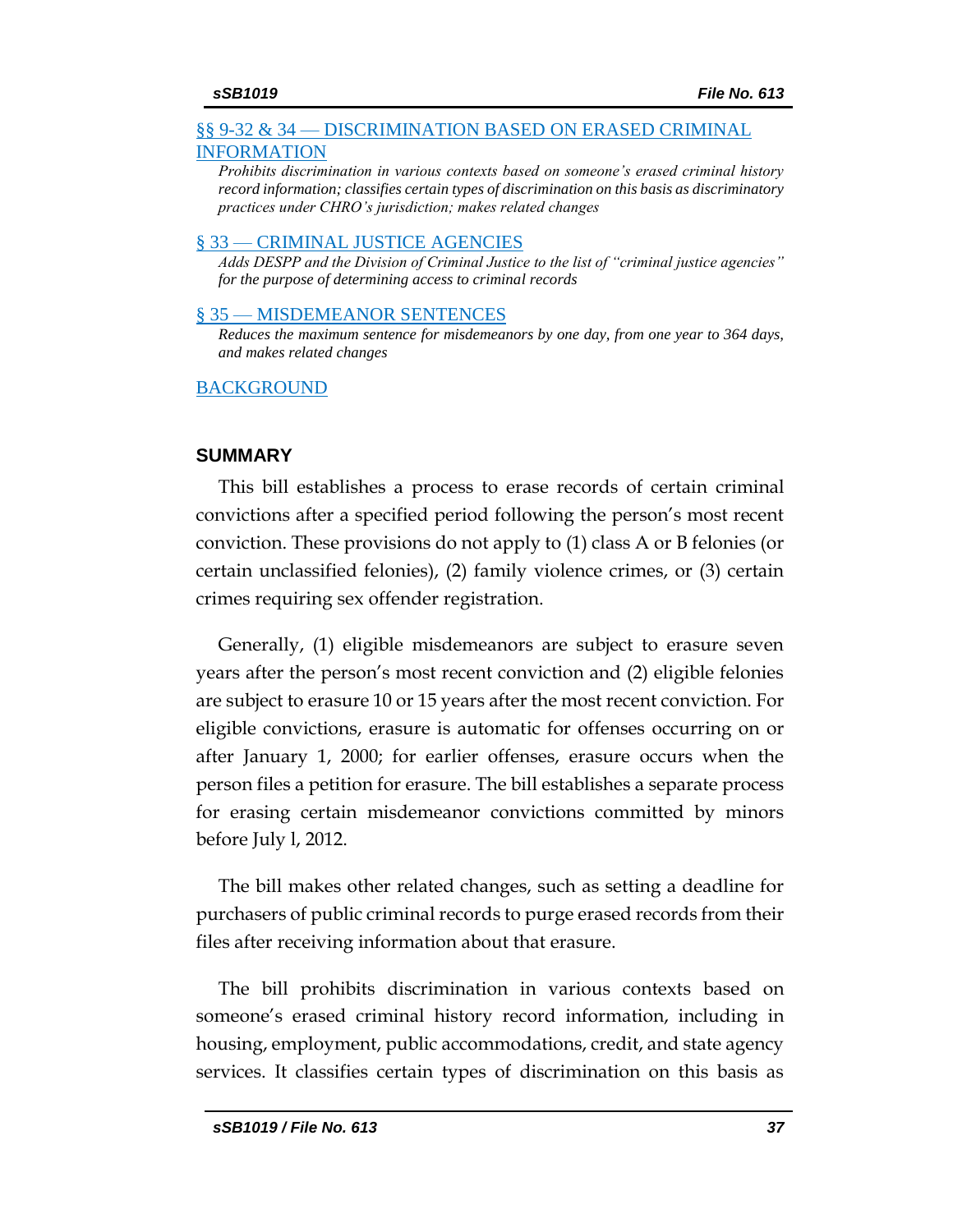[§§ 9-32 & 34 — DISCRIMINATION BASED ON ERASED CRIMINAL INFORMATION]

*Prohibits discrimination in various contexts based on someone's erased criminal history record information; classifies certain types of discrimination on this basis as discriminatory practices under CHRO's jurisdiction; makes related changes*

[§ 33 — CRIMINAL JUSTICE AGENCIES]

*Adds DESPP and the Division of Criminal Justice to the list of "criminal justice agencies" for the purpose of determining access to criminal records*

[§ 35 — MISDEMEANOR SENTENCES]

*Reduces the maximum sentence for misdemeanors by one day, from one year to 364 days, and makes related changes*

[BACKGROUND]

## SUMMARY

This bill establishes a process to erase records of certain criminal convictions after a specified period following the person's most recent conviction. These provisions do not apply to (1) class A or B felonies (or certain unclassified felonies), (2) family violence crimes, or (3) certain crimes requiring sex offender registration.

Generally, (1) eligible misdemeanors are subject to erasure seven years after the person's most recent conviction and (2) eligible felonies are subject to erasure 10 or 15 years after the most recent conviction. For eligible convictions, erasure is automatic for offenses occurring on or after January 1, 2000; for earlier offenses, erasure occurs when the person files a petition for erasure. The bill establishes a separate process for erasing certain misdemeanor convictions committed by minors before July l, 2012.

The bill makes other related changes, such as setting a deadline for purchasers of public criminal records to purge erased records from their files after receiving information about that erasure.

The bill prohibits discrimination in various contexts based on someone's erased criminal history record information, including in housing, employment, public accommodations, credit, and state agency services. It classifies certain types of discrimination on this basis as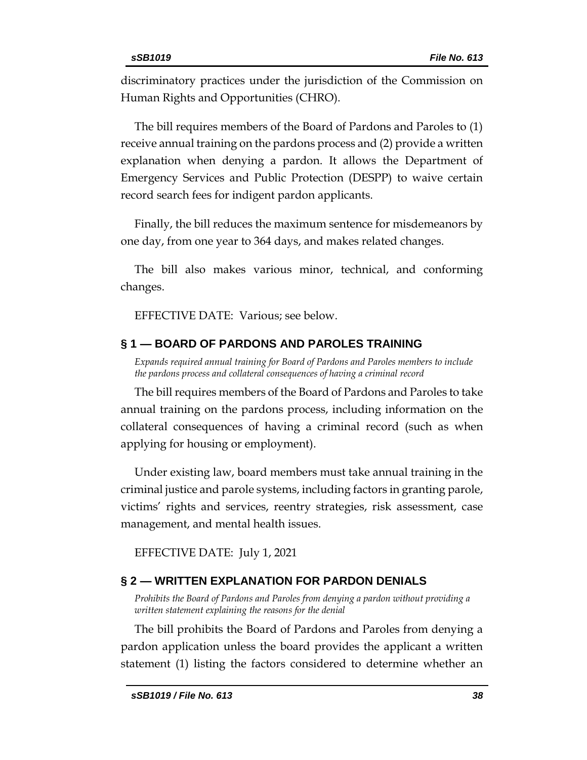discriminatory practices under the jurisdiction of the Commission on Human Rights and Opportunities (CHRO).

The bill requires members of the Board of Pardons and Paroles to (1) receive annual training on the pardons process and (2) provide a written explanation when denying a pardon. It allows the Department of Emergency Services and Public Protection (DESPP) to waive certain record search fees for indigent pardon applicants.

Finally, the bill reduces the maximum sentence for misdemeanors by one day, from one year to 364 days, and makes related changes.

The bill also makes various minor, technical, and conforming changes.

EFFECTIVE DATE: Various; see below.

## § 1 — BOARD OF PARDONS AND PAROLES TRAINING

*Expands required annual training for Board of Pardons and Paroles members to include the pardons process and collateral consequences of having a criminal record*

The bill requires members of the Board of Pardons and Paroles to take annual training on the pardons process, including information on the collateral consequences of having a criminal record (such as when applying for housing or employment).

Under existing law, board members must take annual training in the criminal justice and parole systems, including factors in granting parole, victims' rights and services, reentry strategies, risk assessment, case management, and mental health issues.

EFFECTIVE DATE: July 1, 2021

## § 2 — WRITTEN EXPLANATION FOR PARDON DENIALS

*Prohibits the Board of Pardons and Paroles from denying a pardon without providing a written statement explaining the reasons for the denial*

The bill prohibits the Board of Pardons and Paroles from denying a pardon application unless the board provides the applicant a written statement (1) listing the factors considered to determine whether an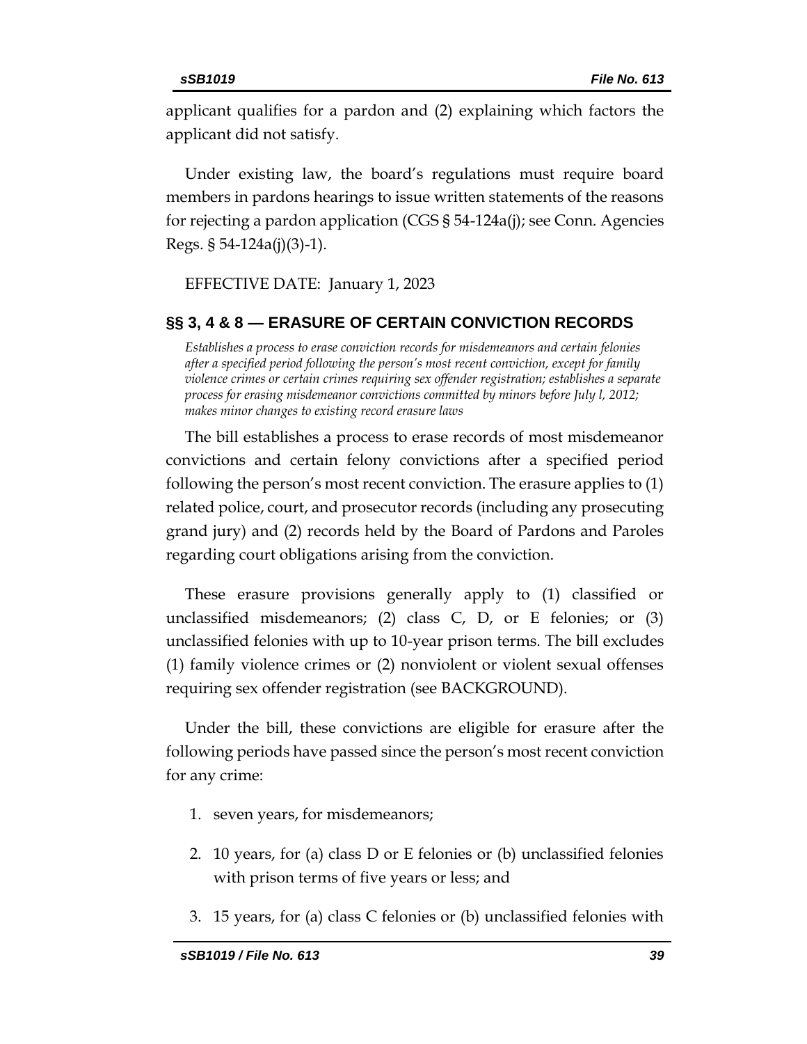applicant qualifies for a pardon and (2) explaining which factors the applicant did not satisfy.

Under existing law, the board's regulations must require board members in pardons hearings to issue written statements of the reasons for rejecting a pardon application (CGS § 54-124a(j); see Conn. Agencies Regs. § 54-124a(j)(3)-1).

EFFECTIVE DATE: January 1, 2023

## §§ 3, 4 & 8 — ERASURE OF CERTAIN CONVICTION RECORDS

*Establishes a process to erase conviction records for misdemeanors and certain felonies after a specified period following the person's most recent conviction, except for family violence crimes or certain crimes requiring sex offender registration; establishes a separate process for erasing misdemeanor convictions committed by minors before July l, 2012; makes minor changes to existing record erasure laws*

The bill establishes a process to erase records of most misdemeanor convictions and certain felony convictions after a specified period following the person's most recent conviction. The erasure applies to (1) related police, court, and prosecutor records (including any prosecuting grand jury) and (2) records held by the Board of Pardons and Paroles regarding court obligations arising from the conviction.

These erasure provisions generally apply to (1) classified or unclassified misdemeanors; (2) class C, D, or E felonies; or (3) unclassified felonies with up to 10-year prison terms. The bill excludes (1) family violence crimes or (2) nonviolent or violent sexual offenses requiring sex offender registration (see BACKGROUND).

Under the bill, these convictions are eligible for erasure after the following periods have passed since the person's most recent conviction for any crime:

1. seven years, for misdemeanors;
2. 10 years, for (a) class D or E felonies or (b) unclassified felonies with prison terms of five years or less; and
3. 15 years, for (a) class C felonies or (b) unclassified felonies with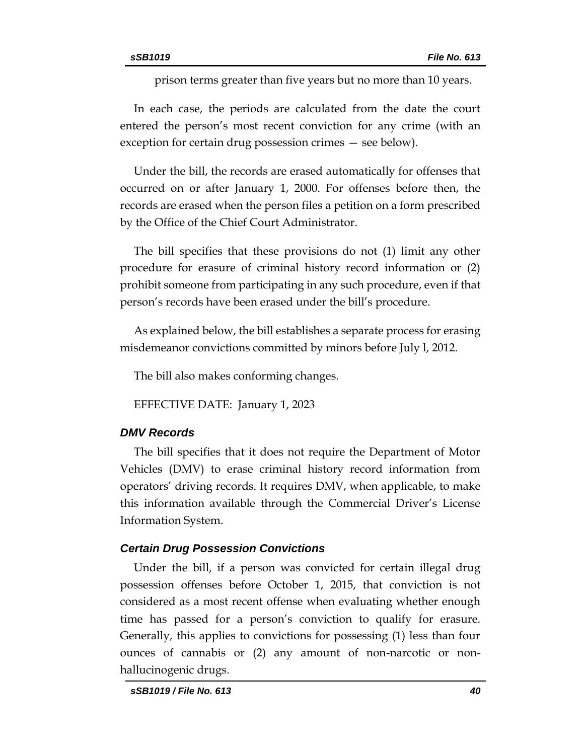prison terms greater than five years but no more than 10 years.

In each case, the periods are calculated from the date the court entered the person's most recent conviction for any crime (with an exception for certain drug possession crimes — see below).

Under the bill, the records are erased automatically for offenses that occurred on or after January 1, 2000. For offenses before then, the records are erased when the person files a petition on a form prescribed by the Office of the Chief Court Administrator.

The bill specifies that these provisions do not (1) limit any other procedure for erasure of criminal history record information or (2) prohibit someone from participating in any such procedure, even if that person's records have been erased under the bill's procedure.

As explained below, the bill establishes a separate process for erasing misdemeanor convictions committed by minors before July l, 2012.

The bill also makes conforming changes.

EFFECTIVE DATE: January 1, 2023

### *DMV Records*

The bill specifies that it does not require the Department of Motor Vehicles (DMV) to erase criminal history record information from operators' driving records. It requires DMV, when applicable, to make this information available through the Commercial Driver's License Information System.

### *Certain Drug Possession Convictions*

Under the bill, if a person was convicted for certain illegal drug possession offenses before October 1, 2015, that conviction is not considered as a most recent offense when evaluating whether enough time has passed for a person's conviction to qualify for erasure. Generally, this applies to convictions for possessing (1) less than four ounces of cannabis or (2) any amount of non-narcotic or non-hallucinogenic drugs.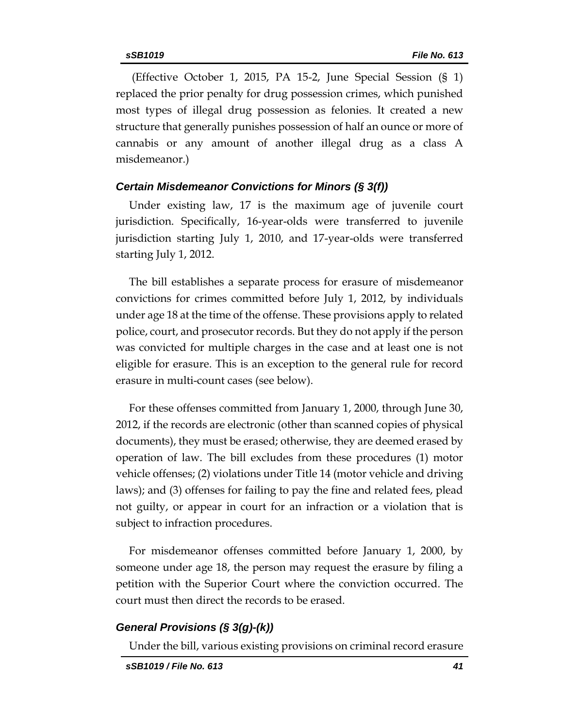(Effective October 1, 2015, PA 15-2, June Special Session (§ 1) replaced the prior penalty for drug possession crimes, which punished most types of illegal drug possession as felonies. It created a new structure that generally punishes possession of half an ounce or more of cannabis or any amount of another illegal drug as a class A misdemeanor.)

### *Certain Misdemeanor Convictions for Minors (§ 3(f))*

Under existing law, 17 is the maximum age of juvenile court jurisdiction. Specifically, 16-year-olds were transferred to juvenile jurisdiction starting July 1, 2010, and 17-year-olds were transferred starting July 1, 2012.

The bill establishes a separate process for erasure of misdemeanor convictions for crimes committed before July 1, 2012, by individuals under age 18 at the time of the offense. These provisions apply to related police, court, and prosecutor records. But they do not apply if the person was convicted for multiple charges in the case and at least one is not eligible for erasure. This is an exception to the general rule for record erasure in multi-count cases (see below).

For these offenses committed from January 1, 2000, through June 30, 2012, if the records are electronic (other than scanned copies of physical documents), they must be erased; otherwise, they are deemed erased by operation of law. The bill excludes from these procedures (1) motor vehicle offenses; (2) violations under Title 14 (motor vehicle and driving laws); and (3) offenses for failing to pay the fine and related fees, plead not guilty, or appear in court for an infraction or a violation that is subject to infraction procedures.

For misdemeanor offenses committed before January 1, 2000, by someone under age 18, the person may request the erasure by filing a petition with the Superior Court where the conviction occurred. The court must then direct the records to be erased.

### *General Provisions (§ 3(g)-(k))*

Under the bill, various existing provisions on criminal record erasure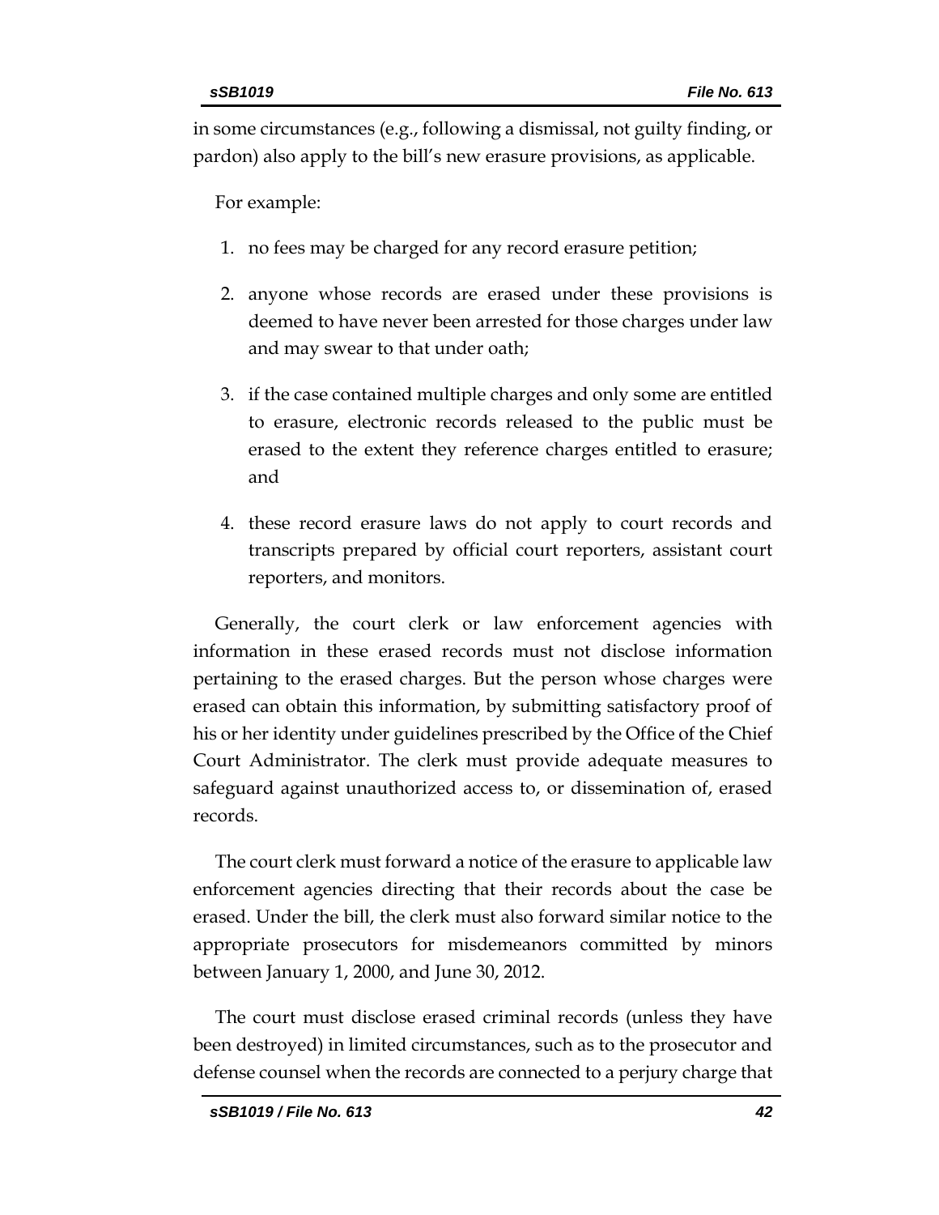in some circumstances (e.g., following a dismissal, not guilty finding, or pardon) also apply to the bill's new erasure provisions, as applicable.

For example:

1. no fees may be charged for any record erasure petition;
2. anyone whose records are erased under these provisions is deemed to have never been arrested for those charges under law and may swear to that under oath;
3. if the case contained multiple charges and only some are entitled to erasure, electronic records released to the public must be erased to the extent they reference charges entitled to erasure; and
4. these record erasure laws do not apply to court records and transcripts prepared by official court reporters, assistant court reporters, and monitors.

Generally, the court clerk or law enforcement agencies with information in these erased records must not disclose information pertaining to the erased charges. But the person whose charges were erased can obtain this information, by submitting satisfactory proof of his or her identity under guidelines prescribed by the Office of the Chief Court Administrator. The clerk must provide adequate measures to safeguard against unauthorized access to, or dissemination of, erased records.

The court clerk must forward a notice of the erasure to applicable law enforcement agencies directing that their records about the case be erased. Under the bill, the clerk must also forward similar notice to the appropriate prosecutors for misdemeanors committed by minors between January 1, 2000, and June 30, 2012.

The court must disclose erased criminal records (unless they have been destroyed) in limited circumstances, such as to the prosecutor and defense counsel when the records are connected to a perjury charge that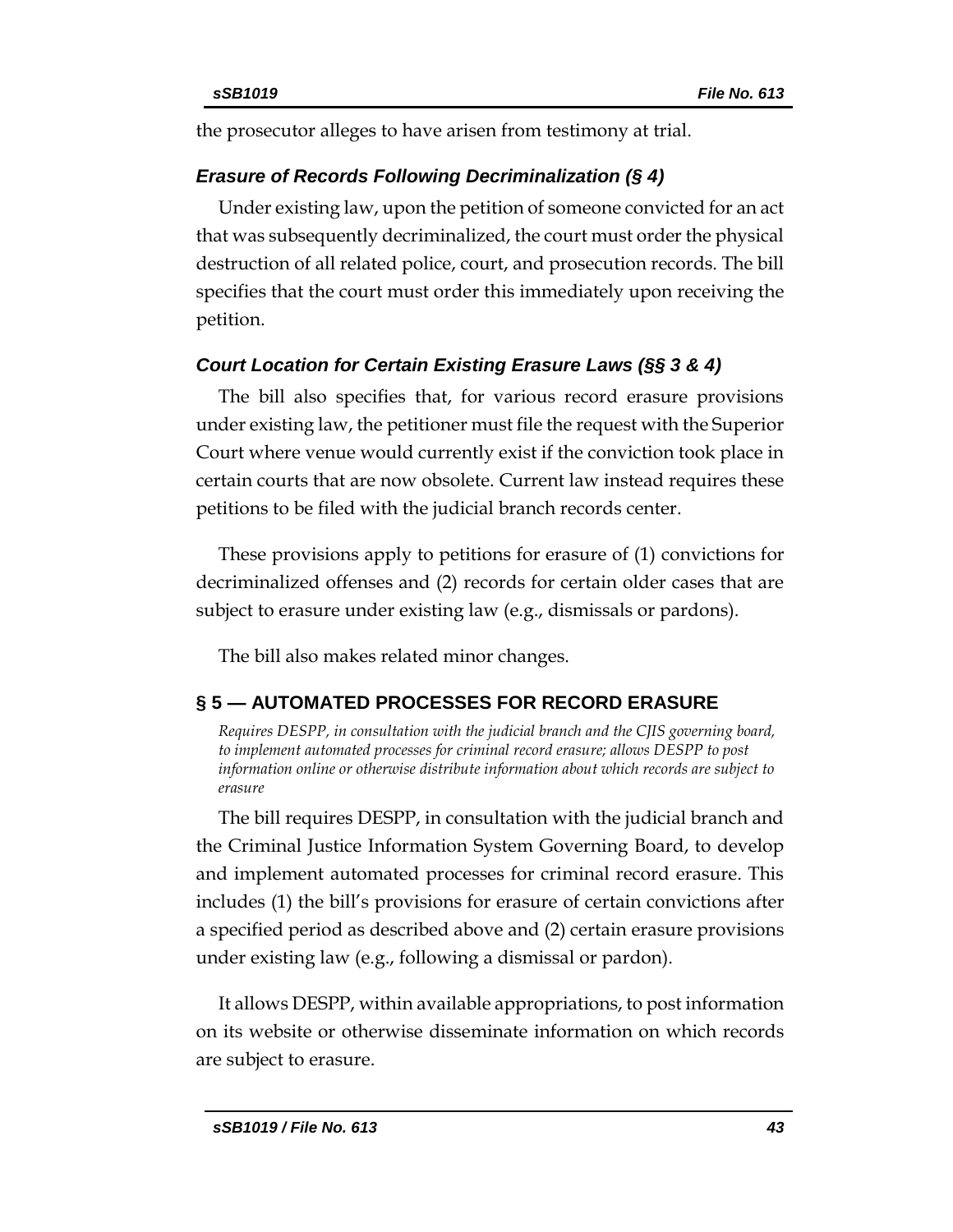the prosecutor alleges to have arisen from testimony at trial.

### *Erasure of Records Following Decriminalization (§ 4)*

Under existing law, upon the petition of someone convicted for an act that was subsequently decriminalized, the court must order the physical destruction of all related police, court, and prosecution records. The bill specifies that the court must order this immediately upon receiving the petition.

### *Court Location for Certain Existing Erasure Laws (§§ 3 & 4)*

The bill also specifies that, for various record erasure provisions under existing law, the petitioner must file the request with the Superior Court where venue would currently exist if the conviction took place in certain courts that are now obsolete. Current law instead requires these petitions to be filed with the judicial branch records center.

These provisions apply to petitions for erasure of (1) convictions for decriminalized offenses and (2) records for certain older cases that are subject to erasure under existing law (e.g., dismissals or pardons).

The bill also makes related minor changes.

## § 5 — AUTOMATED PROCESSES FOR RECORD ERASURE

*Requires DESPP, in consultation with the judicial branch and the CJIS governing board, to implement automated processes for criminal record erasure; allows DESPP to post information online or otherwise distribute information about which records are subject to erasure*

The bill requires DESPP, in consultation with the judicial branch and the Criminal Justice Information System Governing Board, to develop and implement automated processes for criminal record erasure. This includes (1) the bill's provisions for erasure of certain convictions after a specified period as described above and (2) certain erasure provisions under existing law (e.g., following a dismissal or pardon).

It allows DESPP, within available appropriations, to post information on its website or otherwise disseminate information on which records are subject to erasure.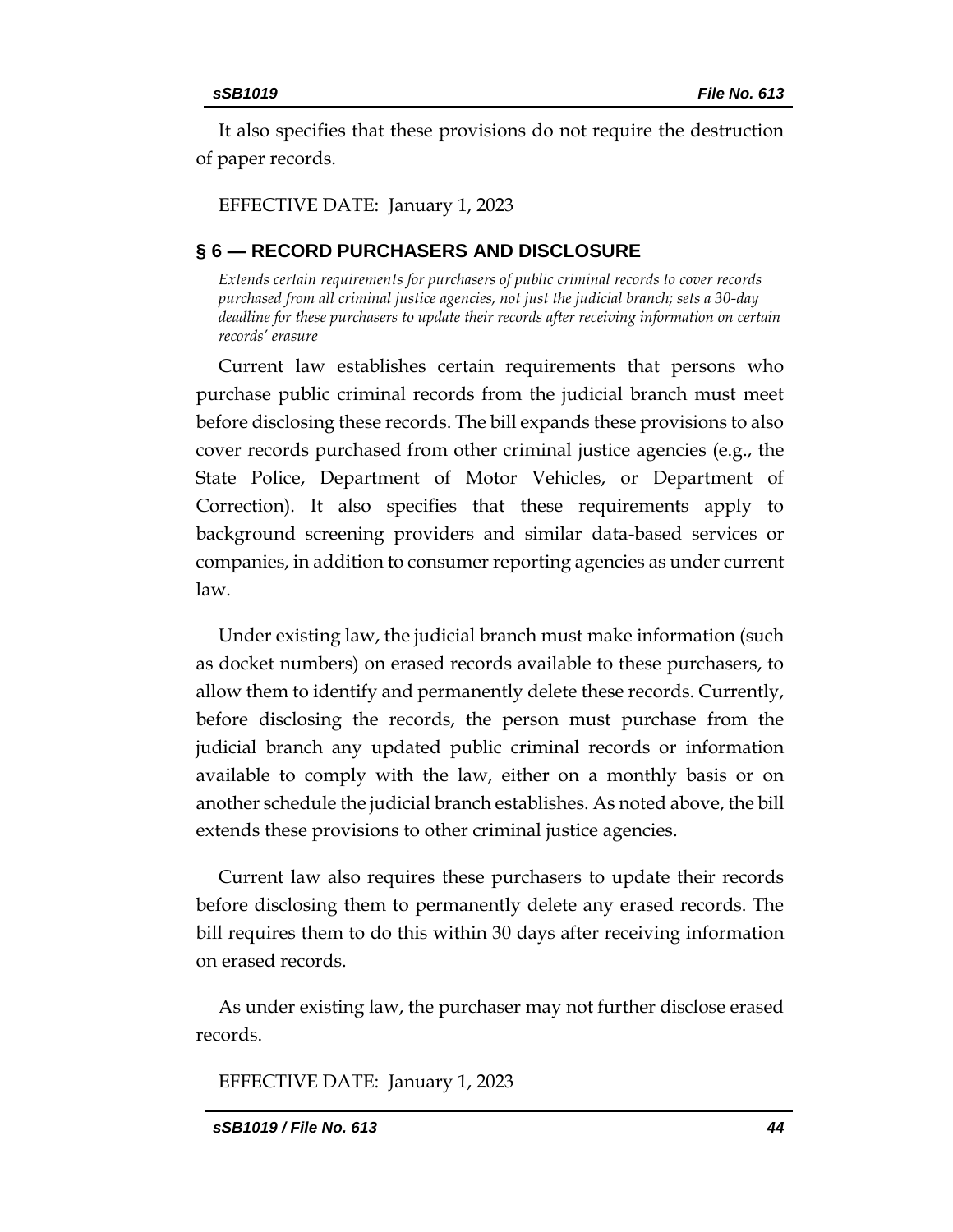It also specifies that these provisions do not require the destruction of paper records.

EFFECTIVE DATE: January 1, 2023

## § 6 — RECORD PURCHASERS AND DISCLOSURE

*Extends certain requirements for purchasers of public criminal records to cover records purchased from all criminal justice agencies, not just the judicial branch; sets a 30-day deadline for these purchasers to update their records after receiving information on certain records' erasure*

Current law establishes certain requirements that persons who purchase public criminal records from the judicial branch must meet before disclosing these records. The bill expands these provisions to also cover records purchased from other criminal justice agencies (e.g., the State Police, Department of Motor Vehicles, or Department of Correction). It also specifies that these requirements apply to background screening providers and similar data-based services or companies, in addition to consumer reporting agencies as under current law.

Under existing law, the judicial branch must make information (such as docket numbers) on erased records available to these purchasers, to allow them to identify and permanently delete these records. Currently, before disclosing the records, the person must purchase from the judicial branch any updated public criminal records or information available to comply with the law, either on a monthly basis or on another schedule the judicial branch establishes. As noted above, the bill extends these provisions to other criminal justice agencies.

Current law also requires these purchasers to update their records before disclosing them to permanently delete any erased records. The bill requires them to do this within 30 days after receiving information on erased records.

As under existing law, the purchaser may not further disclose erased records.

EFFECTIVE DATE: January 1, 2023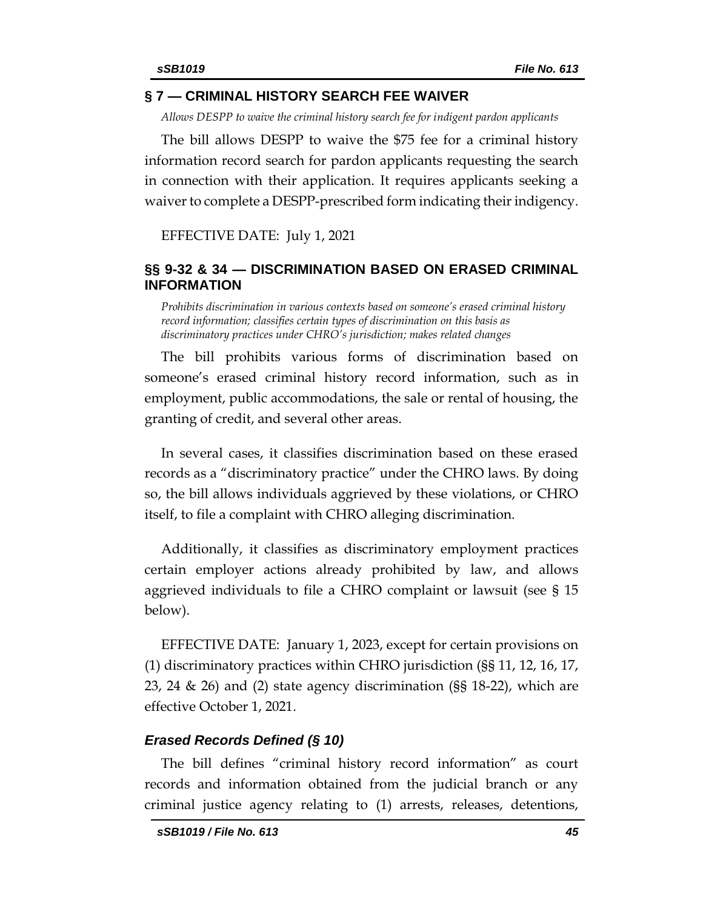## § 7 — CRIMINAL HISTORY SEARCH FEE WAIVER

*Allows DESPP to waive the criminal history search fee for indigent pardon applicants*

The bill allows DESPP to waive the $75 fee for a criminal history information record search for pardon applicants requesting the search in connection with their application. It requires applicants seeking a waiver to complete a DESPP-prescribed form indicating their indigency.

EFFECTIVE DATE: July 1, 2021

## §§ 9-32 & 34 — DISCRIMINATION BASED ON ERASED CRIMINAL INFORMATION

*Prohibits discrimination in various contexts based on someone's erased criminal history record information; classifies certain types of discrimination on this basis as discriminatory practices under CHRO's jurisdiction; makes related changes*

The bill prohibits various forms of discrimination based on someone's erased criminal history record information, such as in employment, public accommodations, the sale or rental of housing, the granting of credit, and several other areas.

In several cases, it classifies discrimination based on these erased records as a "discriminatory practice" under the CHRO laws. By doing so, the bill allows individuals aggrieved by these violations, or CHRO itself, to file a complaint with CHRO alleging discrimination.

Additionally, it classifies as discriminatory employment practices certain employer actions already prohibited by law, and allows aggrieved individuals to file a CHRO complaint or lawsuit (see § 15 below).

EFFECTIVE DATE: January 1, 2023, except for certain provisions on (1) discriminatory practices within CHRO jurisdiction (§§ 11, 12, 16, 17, 23, 24 & 26) and (2) state agency discrimination (§§ 18-22), which are effective October 1, 2021.

### *Erased Records Defined (§ 10)*

The bill defines "criminal history record information" as court records and information obtained from the judicial branch or any criminal justice agency relating to (1) arrests, releases, detentions,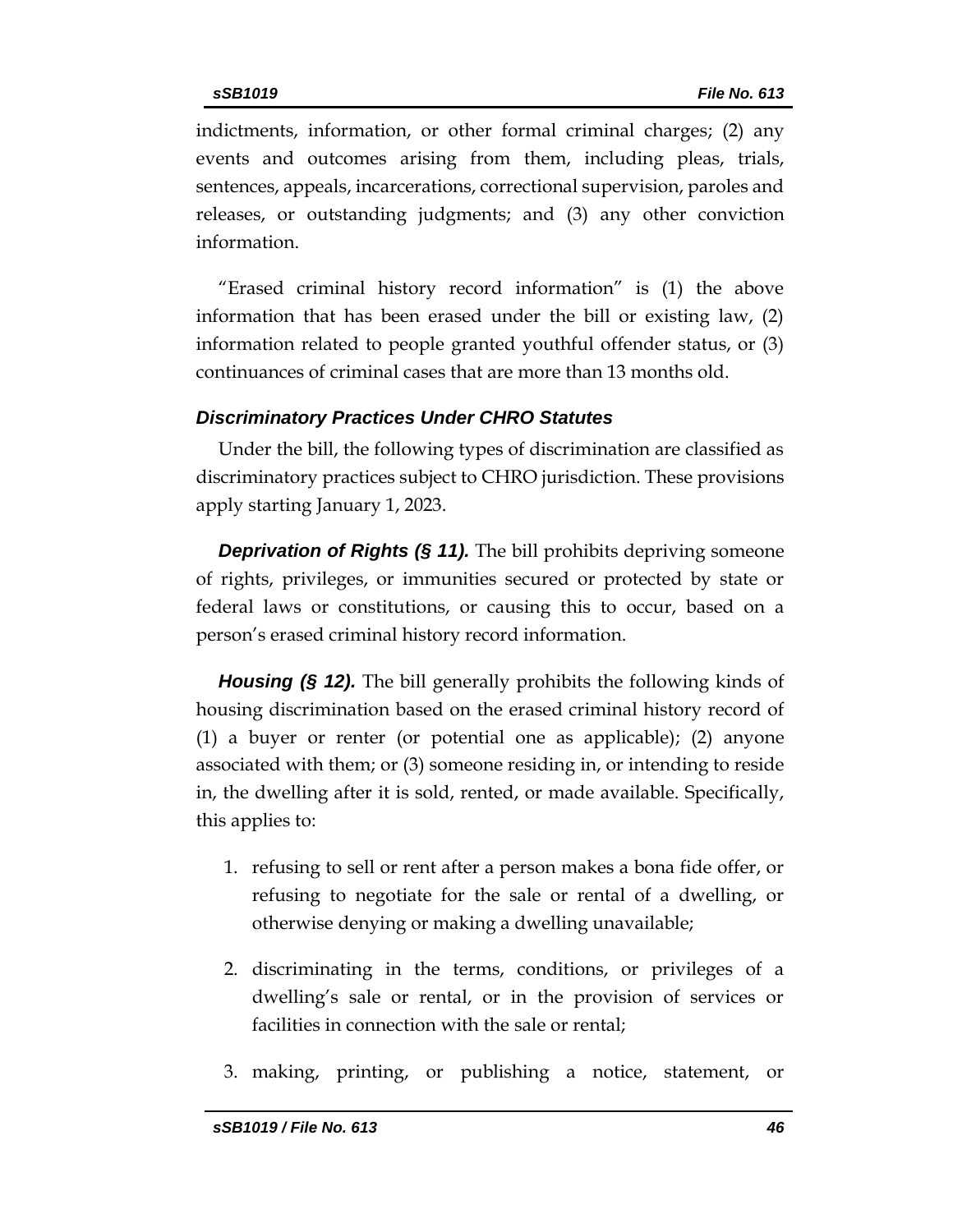indictments, information, or other formal criminal charges; (2) any events and outcomes arising from them, including pleas, trials, sentences, appeals, incarcerations, correctional supervision, paroles and releases, or outstanding judgments; and (3) any other conviction information.

"Erased criminal history record information" is (1) the above information that has been erased under the bill or existing law, (2) information related to people granted youthful offender status, or (3) continuances of criminal cases that are more than 13 months old.

### *Discriminatory Practices Under CHRO Statutes*

Under the bill, the following types of discrimination are classified as discriminatory practices subject to CHRO jurisdiction. These provisions apply starting January 1, 2023.

***Deprivation of Rights (§ 11).*** The bill prohibits depriving someone of rights, privileges, or immunities secured or protected by state or federal laws or constitutions, or causing this to occur, based on a person's erased criminal history record information.

***Housing (§ 12).*** The bill generally prohibits the following kinds of housing discrimination based on the erased criminal history record of (1) a buyer or renter (or potential one as applicable); (2) anyone associated with them; or (3) someone residing in, or intending to reside in, the dwelling after it is sold, rented, or made available. Specifically, this applies to:

1. refusing to sell or rent after a person makes a bona fide offer, or refusing to negotiate for the sale or rental of a dwelling, or otherwise denying or making a dwelling unavailable;
2. discriminating in the terms, conditions, or privileges of a dwelling's sale or rental, or in the provision of services or facilities in connection with the sale or rental;
3. making, printing, or publishing a notice, statement, or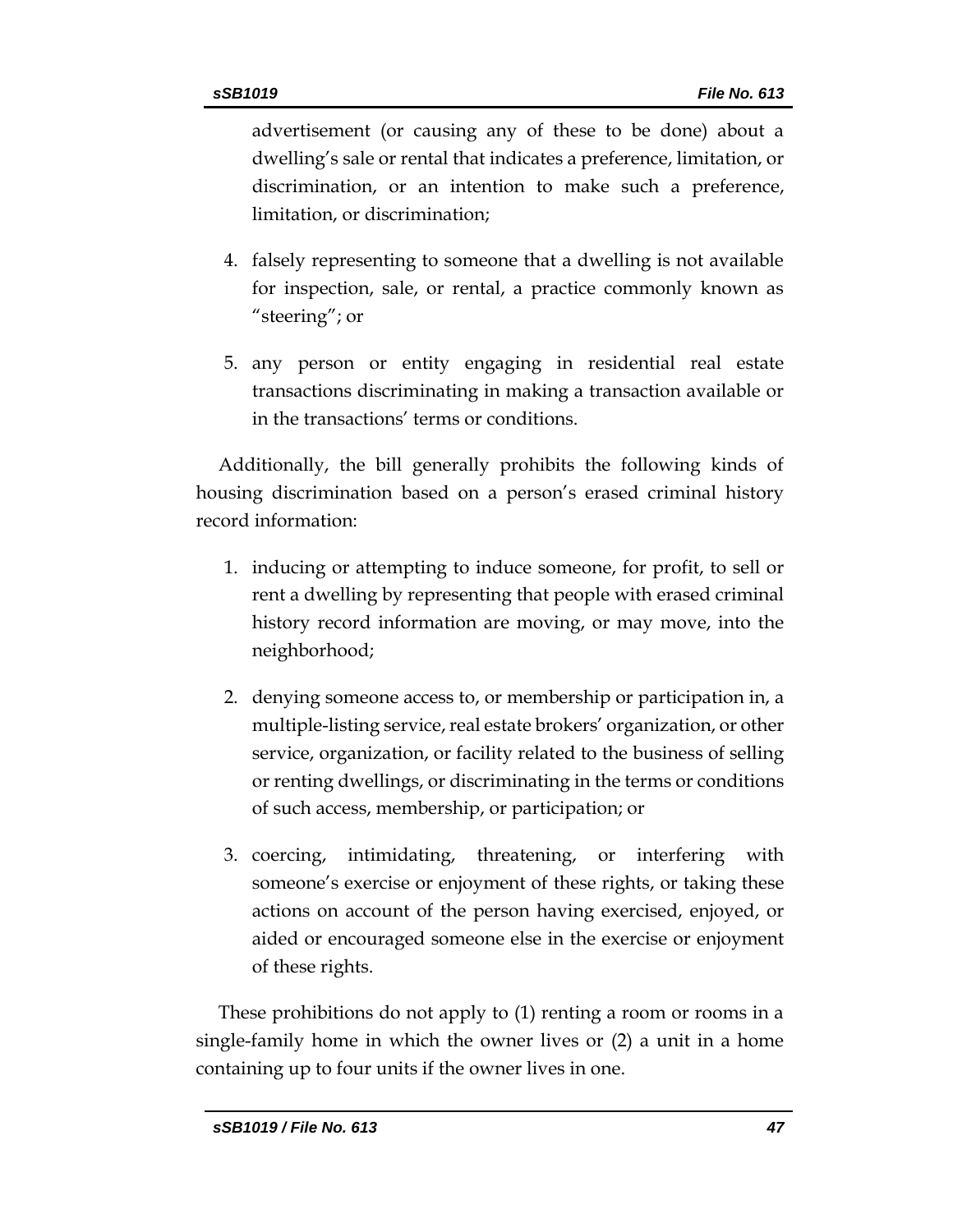advertisement (or causing any of these to be done) about a dwelling's sale or rental that indicates a preference, limitation, or discrimination, or an intention to make such a preference, limitation, or discrimination;

4. falsely representing to someone that a dwelling is not available for inspection, sale, or rental, a practice commonly known as "steering"; or
5. any person or entity engaging in residential real estate transactions discriminating in making a transaction available or in the transactions' terms or conditions.

Additionally, the bill generally prohibits the following kinds of housing discrimination based on a person's erased criminal history record information:

1. inducing or attempting to induce someone, for profit, to sell or rent a dwelling by representing that people with erased criminal history record information are moving, or may move, into the neighborhood;
2. denying someone access to, or membership or participation in, a multiple-listing service, real estate brokers' organization, or other service, organization, or facility related to the business of selling or renting dwellings, or discriminating in the terms or conditions of such access, membership, or participation; or
3. coercing, intimidating, threatening, or interfering with someone's exercise or enjoyment of these rights, or taking these actions on account of the person having exercised, enjoyed, or aided or encouraged someone else in the exercise or enjoyment of these rights.

These prohibitions do not apply to (1) renting a room or rooms in a single-family home in which the owner lives or (2) a unit in a home containing up to four units if the owner lives in one.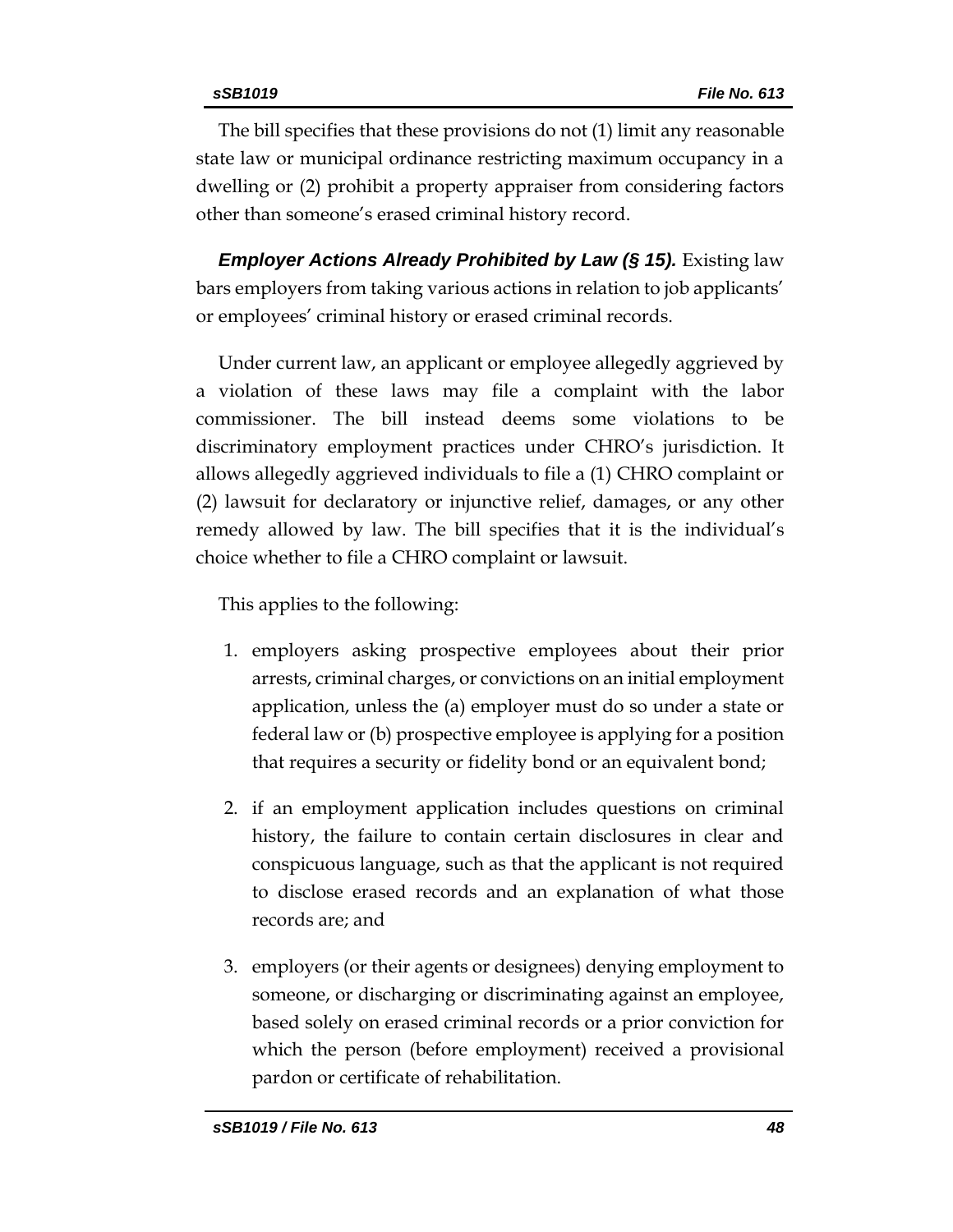The bill specifies that these provisions do not (1) limit any reasonable state law or municipal ordinance restricting maximum occupancy in a dwelling or (2) prohibit a property appraiser from considering factors other than someone's erased criminal history record.

***Employer Actions Already Prohibited by Law (§ 15).*** Existing law bars employers from taking various actions in relation to job applicants' or employees' criminal history or erased criminal records.

Under current law, an applicant or employee allegedly aggrieved by a violation of these laws may file a complaint with the labor commissioner. The bill instead deems some violations to be discriminatory employment practices under CHRO's jurisdiction. It allows allegedly aggrieved individuals to file a (1) CHRO complaint or (2) lawsuit for declaratory or injunctive relief, damages, or any other remedy allowed by law. The bill specifies that it is the individual's choice whether to file a CHRO complaint or lawsuit.

This applies to the following:

1. employers asking prospective employees about their prior arrests, criminal charges, or convictions on an initial employment application, unless the (a) employer must do so under a state or federal law or (b) prospective employee is applying for a position that requires a security or fidelity bond or an equivalent bond;

2. if an employment application includes questions on criminal history, the failure to contain certain disclosures in clear and conspicuous language, such as that the applicant is not required to disclose erased records and an explanation of what those records are; and

3. employers (or their agents or designees) denying employment to someone, or discharging or discriminating against an employee, based solely on erased criminal records or a prior conviction for which the person (before employment) received a provisional pardon or certificate of rehabilitation.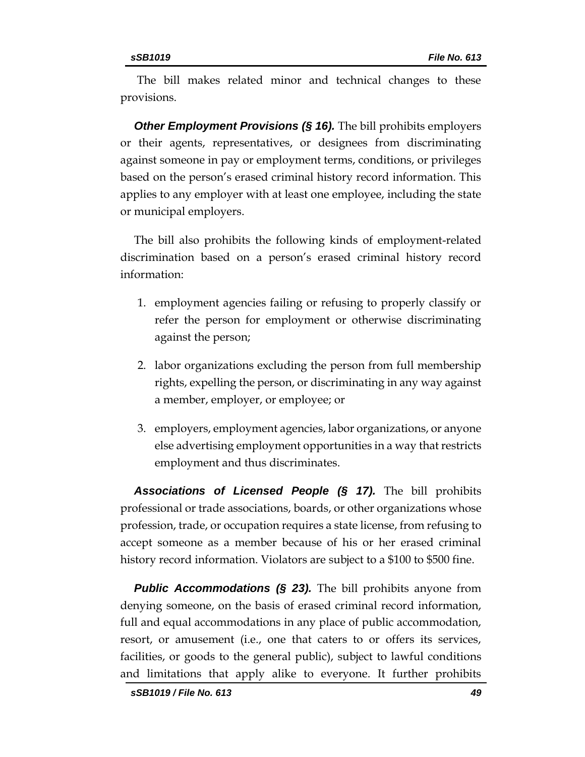The bill makes related minor and technical changes to these provisions.

***Other Employment Provisions (§ 16).*** The bill prohibits employers or their agents, representatives, or designees from discriminating against someone in pay or employment terms, conditions, or privileges based on the person's erased criminal history record information. This applies to any employer with at least one employee, including the state or municipal employers.

The bill also prohibits the following kinds of employment-related discrimination based on a person's erased criminal history record information:

1. employment agencies failing or refusing to properly classify or refer the person for employment or otherwise discriminating against the person;
2. labor organizations excluding the person from full membership rights, expelling the person, or discriminating in any way against a member, employer, or employee; or
3. employers, employment agencies, labor organizations, or anyone else advertising employment opportunities in a way that restricts employment and thus discriminates.

***Associations of Licensed People (§ 17).*** The bill prohibits professional or trade associations, boards, or other organizations whose profession, trade, or occupation requires a state license, from refusing to accept someone as a member because of his or her erased criminal history record information. Violators are subject to a $100 to $500 fine.

***Public Accommodations (§ 23).*** The bill prohibits anyone from denying someone, on the basis of erased criminal record information, full and equal accommodations in any place of public accommodation, resort, or amusement (i.e., one that caters to or offers its services, facilities, or goods to the general public), subject to lawful conditions and limitations that apply alike to everyone. It further prohibits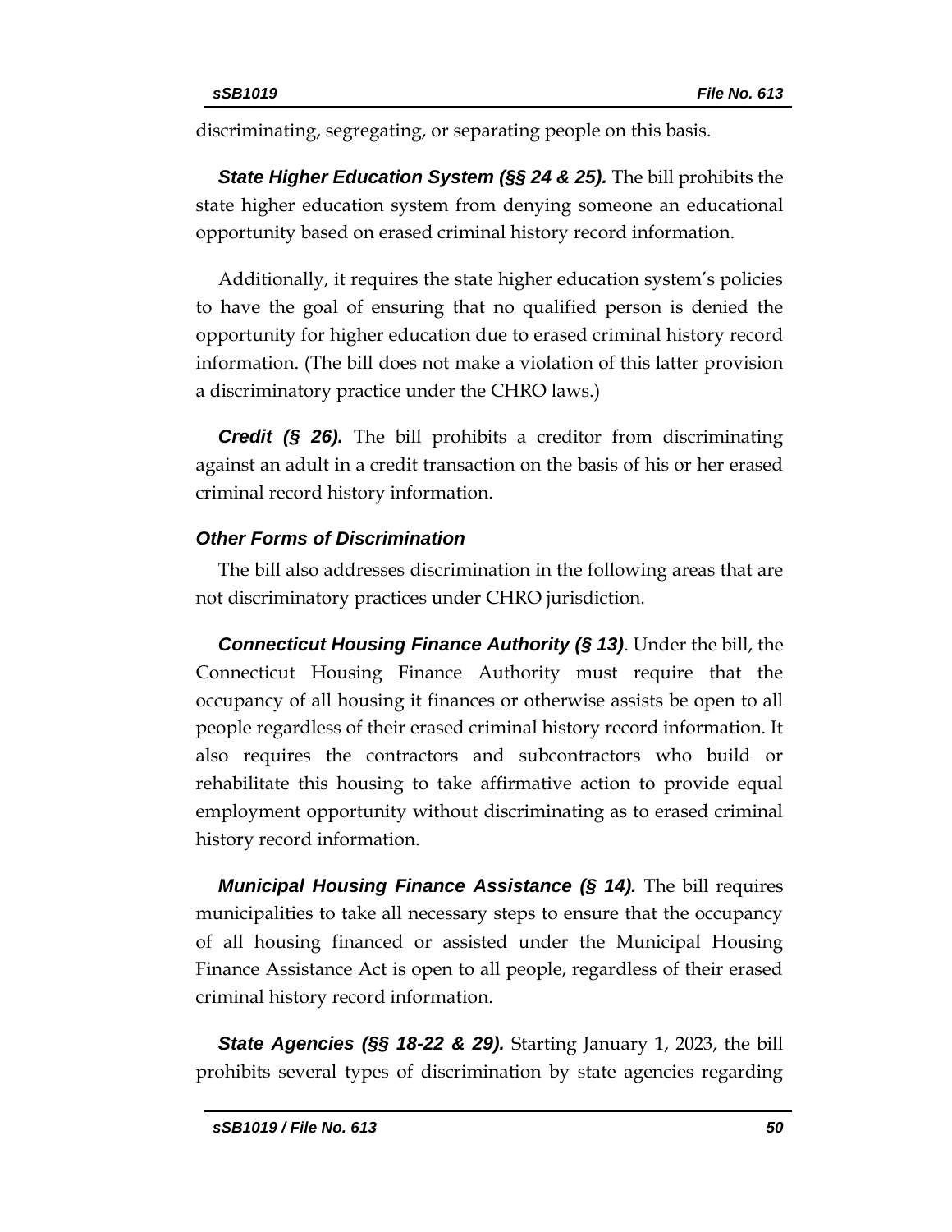discriminating, segregating, or separating people on this basis.

***State Higher Education System (§§ 24 & 25).*** The bill prohibits the state higher education system from denying someone an educational opportunity based on erased criminal history record information.

Additionally, it requires the state higher education system's policies to have the goal of ensuring that no qualified person is denied the opportunity for higher education due to erased criminal history record information. (The bill does not make a violation of this latter provision a discriminatory practice under the CHRO laws.)

***Credit (§ 26).*** The bill prohibits a creditor from discriminating against an adult in a credit transaction on the basis of his or her erased criminal record history information.

### *Other Forms of Discrimination*

The bill also addresses discrimination in the following areas that are not discriminatory practices under CHRO jurisdiction.

***Connecticut Housing Finance Authority (§ 13)***. Under the bill, the Connecticut Housing Finance Authority must require that the occupancy of all housing it finances or otherwise assists be open to all people regardless of their erased criminal history record information. It also requires the contractors and subcontractors who build or rehabilitate this housing to take affirmative action to provide equal employment opportunity without discriminating as to erased criminal history record information.

***Municipal Housing Finance Assistance (§ 14).*** The bill requires municipalities to take all necessary steps to ensure that the occupancy of all housing financed or assisted under the Municipal Housing Finance Assistance Act is open to all people, regardless of their erased criminal history record information.

***State Agencies (§§ 18-22 & 29).*** Starting January 1, 2023, the bill prohibits several types of discrimination by state agencies regarding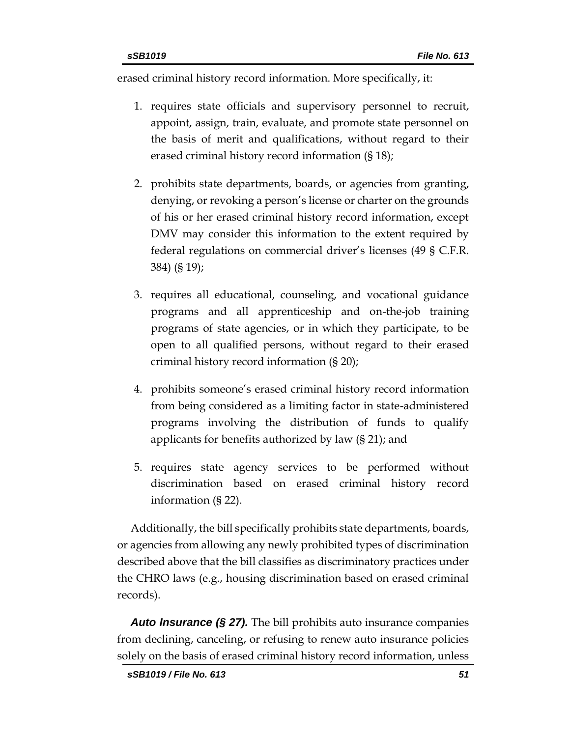erased criminal history record information. More specifically, it:

1. requires state officials and supervisory personnel to recruit, appoint, assign, train, evaluate, and promote state personnel on the basis of merit and qualifications, without regard to their erased criminal history record information (§ 18);
2. prohibits state departments, boards, or agencies from granting, denying, or revoking a person's license or charter on the grounds of his or her erased criminal history record information, except DMV may consider this information to the extent required by federal regulations on commercial driver's licenses (49 § C.F.R. 384) (§ 19);
3. requires all educational, counseling, and vocational guidance programs and all apprenticeship and on-the-job training programs of state agencies, or in which they participate, to be open to all qualified persons, without regard to their erased criminal history record information (§ 20);
4. prohibits someone's erased criminal history record information from being considered as a limiting factor in state-administered programs involving the distribution of funds to qualify applicants for benefits authorized by law (§ 21); and
5. requires state agency services to be performed without discrimination based on erased criminal history record information (§ 22).

Additionally, the bill specifically prohibits state departments, boards, or agencies from allowing any newly prohibited types of discrimination described above that the bill classifies as discriminatory practices under the CHRO laws (e.g., housing discrimination based on erased criminal records).

***Auto Insurance (§ 27).*** The bill prohibits auto insurance companies from declining, canceling, or refusing to renew auto insurance policies solely on the basis of erased criminal history record information, unless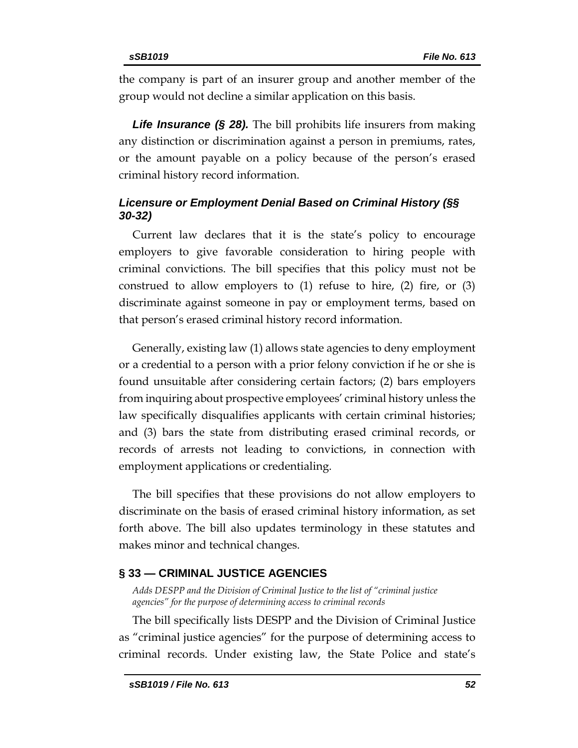the company is part of an insurer group and another member of the group would not decline a similar application on this basis.

***Life Insurance (§ 28).*** The bill prohibits life insurers from making any distinction or discrimination against a person in premiums, rates, or the amount payable on a policy because of the person's erased criminal history record information.

### *Licensure or Employment Denial Based on Criminal History (§§ 30-32)*

Current law declares that it is the state's policy to encourage employers to give favorable consideration to hiring people with criminal convictions. The bill specifies that this policy must not be construed to allow employers to (1) refuse to hire, (2) fire, or (3) discriminate against someone in pay or employment terms, based on that person's erased criminal history record information.

Generally, existing law (1) allows state agencies to deny employment or a credential to a person with a prior felony conviction if he or she is found unsuitable after considering certain factors; (2) bars employers from inquiring about prospective employees' criminal history unless the law specifically disqualifies applicants with certain criminal histories; and (3) bars the state from distributing erased criminal records, or records of arrests not leading to convictions, in connection with employment applications or credentialing.

The bill specifies that these provisions do not allow employers to discriminate on the basis of erased criminal history information, as set forth above. The bill also updates terminology in these statutes and makes minor and technical changes.

## § 33 — CRIMINAL JUSTICE AGENCIES

*Adds DESPP and the Division of Criminal Justice to the list of "criminal justice agencies" for the purpose of determining access to criminal records*

The bill specifically lists DESPP and the Division of Criminal Justice as "criminal justice agencies" for the purpose of determining access to criminal records. Under existing law, the State Police and state's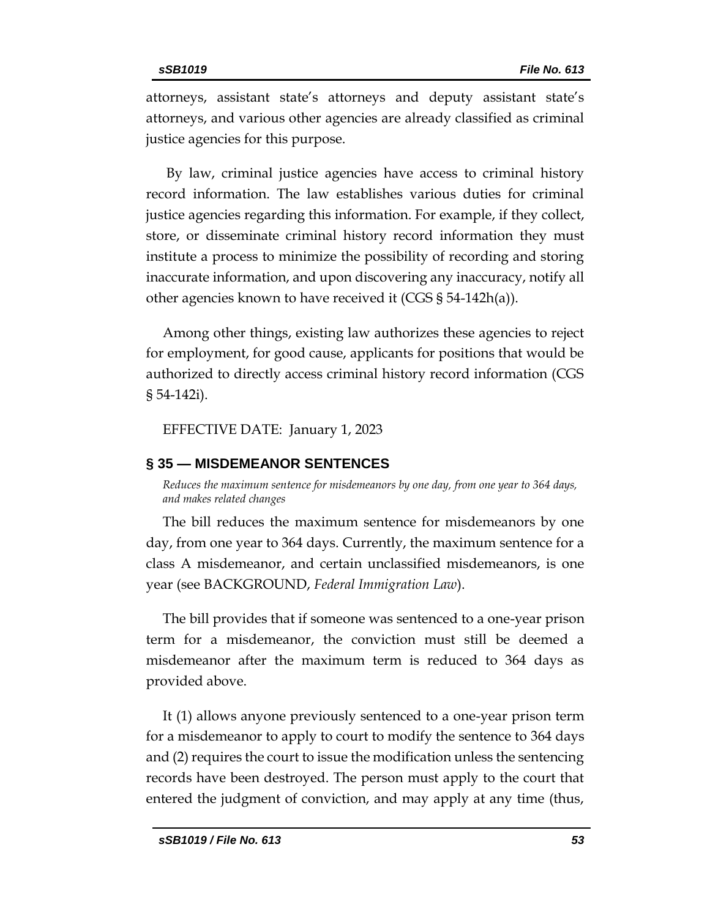attorneys, assistant state's attorneys and deputy assistant state's attorneys, and various other agencies are already classified as criminal justice agencies for this purpose.

By law, criminal justice agencies have access to criminal history record information. The law establishes various duties for criminal justice agencies regarding this information. For example, if they collect, store, or disseminate criminal history record information they must institute a process to minimize the possibility of recording and storing inaccurate information, and upon discovering any inaccuracy, notify all other agencies known to have received it (CGS § 54-142h(a)).

Among other things, existing law authorizes these agencies to reject for employment, for good cause, applicants for positions that would be authorized to directly access criminal history record information (CGS § 54-142i).

EFFECTIVE DATE: January 1, 2023

## § 35 — MISDEMEANOR SENTENCES

*Reduces the maximum sentence for misdemeanors by one day, from one year to 364 days, and makes related changes*

The bill reduces the maximum sentence for misdemeanors by one day, from one year to 364 days. Currently, the maximum sentence for a class A misdemeanor, and certain unclassified misdemeanors, is one year (see BACKGROUND, *Federal Immigration Law*).

The bill provides that if someone was sentenced to a one-year prison term for a misdemeanor, the conviction must still be deemed a misdemeanor after the maximum term is reduced to 364 days as provided above.

It (1) allows anyone previously sentenced to a one-year prison term for a misdemeanor to apply to court to modify the sentence to 364 days and (2) requires the court to issue the modification unless the sentencing records have been destroyed. The person must apply to the court that entered the judgment of conviction, and may apply at any time (thus,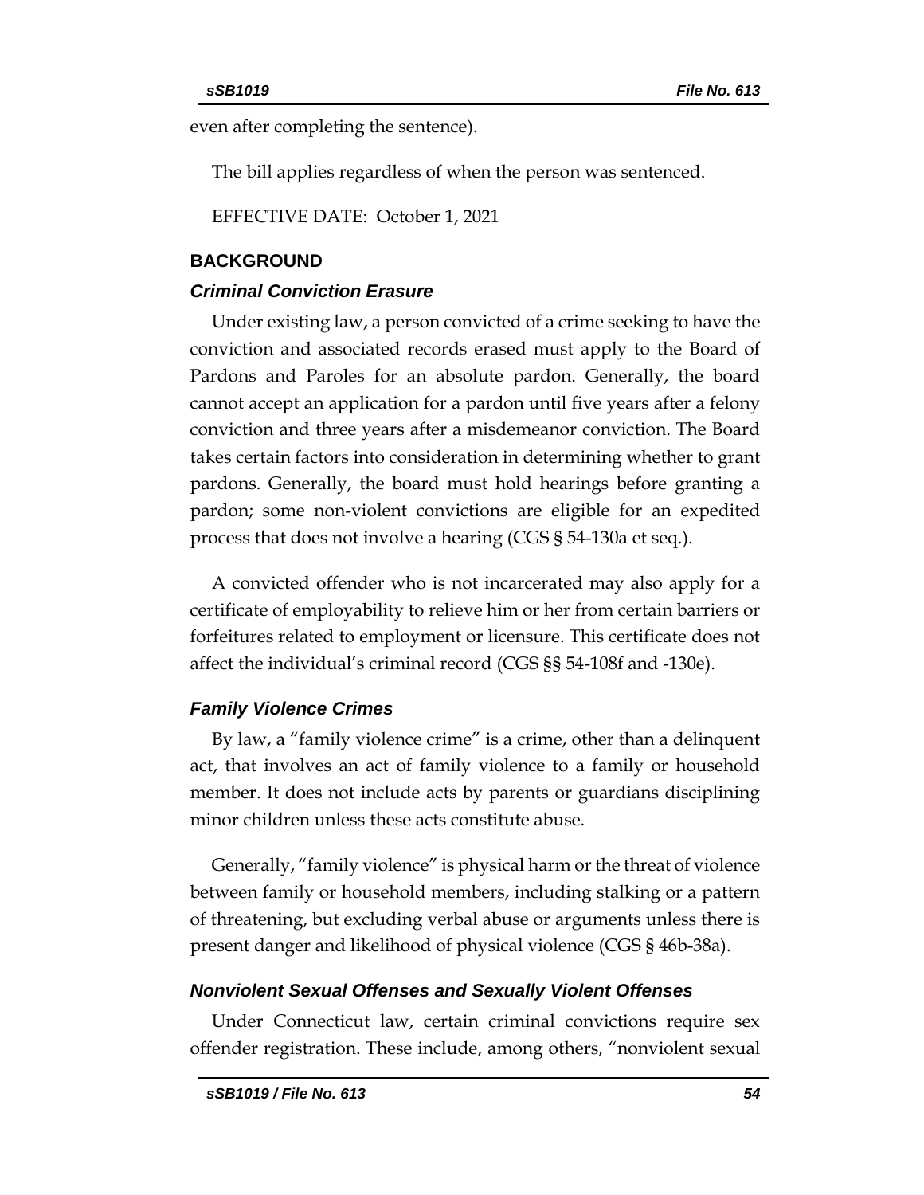even after completing the sentence).

The bill applies regardless of when the person was sentenced.

EFFECTIVE DATE: October 1, 2021

## BACKGROUND

### *Criminal Conviction Erasure*

Under existing law, a person convicted of a crime seeking to have the conviction and associated records erased must apply to the Board of Pardons and Paroles for an absolute pardon. Generally, the board cannot accept an application for a pardon until five years after a felony conviction and three years after a misdemeanor conviction. The Board takes certain factors into consideration in determining whether to grant pardons. Generally, the board must hold hearings before granting a pardon; some non-violent convictions are eligible for an expedited process that does not involve a hearing (CGS § 54-130a et seq.).

A convicted offender who is not incarcerated may also apply for a certificate of employability to relieve him or her from certain barriers or forfeitures related to employment or licensure. This certificate does not affect the individual's criminal record (CGS §§ 54-108f and -130e).

### *Family Violence Crimes*

By law, a "family violence crime" is a crime, other than a delinquent act, that involves an act of family violence to a family or household member. It does not include acts by parents or guardians disciplining minor children unless these acts constitute abuse.

Generally, "family violence" is physical harm or the threat of violence between family or household members, including stalking or a pattern of threatening, but excluding verbal abuse or arguments unless there is present danger and likelihood of physical violence (CGS § 46b-38a).

### *Nonviolent Sexual Offenses and Sexually Violent Offenses*

Under Connecticut law, certain criminal convictions require sex offender registration. These include, among others, "nonviolent sexual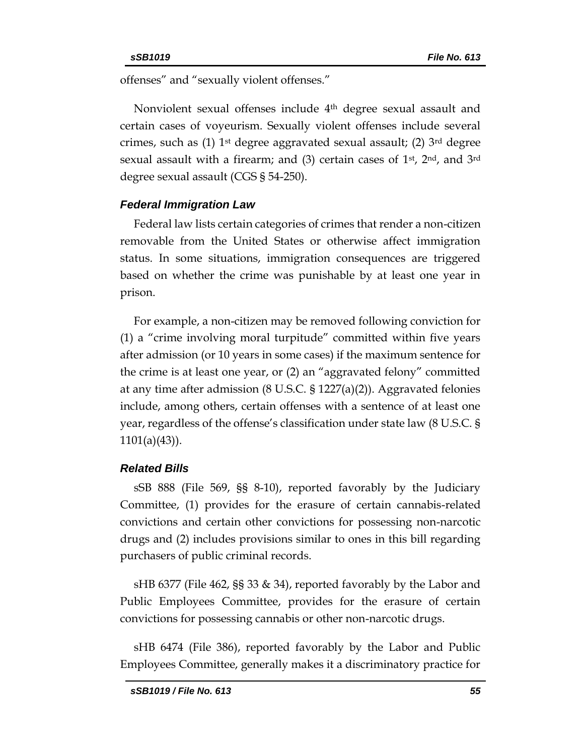offenses" and "sexually violent offenses."

Nonviolent sexual offenses include 4th degree sexual assault and certain cases of voyeurism. Sexually violent offenses include several crimes, such as (1) 1st degree aggravated sexual assault; (2) 3rd degree sexual assault with a firearm; and (3) certain cases of 1st, 2nd, and 3rd degree sexual assault (CGS § 54-250).

### *Federal Immigration Law*

Federal law lists certain categories of crimes that render a non-citizen removable from the United States or otherwise affect immigration status. In some situations, immigration consequences are triggered based on whether the crime was punishable by at least one year in prison.

For example, a non-citizen may be removed following conviction for (1) a "crime involving moral turpitude" committed within five years after admission (or 10 years in some cases) if the maximum sentence for the crime is at least one year, or (2) an "aggravated felony" committed at any time after admission (8 U.S.C. § 1227(a)(2)). Aggravated felonies include, among others, certain offenses with a sentence of at least one year, regardless of the offense's classification under state law (8 U.S.C. § 1101(a)(43)).

### *Related Bills*

sSB 888 (File 569, §§ 8-10), reported favorably by the Judiciary Committee, (1) provides for the erasure of certain cannabis-related convictions and certain other convictions for possessing non-narcotic drugs and (2) includes provisions similar to ones in this bill regarding purchasers of public criminal records.

sHB 6377 (File 462, §§ 33 & 34), reported favorably by the Labor and Public Employees Committee, provides for the erasure of certain convictions for possessing cannabis or other non-narcotic drugs.

sHB 6474 (File 386), reported favorably by the Labor and Public Employees Committee, generally makes it a discriminatory practice for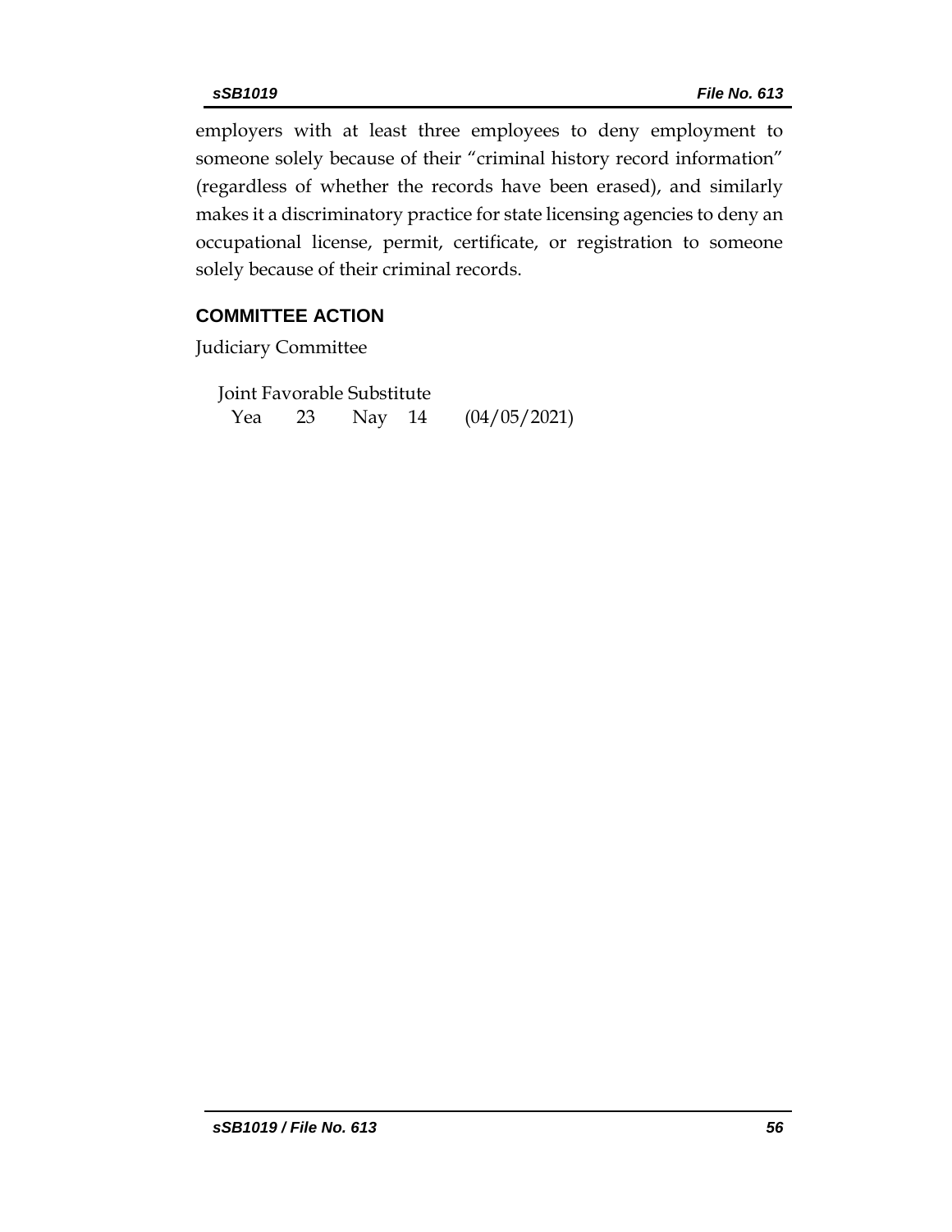employers with at least three employees to deny employment to someone solely because of their "criminal history record information" (regardless of whether the records have been erased), and similarly makes it a discriminatory practice for state licensing agencies to deny an occupational license, permit, certificate, or registration to someone solely because of their criminal records.

## COMMITTEE ACTION

Judiciary Committee

Joint Favorable Substitute

| | | | | |
|---|---|---|---|---|
| Yea | 23 | Nay | 14 | (04/05/2021) |